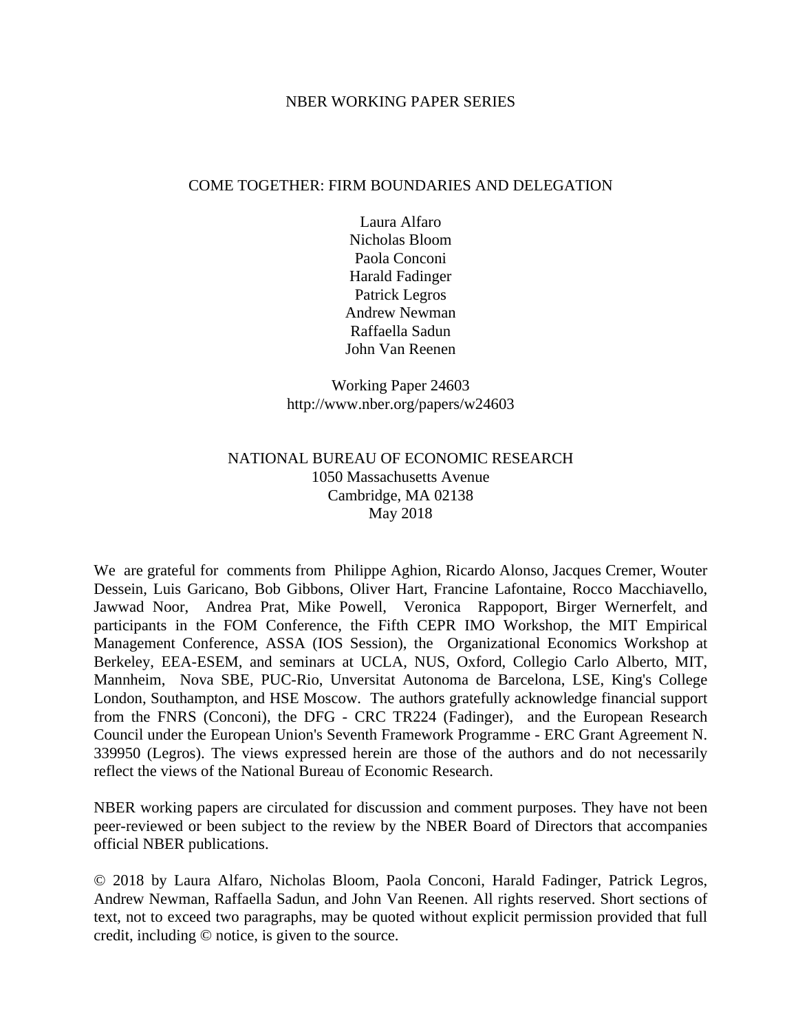NBER WORKING PAPER SERIES

# COME TOGETHER: FIRM BOUNDARIES AND DELEGATION

Laura Alfaro
Nicholas Bloom
Paola Conconi
Harald Fadinger
Patrick Legros
Andrew Newman
Raffaella Sadun
John Van Reenen

Working Paper 24603
http://www.nber.org/papers/w24603

NATIONAL BUREAU OF ECONOMIC RESEARCH
1050 Massachusetts Avenue
Cambridge, MA 02138
May 2018

We are grateful for comments from Philippe Aghion, Ricardo Alonso, Jacques Cremer, Wouter Dessein, Luis Garicano, Bob Gibbons, Oliver Hart, Francine Lafontaine, Rocco Macchiavello, Jawwad Noor, Andrea Prat, Mike Powell, Veronica Rappoport, Birger Wernerfelt, and participants in the FOM Conference, the Fifth CEPR IMO Workshop, the MIT Empirical Management Conference, ASSA (IOS Session), the Organizational Economics Workshop at Berkeley, EEA-ESEM, and seminars at UCLA, NUS, Oxford, Collegio Carlo Alberto, MIT, Mannheim, Nova SBE, PUC-Rio, Unversitat Autonoma de Barcelona, LSE, King's College London, Southampton, and HSE Moscow. The authors gratefully acknowledge financial support from the FNRS (Conconi), the DFG - CRC TR224 (Fadinger), and the European Research Council under the European Union's Seventh Framework Programme - ERC Grant Agreement N. 339950 (Legros). The views expressed herein are those of the authors and do not necessarily reflect the views of the National Bureau of Economic Research.

NBER working papers are circulated for discussion and comment purposes. They have not been peer-reviewed or been subject to the review by the NBER Board of Directors that accompanies official NBER publications.

© 2018 by Laura Alfaro, Nicholas Bloom, Paola Conconi, Harald Fadinger, Patrick Legros, Andrew Newman, Raffaella Sadun, and John Van Reenen. All rights reserved. Short sections of text, not to exceed two paragraphs, may be quoted without explicit permission provided that full credit, including © notice, is given to the source.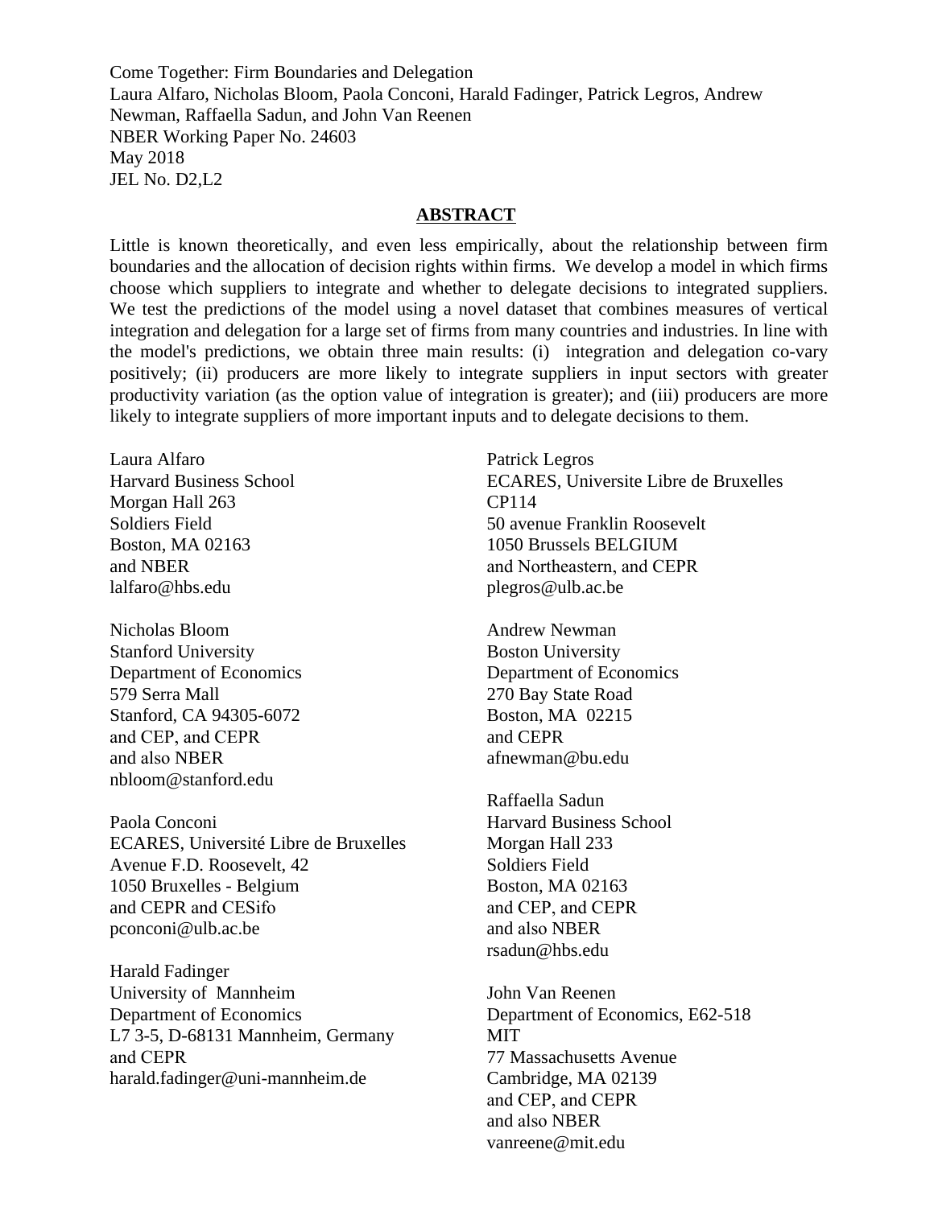Come Together: Firm Boundaries and Delegation
Laura Alfaro, Nicholas Bloom, Paola Conconi, Harald Fadinger, Patrick Legros, Andrew Newman, Raffaella Sadun, and John Van Reenen
NBER Working Paper No. 24603
May 2018
JEL No. D2,L2

## ABSTRACT

Little is known theoretically, and even less empirically, about the relationship between firm boundaries and the allocation of decision rights within firms. We develop a model in which firms choose which suppliers to integrate and whether to delegate decisions to integrated suppliers. We test the predictions of the model using a novel dataset that combines measures of vertical integration and delegation for a large set of firms from many countries and industries. In line with the model's predictions, we obtain three main results: (i) integration and delegation co-vary positively; (ii) producers are more likely to integrate suppliers in input sectors with greater productivity variation (as the option value of integration is greater); and (iii) producers are more likely to integrate suppliers of more important inputs and to delegate decisions to them.

Laura Alfaro
Harvard Business School
Morgan Hall 263
Soldiers Field
Boston, MA 02163
and NBER
lalfaro@hbs.edu

Nicholas Bloom
Stanford University
Department of Economics
579 Serra Mall
Stanford, CA 94305-6072
and CEP, and CEPR
and also NBER
nbloom@stanford.edu

Paola Conconi
ECARES, Université Libre de Bruxelles
Avenue F.D. Roosevelt, 42
1050 Bruxelles - Belgium
and CEPR and CESifo
pconconi@ulb.ac.be

Harald Fadinger
University of Mannheim
Department of Economics
L7 3-5, D-68131 Mannheim, Germany
and CEPR
harald.fadinger@uni-mannheim.de

Patrick Legros
ECARES, Universite Libre de Bruxelles
CP114
50 avenue Franklin Roosevelt
1050 Brussels BELGIUM
and Northeastern, and CEPR
plegros@ulb.ac.be

Andrew Newman
Boston University
Department of Economics
270 Bay State Road
Boston, MA 02215
and CEPR
afnewman@bu.edu

Raffaella Sadun
Harvard Business School
Morgan Hall 233
Soldiers Field
Boston, MA 02163
and CEP, and CEPR
and also NBER
rsadun@hbs.edu

John Van Reenen
Department of Economics, E62-518
MIT
77 Massachusetts Avenue
Cambridge, MA 02139
and CEP, and CEPR
and also NBER
vanreene@mit.edu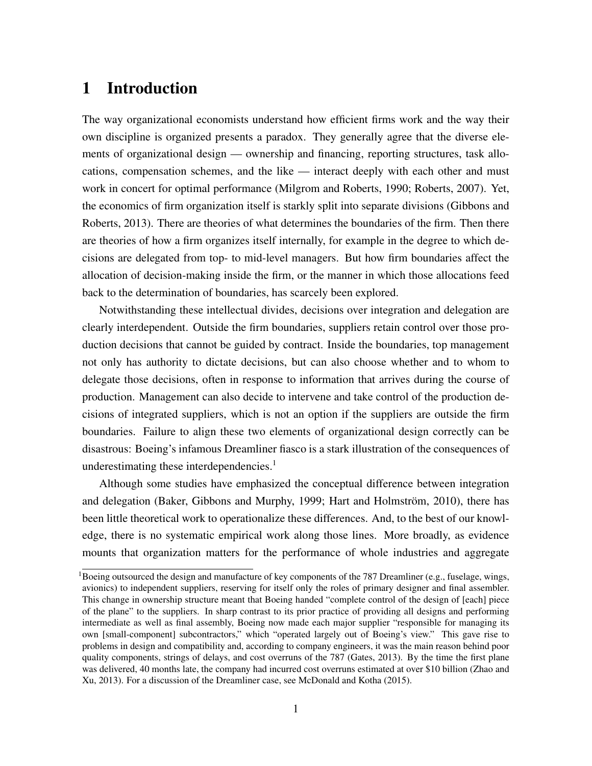# 1 Introduction

The way organizational economists understand how efficient firms work and the way their own discipline is organized presents a paradox. They generally agree that the diverse elements of organizational design — ownership and financing, reporting structures, task allocations, compensation schemes, and the like — interact deeply with each other and must work in concert for optimal performance (Milgrom and Roberts, 1990; Roberts, 2007). Yet, the economics of firm organization itself is starkly split into separate divisions (Gibbons and Roberts, 2013). There are theories of what determines the boundaries of the firm. Then there are theories of how a firm organizes itself internally, for example in the degree to which decisions are delegated from top- to mid-level managers. But how firm boundaries affect the allocation of decision-making inside the firm, or the manner in which those allocations feed back to the determination of boundaries, has scarcely been explored.

Notwithstanding these intellectual divides, decisions over integration and delegation are clearly interdependent. Outside the firm boundaries, suppliers retain control over those production decisions that cannot be guided by contract. Inside the boundaries, top management not only has authority to dictate decisions, but can also choose whether and to whom to delegate those decisions, often in response to information that arrives during the course of production. Management can also decide to intervene and take control of the production decisions of integrated suppliers, which is not an option if the suppliers are outside the firm boundaries. Failure to align these two elements of organizational design correctly can be disastrous: Boeing's infamous Dreamliner fiasco is a stark illustration of the consequences of underestimating these interdependencies.[1]

Although some studies have emphasized the conceptual difference between integration and delegation (Baker, Gibbons and Murphy, 1999; Hart and Holmström, 2010), there has been little theoretical work to operationalize these differences. And, to the best of our knowledge, there is no systematic empirical work along those lines. More broadly, as evidence mounts that organization matters for the performance of whole industries and aggregate

[1] Boeing outsourced the design and manufacture of key components of the 787 Dreamliner (e.g., fuselage, wings, avionics) to independent suppliers, reserving for itself only the roles of primary designer and final assembler. This change in ownership structure meant that Boeing handed "complete control of the design of [each] piece of the plane" to the suppliers. In sharp contrast to its prior practice of providing all designs and performing intermediate as well as final assembly, Boeing now made each major supplier "responsible for managing its own [small-component] subcontractors," which "operated largely out of Boeing's view." This gave rise to problems in design and compatibility and, according to company engineers, it was the main reason behind poor quality components, strings of delays, and cost overruns of the 787 (Gates, 2013). By the time the first plane was delivered, 40 months late, the company had incurred cost overruns estimated at over $10 billion (Zhao and Xu, 2013). For a discussion of the Dreamliner case, see McDonald and Kotha (2015).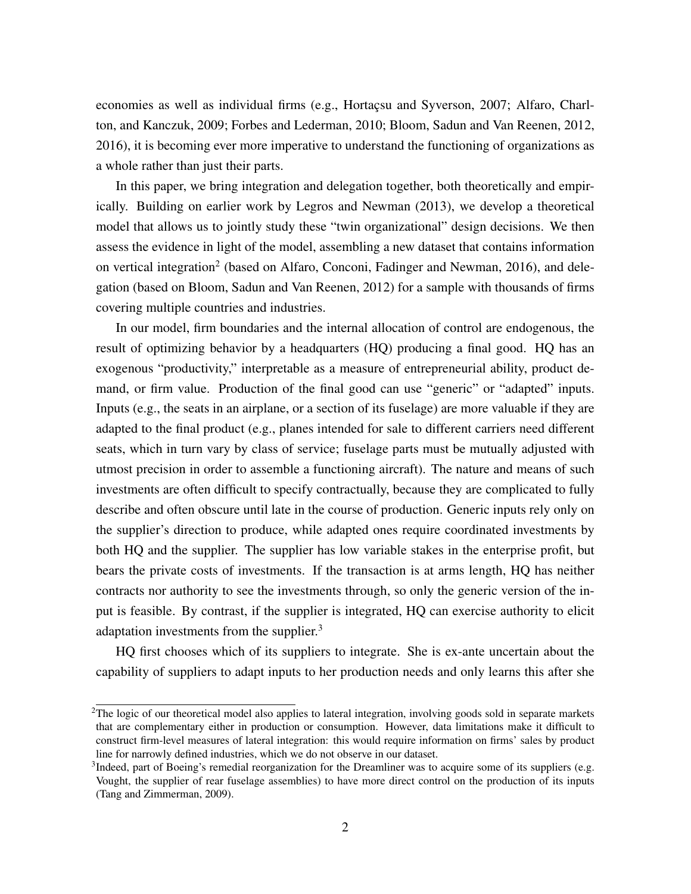economies as well as individual firms (e.g., Hortaçsu and Syverson, 2007; Alfaro, Charlton, and Kanczuk, 2009; Forbes and Lederman, 2010; Bloom, Sadun and Van Reenen, 2012, 2016), it is becoming ever more imperative to understand the functioning of organizations as a whole rather than just their parts.

In this paper, we bring integration and delegation together, both theoretically and empirically. Building on earlier work by Legros and Newman (2013), we develop a theoretical model that allows us to jointly study these "twin organizational" design decisions. We then assess the evidence in light of the model, assembling a new dataset that contains information on vertical integration[2] (based on Alfaro, Conconi, Fadinger and Newman, 2016), and delegation (based on Bloom, Sadun and Van Reenen, 2012) for a sample with thousands of firms covering multiple countries and industries.

In our model, firm boundaries and the internal allocation of control are endogenous, the result of optimizing behavior by a headquarters (HQ) producing a final good. HQ has an exogenous "productivity," interpretable as a measure of entrepreneurial ability, product demand, or firm value. Production of the final good can use "generic" or "adapted" inputs. Inputs (e.g., the seats in an airplane, or a section of its fuselage) are more valuable if they are adapted to the final product (e.g., planes intended for sale to different carriers need different seats, which in turn vary by class of service; fuselage parts must be mutually adjusted with utmost precision in order to assemble a functioning aircraft). The nature and means of such investments are often difficult to specify contractually, because they are complicated to fully describe and often obscure until late in the course of production. Generic inputs rely only on the supplier's direction to produce, while adapted ones require coordinated investments by both HQ and the supplier. The supplier has low variable stakes in the enterprise profit, but bears the private costs of investments. If the transaction is at arms length, HQ has neither contracts nor authority to see the investments through, so only the generic version of the input is feasible. By contrast, if the supplier is integrated, HQ can exercise authority to elicit adaptation investments from the supplier.[3]

HQ first chooses which of its suppliers to integrate. She is ex-ante uncertain about the capability of suppliers to adapt inputs to her production needs and only learns this after she

[2]The logic of our theoretical model also applies to lateral integration, involving goods sold in separate markets that are complementary either in production or consumption. However, data limitations make it difficult to construct firm-level measures of lateral integration: this would require information on firms' sales by product line for narrowly defined industries, which we do not observe in our dataset.

[3]Indeed, part of Boeing's remedial reorganization for the Dreamliner was to acquire some of its suppliers (e.g. Vought, the supplier of rear fuselage assemblies) to have more direct control on the production of its inputs (Tang and Zimmerman, 2009).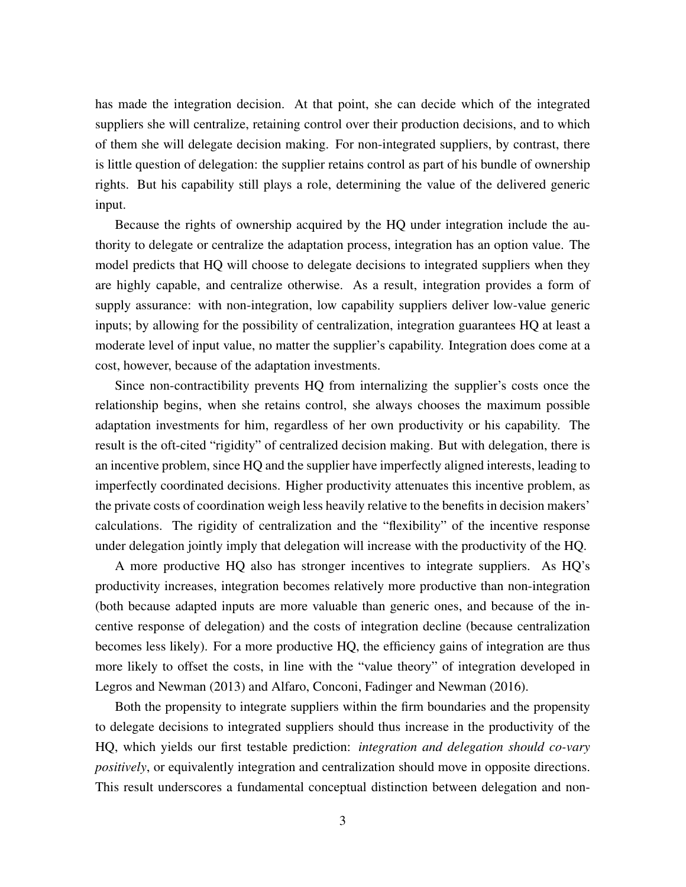has made the integration decision. At that point, she can decide which of the integrated suppliers she will centralize, retaining control over their production decisions, and to which of them she will delegate decision making. For non-integrated suppliers, by contrast, there is little question of delegation: the supplier retains control as part of his bundle of ownership rights. But his capability still plays a role, determining the value of the delivered generic input.

Because the rights of ownership acquired by the HQ under integration include the authority to delegate or centralize the adaptation process, integration has an option value. The model predicts that HQ will choose to delegate decisions to integrated suppliers when they are highly capable, and centralize otherwise. As a result, integration provides a form of supply assurance: with non-integration, low capability suppliers deliver low-value generic inputs; by allowing for the possibility of centralization, integration guarantees HQ at least a moderate level of input value, no matter the supplier's capability. Integration does come at a cost, however, because of the adaptation investments.

Since non-contractibility prevents HQ from internalizing the supplier's costs once the relationship begins, when she retains control, she always chooses the maximum possible adaptation investments for him, regardless of her own productivity or his capability. The result is the oft-cited "rigidity" of centralized decision making. But with delegation, there is an incentive problem, since HQ and the supplier have imperfectly aligned interests, leading to imperfectly coordinated decisions. Higher productivity attenuates this incentive problem, as the private costs of coordination weigh less heavily relative to the benefits in decision makers' calculations. The rigidity of centralization and the "flexibility" of the incentive response under delegation jointly imply that delegation will increase with the productivity of the HQ.

A more productive HQ also has stronger incentives to integrate suppliers. As HQ's productivity increases, integration becomes relatively more productive than non-integration (both because adapted inputs are more valuable than generic ones, and because of the incentive response of delegation) and the costs of integration decline (because centralization becomes less likely). For a more productive HQ, the efficiency gains of integration are thus more likely to offset the costs, in line with the "value theory" of integration developed in Legros and Newman (2013) and Alfaro, Conconi, Fadinger and Newman (2016).

Both the propensity to integrate suppliers within the firm boundaries and the propensity to delegate decisions to integrated suppliers should thus increase in the productivity of the HQ, which yields our first testable prediction: *integration and delegation should co-vary positively*, or equivalently integration and centralization should move in opposite directions. This result underscores a fundamental conceptual distinction between delegation and non-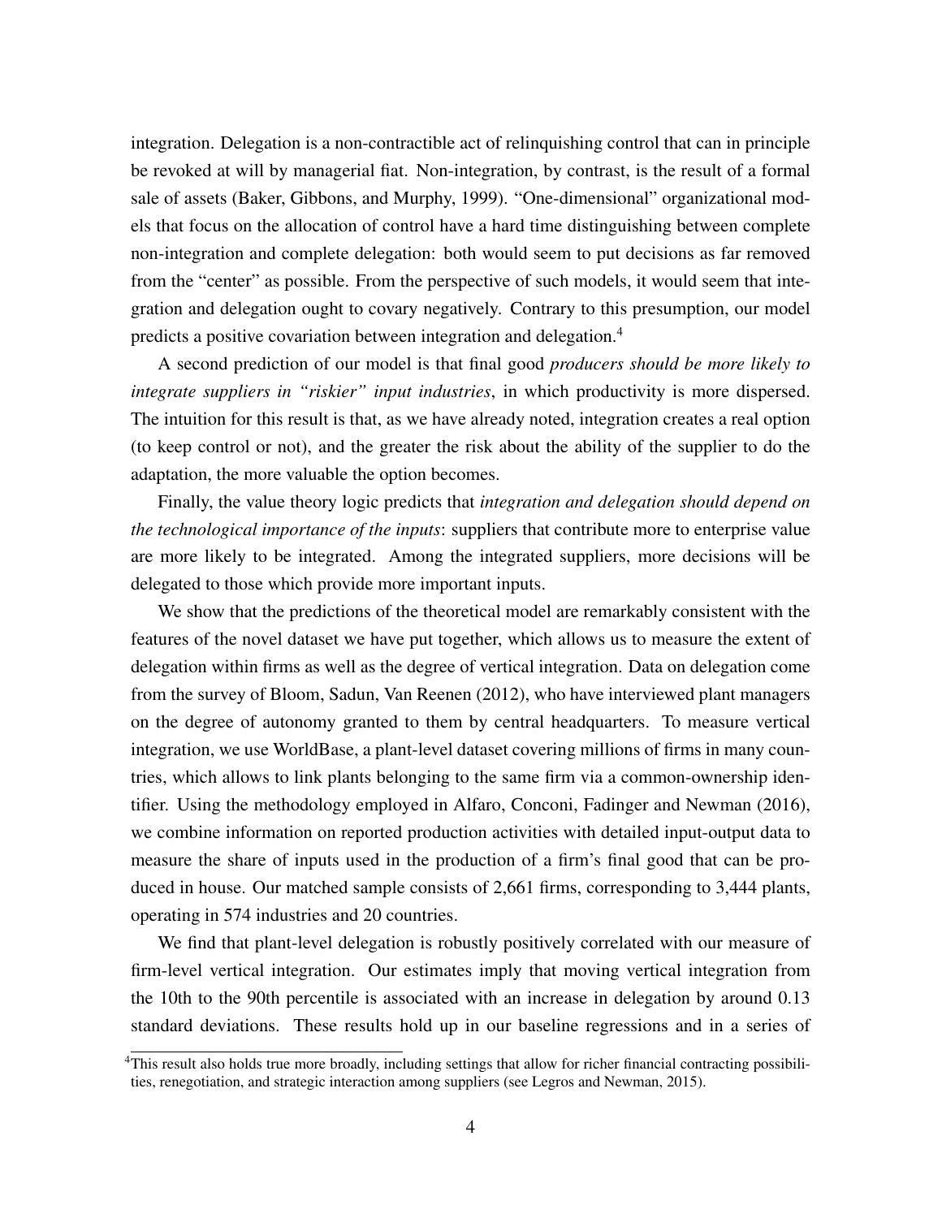integration. Delegation is a non-contractible act of relinquishing control that can in principle be revoked at will by managerial fiat. Non-integration, by contrast, is the result of a formal sale of assets (Baker, Gibbons, and Murphy, 1999). "One-dimensional" organizational models that focus on the allocation of control have a hard time distinguishing between complete non-integration and complete delegation: both would seem to put decisions as far removed from the "center" as possible. From the perspective of such models, it would seem that integration and delegation ought to covary negatively. Contrary to this presumption, our model predicts a positive covariation between integration and delegation.[4]

A second prediction of our model is that final good *producers should be more likely to integrate suppliers in "riskier" input industries*, in which productivity is more dispersed. The intuition for this result is that, as we have already noted, integration creates a real option (to keep control or not), and the greater the risk about the ability of the supplier to do the adaptation, the more valuable the option becomes.

Finally, the value theory logic predicts that *integration and delegation should depend on the technological importance of the inputs*: suppliers that contribute more to enterprise value are more likely to be integrated. Among the integrated suppliers, more decisions will be delegated to those which provide more important inputs.

We show that the predictions of the theoretical model are remarkably consistent with the features of the novel dataset we have put together, which allows us to measure the extent of delegation within firms as well as the degree of vertical integration. Data on delegation come from the survey of Bloom, Sadun, Van Reenen (2012), who have interviewed plant managers on the degree of autonomy granted to them by central headquarters. To measure vertical integration, we use WorldBase, a plant-level dataset covering millions of firms in many countries, which allows to link plants belonging to the same firm via a common-ownership identifier. Using the methodology employed in Alfaro, Conconi, Fadinger and Newman (2016), we combine information on reported production activities with detailed input-output data to measure the share of inputs used in the production of a firm's final good that can be produced in house. Our matched sample consists of 2,661 firms, corresponding to 3,444 plants, operating in 574 industries and 20 countries.

We find that plant-level delegation is robustly positively correlated with our measure of firm-level vertical integration. Our estimates imply that moving vertical integration from the 10th to the 90th percentile is associated with an increase in delegation by around 0.13 standard deviations. These results hold up in our baseline regressions and in a series of

[4]This result also holds true more broadly, including settings that allow for richer financial contracting possibilities, renegotiation, and strategic interaction among suppliers (see Legros and Newman, 2015).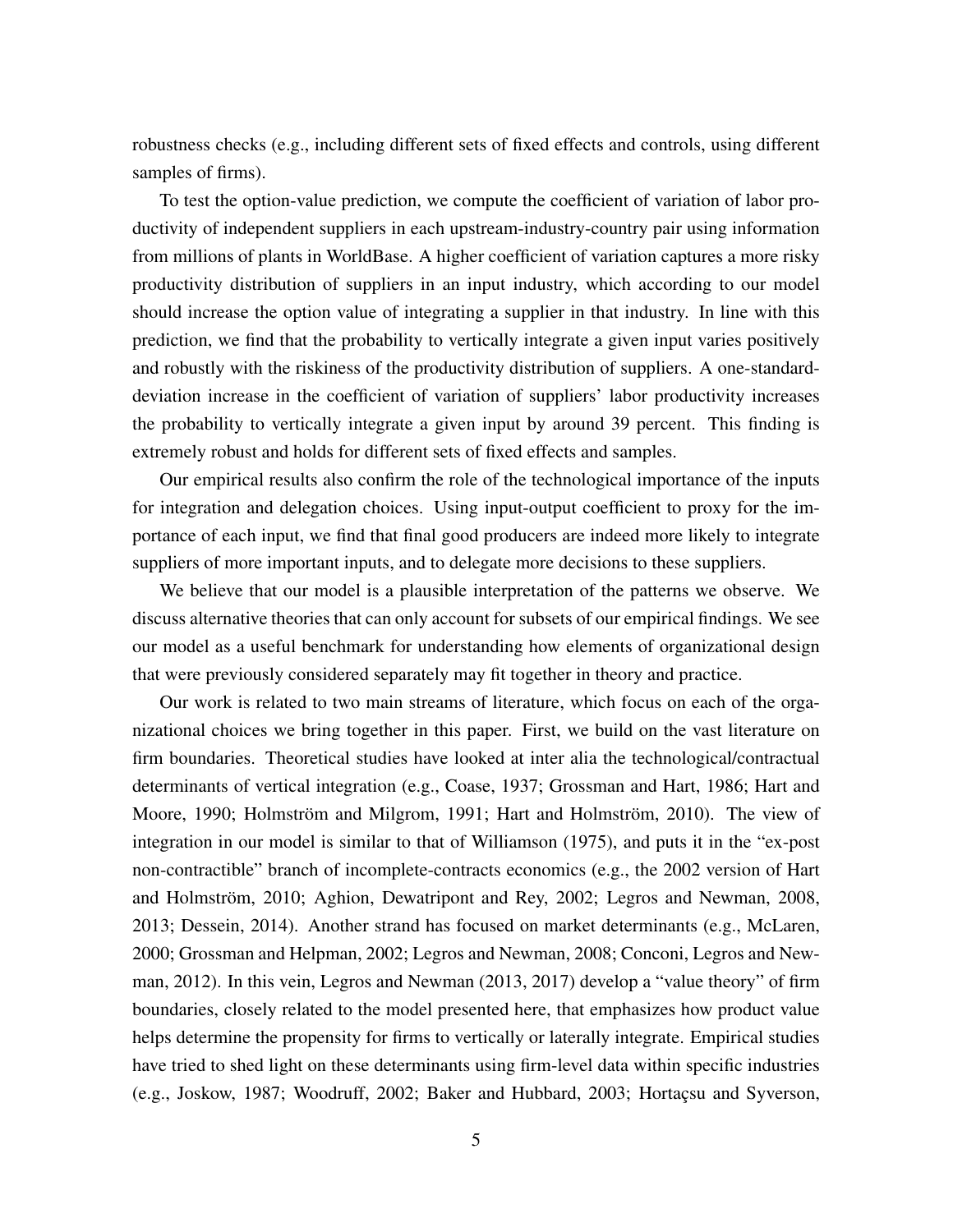robustness checks (e.g., including different sets of fixed effects and controls, using different samples of firms).

To test the option-value prediction, we compute the coefficient of variation of labor productivity of independent suppliers in each upstream-industry-country pair using information from millions of plants in WorldBase. A higher coefficient of variation captures a more risky productivity distribution of suppliers in an input industry, which according to our model should increase the option value of integrating a supplier in that industry. In line with this prediction, we find that the probability to vertically integrate a given input varies positively and robustly with the riskiness of the productivity distribution of suppliers. A one-standard-deviation increase in the coefficient of variation of suppliers' labor productivity increases the probability to vertically integrate a given input by around 39 percent. This finding is extremely robust and holds for different sets of fixed effects and samples.

Our empirical results also confirm the role of the technological importance of the inputs for integration and delegation choices. Using input-output coefficient to proxy for the importance of each input, we find that final good producers are indeed more likely to integrate suppliers of more important inputs, and to delegate more decisions to these suppliers.

We believe that our model is a plausible interpretation of the patterns we observe. We discuss alternative theories that can only account for subsets of our empirical findings. We see our model as a useful benchmark for understanding how elements of organizational design that were previously considered separately may fit together in theory and practice.

Our work is related to two main streams of literature, which focus on each of the organizational choices we bring together in this paper. First, we build on the vast literature on firm boundaries. Theoretical studies have looked at inter alia the technological/contractual determinants of vertical integration (e.g., Coase, 1937; Grossman and Hart, 1986; Hart and Moore, 1990; Holmström and Milgrom, 1991; Hart and Holmström, 2010). The view of integration in our model is similar to that of Williamson (1975), and puts it in the "ex-post non-contractible" branch of incomplete-contracts economics (e.g., the 2002 version of Hart and Holmström, 2010; Aghion, Dewatripont and Rey, 2002; Legros and Newman, 2008, 2013; Dessein, 2014). Another strand has focused on market determinants (e.g., McLaren, 2000; Grossman and Helpman, 2002; Legros and Newman, 2008; Conconi, Legros and Newman, 2012). In this vein, Legros and Newman (2013, 2017) develop a "value theory" of firm boundaries, closely related to the model presented here, that emphasizes how product value helps determine the propensity for firms to vertically or laterally integrate. Empirical studies have tried to shed light on these determinants using firm-level data within specific industries (e.g., Joskow, 1987; Woodruff, 2002; Baker and Hubbard, 2003; Hortaçsu and Syverson,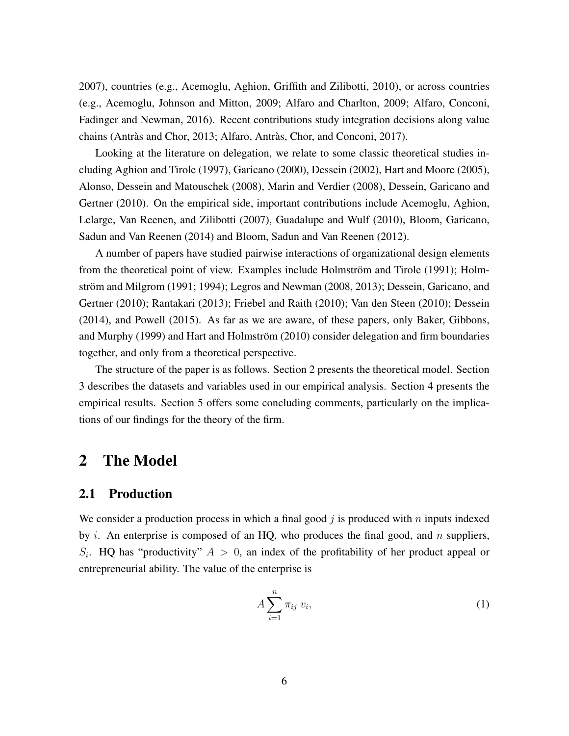2007), countries (e.g., Acemoglu, Aghion, Griffith and Zilibotti, 2010), or across countries (e.g., Acemoglu, Johnson and Mitton, 2009; Alfaro and Charlton, 2009; Alfaro, Conconi, Fadinger and Newman, 2016). Recent contributions study integration decisions along value chains (Antràs and Chor, 2013; Alfaro, Antràs, Chor, and Conconi, 2017).

Looking at the literature on delegation, we relate to some classic theoretical studies including Aghion and Tirole (1997), Garicano (2000), Dessein (2002), Hart and Moore (2005), Alonso, Dessein and Matouschek (2008), Marin and Verdier (2008), Dessein, Garicano and Gertner (2010). On the empirical side, important contributions include Acemoglu, Aghion, Lelarge, Van Reenen, and Zilibotti (2007), Guadalupe and Wulf (2010), Bloom, Garicano, Sadun and Van Reenen (2014) and Bloom, Sadun and Van Reenen (2012).

A number of papers have studied pairwise interactions of organizational design elements from the theoretical point of view. Examples include Holmström and Tirole (1991); Holmström and Milgrom (1991; 1994); Legros and Newman (2008, 2013); Dessein, Garicano, and Gertner (2010); Rantakari (2013); Friebel and Raith (2010); Van den Steen (2010); Dessein (2014), and Powell (2015). As far as we are aware, of these papers, only Baker, Gibbons, and Murphy (1999) and Hart and Holmström (2010) consider delegation and firm boundaries together, and only from a theoretical perspective.

The structure of the paper is as follows. Section 2 presents the theoretical model. Section 3 describes the datasets and variables used in our empirical analysis. Section 4 presents the empirical results. Section 5 offers some concluding comments, particularly on the implications of our findings for the theory of the firm.

# 2 The Model

## 2.1 Production

We consider a production process in which a final good $j$ is produced with $n$ inputs indexed by $i$. An enterprise is composed of an HQ, who produces the final good, and $n$ suppliers, $S_i$. HQ has "productivity" $A > 0$, an index of the profitability of her product appeal or entrepreneurial ability. The value of the enterprise is

$$A \sum_{i=1}^{n} \pi_{ij} \, v_i, \tag{1}$$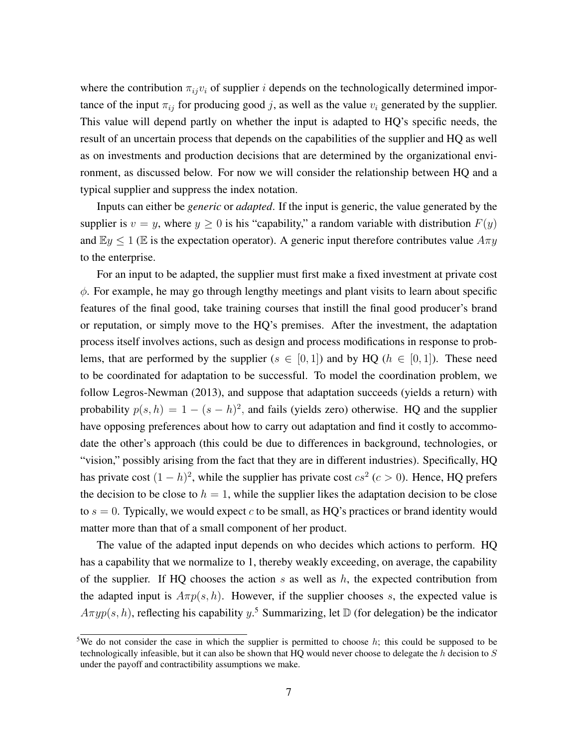where the contribution $\pi_{ij} v_i$ of supplier $i$ depends on the technologically determined importance of the input $\pi_{ij}$ for producing good $j$, as well as the value $v_i$ generated by the supplier. This value will depend partly on whether the input is adapted to HQ's specific needs, the result of an uncertain process that depends on the capabilities of the supplier and HQ as well as on investments and production decisions that are determined by the organizational environment, as discussed below. For now we will consider the relationship between HQ and a typical supplier and suppress the index notation.

Inputs can either be *generic* or *adapted*. If the input is generic, the value generated by the supplier is $v = y$, where $y \geq 0$ is his "capability," a random variable with distribution $F(y)$ and $\mathbb{E}y \leq 1$ ($\mathbb{E}$ is the expectation operator). A generic input therefore contributes value $A\pi y$ to the enterprise.

For an input to be adapted, the supplier must first make a fixed investment at private cost $\phi$. For example, he may go through lengthy meetings and plant visits to learn about specific features of the final good, take training courses that instill the final good producer's brand or reputation, or simply move to the HQ's premises. After the investment, the adaptation process itself involves actions, such as design and process modifications in response to problems, that are performed by the supplier ($s \in [0, 1]$) and by HQ ($h \in [0, 1]$). These need to be coordinated for adaptation to be successful. To model the coordination problem, we follow Legros-Newman (2013), and suppose that adaptation succeeds (yields a return) with probability $p(s, h) = 1 - (s - h)^2$, and fails (yields zero) otherwise. HQ and the supplier have opposing preferences about how to carry out adaptation and find it costly to accommodate the other's approach (this could be due to differences in background, technologies, or "vision," possibly arising from the fact that they are in different industries). Specifically, HQ has private cost $(1 - h)^2$, while the supplier has private cost $cs^2$ ($c > 0$). Hence, HQ prefers the decision to be close to $h = 1$, while the supplier likes the adaptation decision to be close to $s = 0$. Typically, we would expect $c$ to be small, as HQ's practices or brand identity would matter more than that of a small component of her product.

The value of the adapted input depends on who decides which actions to perform. HQ has a capability that we normalize to 1, thereby weakly exceeding, on average, the capability of the supplier. If HQ chooses the action $s$ as well as $h$, the expected contribution from the adapted input is $A\pi p(s, h)$. However, if the supplier chooses $s$, the expected value is $A\pi y p(s, h)$, reflecting his capability $y$.[5] Summarizing, let $\mathbb{D}$ (for delegation) be the indicator

[5] We do not consider the case in which the supplier is permitted to choose $h$; this could be supposed to be technologically infeasible, but it can also be shown that HQ would never choose to delegate the $h$ decision to $S$ under the payoff and contractibility assumptions we make.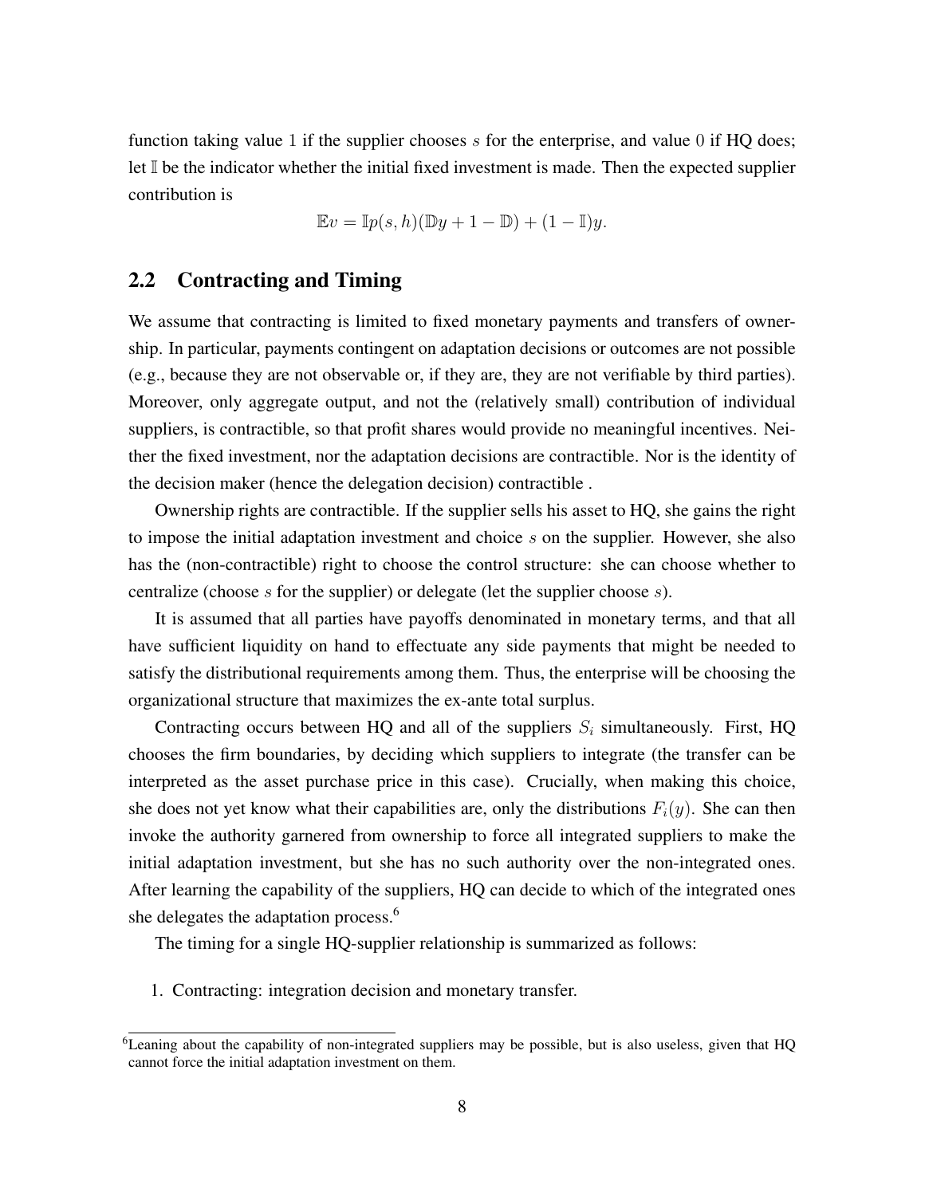function taking value 1 if the supplier chooses $s$ for the enterprise, and value 0 if HQ does; let $\mathbb{I}$ be the indicator whether the initial fixed investment is made. Then the expected supplier contribution is

$$\mathbb{E}v = \mathbb{I}p(s,h)(\mathbb{D}y + 1 - \mathbb{D}) + (1 - \mathbb{I})y.$$

## 2.2 Contracting and Timing

We assume that contracting is limited to fixed monetary payments and transfers of ownership. In particular, payments contingent on adaptation decisions or outcomes are not possible (e.g., because they are not observable or, if they are, they are not verifiable by third parties). Moreover, only aggregate output, and not the (relatively small) contribution of individual suppliers, is contractible, so that profit shares would provide no meaningful incentives. Neither the fixed investment, nor the adaptation decisions are contractible. Nor is the identity of the decision maker (hence the delegation decision) contractible .

Ownership rights are contractible. If the supplier sells his asset to HQ, she gains the right to impose the initial adaptation investment and choice $s$ on the supplier. However, she also has the (non-contractible) right to choose the control structure: she can choose whether to centralize (choose $s$ for the supplier) or delegate (let the supplier choose $s$).

It is assumed that all parties have payoffs denominated in monetary terms, and that all have sufficient liquidity on hand to effectuate any side payments that might be needed to satisfy the distributional requirements among them. Thus, the enterprise will be choosing the organizational structure that maximizes the ex-ante total surplus.

Contracting occurs between HQ and all of the suppliers $S_i$ simultaneously. First, HQ chooses the firm boundaries, by deciding which suppliers to integrate (the transfer can be interpreted as the asset purchase price in this case). Crucially, when making this choice, she does not yet know what their capabilities are, only the distributions $F_i(y)$. She can then invoke the authority garnered from ownership to force all integrated suppliers to make the initial adaptation investment, but she has no such authority over the non-integrated ones. After learning the capability of the suppliers, HQ can decide to which of the integrated ones she delegates the adaptation process.[6]

The timing for a single HQ-supplier relationship is summarized as follows:

1. Contracting: integration decision and monetary transfer.

[6] Leaning about the capability of non-integrated suppliers may be possible, but is also useless, given that HQ cannot force the initial adaptation investment on them.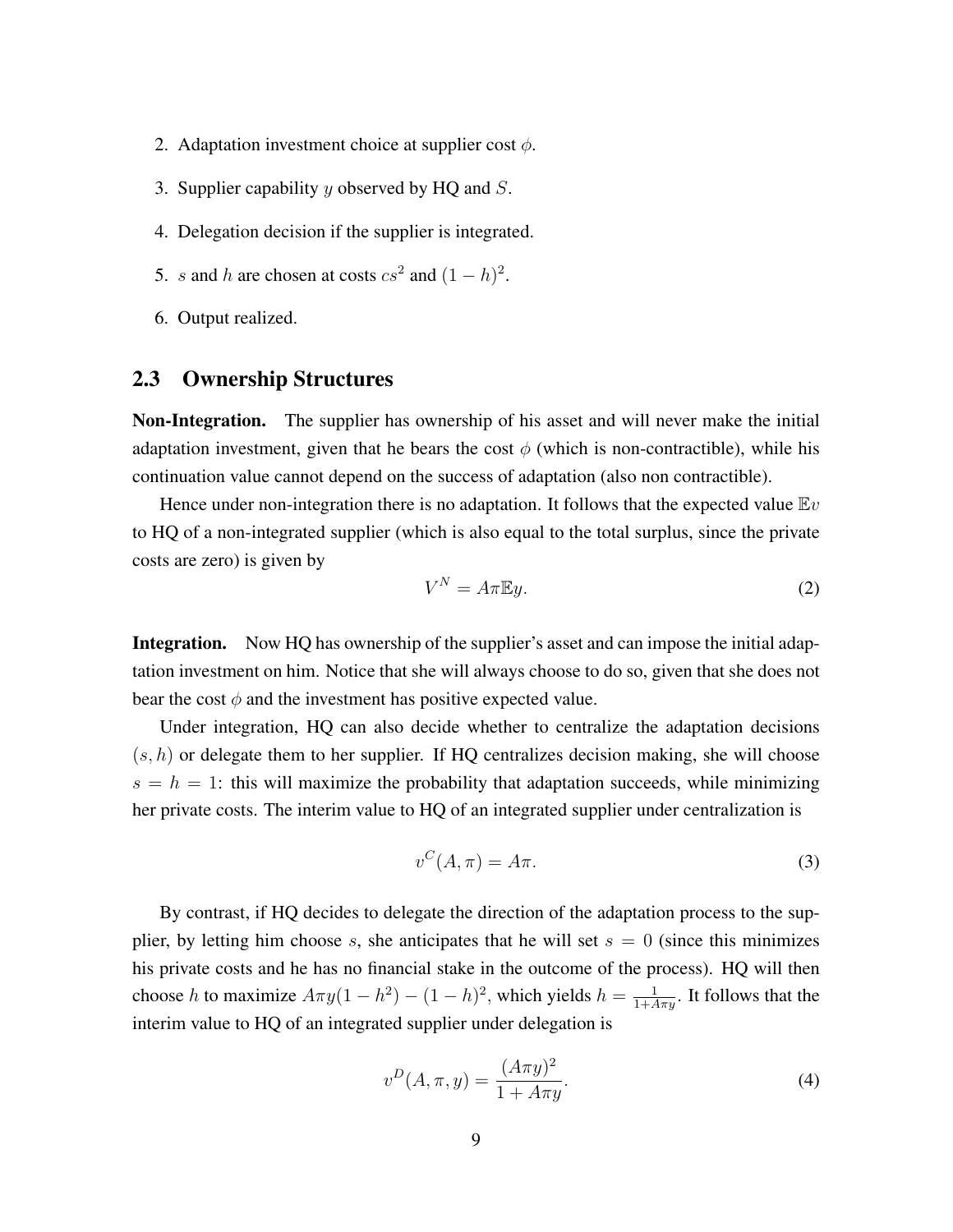2. Adaptation investment choice at supplier cost $\phi$.
3. Supplier capability $y$ observed by HQ and $S$.
4. Delegation decision if the supplier is integrated.
5. $s$ and $h$ are chosen at costs $cs^2$ and $(1-h)^2$.
6. Output realized.

## 2.3 Ownership Structures

**Non-Integration.** The supplier has ownership of his asset and will never make the initial adaptation investment, given that he bears the cost $\phi$ (which is non-contractible), while his continuation value cannot depend on the success of adaptation (also non contractible).

Hence under non-integration there is no adaptation. It follows that the expected value $\mathbb{E}v$ to HQ of a non-integrated supplier (which is also equal to the total surplus, since the private costs are zero) is given by

$$V^N = A\pi\mathbb{E}y. \tag{2}$$

**Integration.** Now HQ has ownership of the supplier's asset and can impose the initial adaptation investment on him. Notice that she will always choose to do so, given that she does not bear the cost $\phi$ and the investment has positive expected value.

Under integration, HQ can also decide whether to centralize the adaptation decisions $(s, h)$ or delegate them to her supplier. If HQ centralizes decision making, she will choose $s = h = 1$: this will maximize the probability that adaptation succeeds, while minimizing her private costs. The interim value to HQ of an integrated supplier under centralization is

$$v^C(A, \pi) = A\pi. \tag{3}$$

By contrast, if HQ decides to delegate the direction of the adaptation process to the supplier, by letting him choose $s$, she anticipates that he will set $s = 0$ (since this minimizes his private costs and he has no financial stake in the outcome of the process). HQ will then choose $h$ to maximize $A\pi y(1-h^2) - (1-h)^2$, which yields $h = \frac{1}{1+A\pi y}$. It follows that the interim value to HQ of an integrated supplier under delegation is

$$v^D(A, \pi, y) = \frac{(A\pi y)^2}{1 + A\pi y}. \tag{4}$$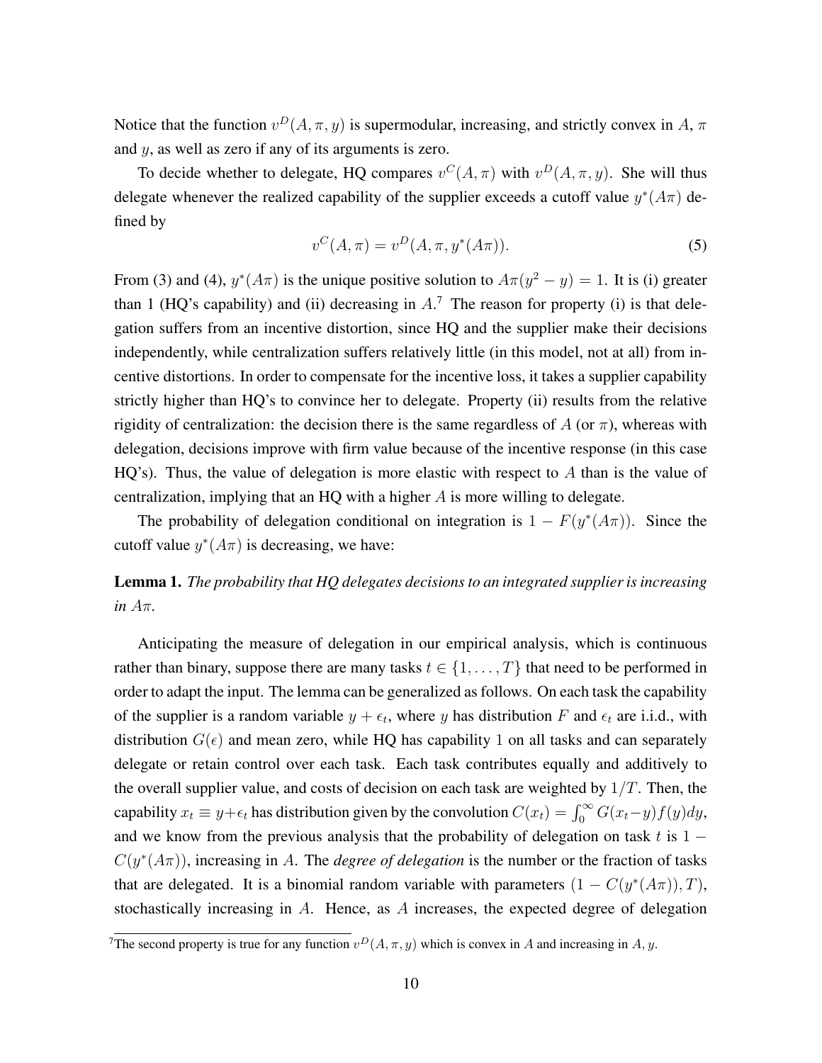Notice that the function $v^D(A, \pi, y)$ is supermodular, increasing, and strictly convex in $A$, $\pi$ and $y$, as well as zero if any of its arguments is zero.

To decide whether to delegate, HQ compares $v^C(A, \pi)$ with $v^D(A, \pi, y)$. She will thus delegate whenever the realized capability of the supplier exceeds a cutoff value $y^*(A\pi)$ defined by

$$v^C(A, \pi) = v^D(A, \pi, y^*(A\pi)). \tag{5}$$

From (3) and (4), $y^*(A\pi)$ is the unique positive solution to $A\pi(y^2 - y) = 1$. It is (i) greater than 1 (HQ's capability) and (ii) decreasing in $A$.[7] The reason for property (i) is that delegation suffers from an incentive distortion, since HQ and the supplier make their decisions independently, while centralization suffers relatively little (in this model, not at all) from incentive distortions. In order to compensate for the incentive loss, it takes a supplier capability strictly higher than HQ's to convince her to delegate. Property (ii) results from the relative rigidity of centralization: the decision there is the same regardless of $A$ (or $\pi$), whereas with delegation, decisions improve with firm value because of the incentive response (in this case HQ's). Thus, the value of delegation is more elastic with respect to $A$ than is the value of centralization, implying that an HQ with a higher $A$ is more willing to delegate.

The probability of delegation conditional on integration is $1 - F(y^*(A\pi))$. Since the cutoff value $y^*(A\pi)$ is decreasing, we have:

**Lemma 1.** *The probability that HQ delegates decisions to an integrated supplier is increasing in $A\pi$.*

Anticipating the measure of delegation in our empirical analysis, which is continuous rather than binary, suppose there are many tasks $t \in \{1, \ldots, T\}$ that need to be performed in order to adapt the input. The lemma can be generalized as follows. On each task the capability of the supplier is a random variable $y + \epsilon_t$, where $y$ has distribution $F$ and $\epsilon_t$ are i.i.d., with distribution $G(\epsilon)$ and mean zero, while HQ has capability 1 on all tasks and can separately delegate or retain control over each task. Each task contributes equally and additively to the overall supplier value, and costs of decision on each task are weighted by $1/T$. Then, the capability $x_t \equiv y + \epsilon_t$ has distribution given by the convolution $C(x_t) = \int_0^\infty G(x_t - y) f(y) dy$, and we know from the previous analysis that the probability of delegation on task $t$ is $1 - C(y^*(A\pi))$, increasing in $A$. The *degree of delegation* is the number or the fraction of tasks that are delegated. It is a binomial random variable with parameters $(1 - C(y^*(A\pi)), T)$, stochastically increasing in $A$. Hence, as $A$ increases, the expected degree of delegation

[7]The second property is true for any function $v^D(A, \pi, y)$ which is convex in $A$ and increasing in $A, y$.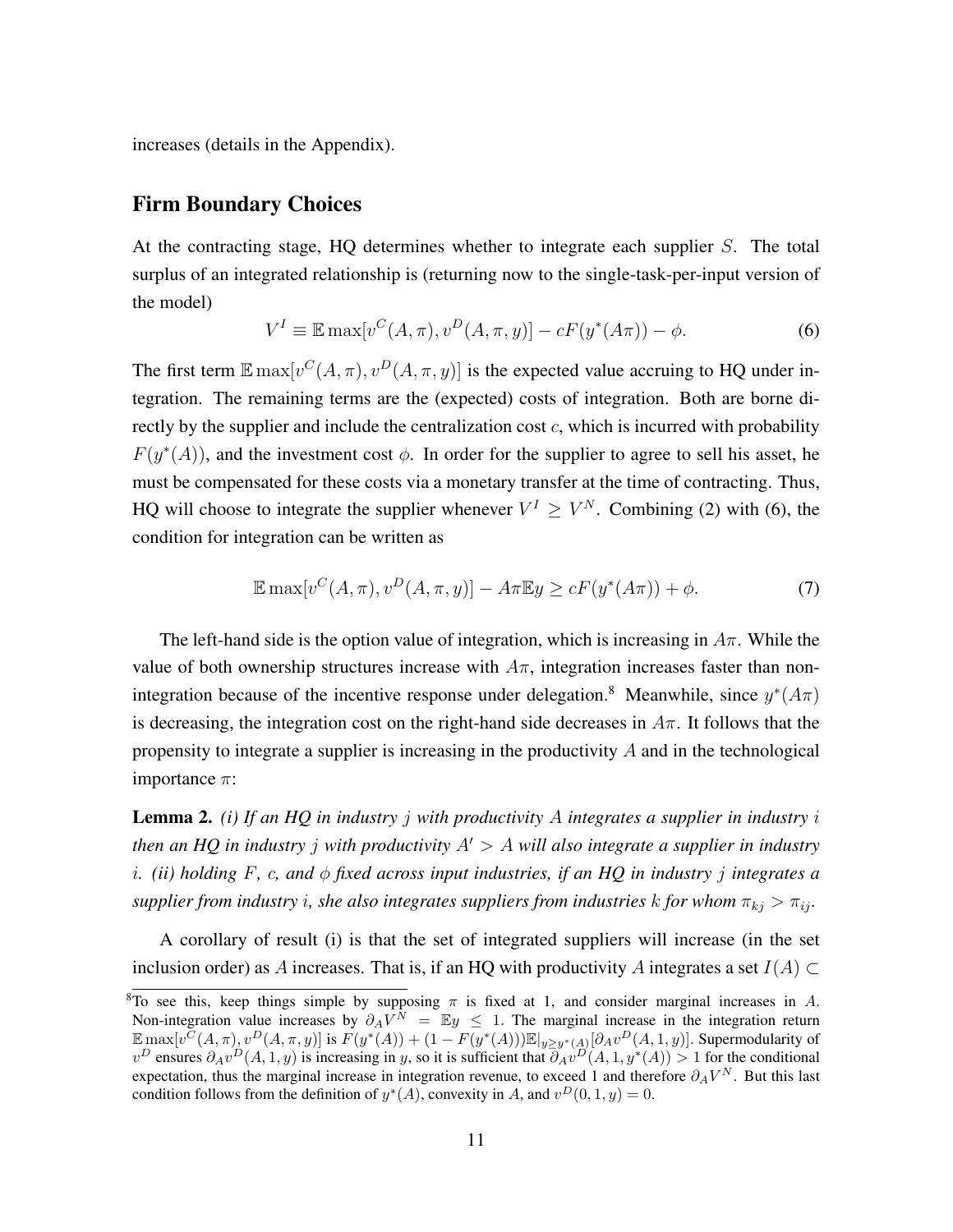increases (details in the Appendix).

## Firm Boundary Choices

At the contracting stage, HQ determines whether to integrate each supplier $S$. The total surplus of an integrated relationship is (returning now to the single-task-per-input version of the model)

$$V^I \equiv \mathbb{E}\max[v^C(A,\pi), v^D(A,\pi,y)] - cF(y^*(A\pi)) - \phi. \tag{6}$$

The first term $\mathbb{E}\max[v^C(A,\pi), v^D(A,\pi,y)]$ is the expected value accruing to HQ under integration. The remaining terms are the (expected) costs of integration. Both are borne directly by the supplier and include the centralization cost $c$, which is incurred with probability $F(y^*(A))$, and the investment cost $\phi$. In order for the supplier to agree to sell his asset, he must be compensated for these costs via a monetary transfer at the time of contracting. Thus, HQ will choose to integrate the supplier whenever $V^I \geq V^N$. Combining (2) with (6), the condition for integration can be written as

$$\mathbb{E}\max[v^C(A,\pi), v^D(A,\pi,y)] - A\pi\mathbb{E}y \geq cF(y^*(A\pi)) + \phi. \tag{7}$$

The left-hand side is the option value of integration, which is increasing in $A\pi$. While the value of both ownership structures increase with $A\pi$, integration increases faster than non-integration because of the incentive response under delegation.[8] Meanwhile, since $y^*(A\pi)$ is decreasing, the integration cost on the right-hand side decreases in $A\pi$. It follows that the propensity to integrate a supplier is increasing in the productivity $A$ and in the technological importance $\pi$:

**Lemma 2.** *(i) If an HQ in industry $j$ with productivity $A$ integrates a supplier in industry $i$ then an HQ in industry $j$ with productivity $A' > A$ will also integrate a supplier in industry $i$. (ii) holding $F$, $c$, and $\phi$ fixed across input industries, if an HQ in industry $j$ integrates a supplier from industry $i$, she also integrates suppliers from industries $k$ for whom $\pi_{kj} > \pi_{ij}$.*

A corollary of result (i) is that the set of integrated suppliers will increase (in the set inclusion order) as $A$ increases. That is, if an HQ with productivity $A$ integrates a set $I(A) \subset$

[8] To see this, keep things simple by supposing $\pi$ is fixed at 1, and consider marginal increases in $A$. Non-integration value increases by $\partial_A V^N = \mathbb{E}y \leq 1$. The marginal increase in the integration return $\mathbb{E}\max[v^C(A,\pi), v^D(A,\pi,y)]$ is $F(y^*(A)) + (1 - F(y^*(A)))\mathbb{E}|_{y \geq y^*(A)}[\partial_A v^D(A,1,y)]$. Supermodularity of $v^D$ ensures $\partial_A v^D(A,1,y)$ is increasing in $y$, so it is sufficient that $\partial_A v^D(A,1,y^*(A)) > 1$ for the conditional expectation, thus the marginal increase in integration revenue, to exceed 1 and therefore $\partial_A V^N$. But this last condition follows from the definition of $y^*(A)$, convexity in $A$, and $v^D(0,1,y) = 0$.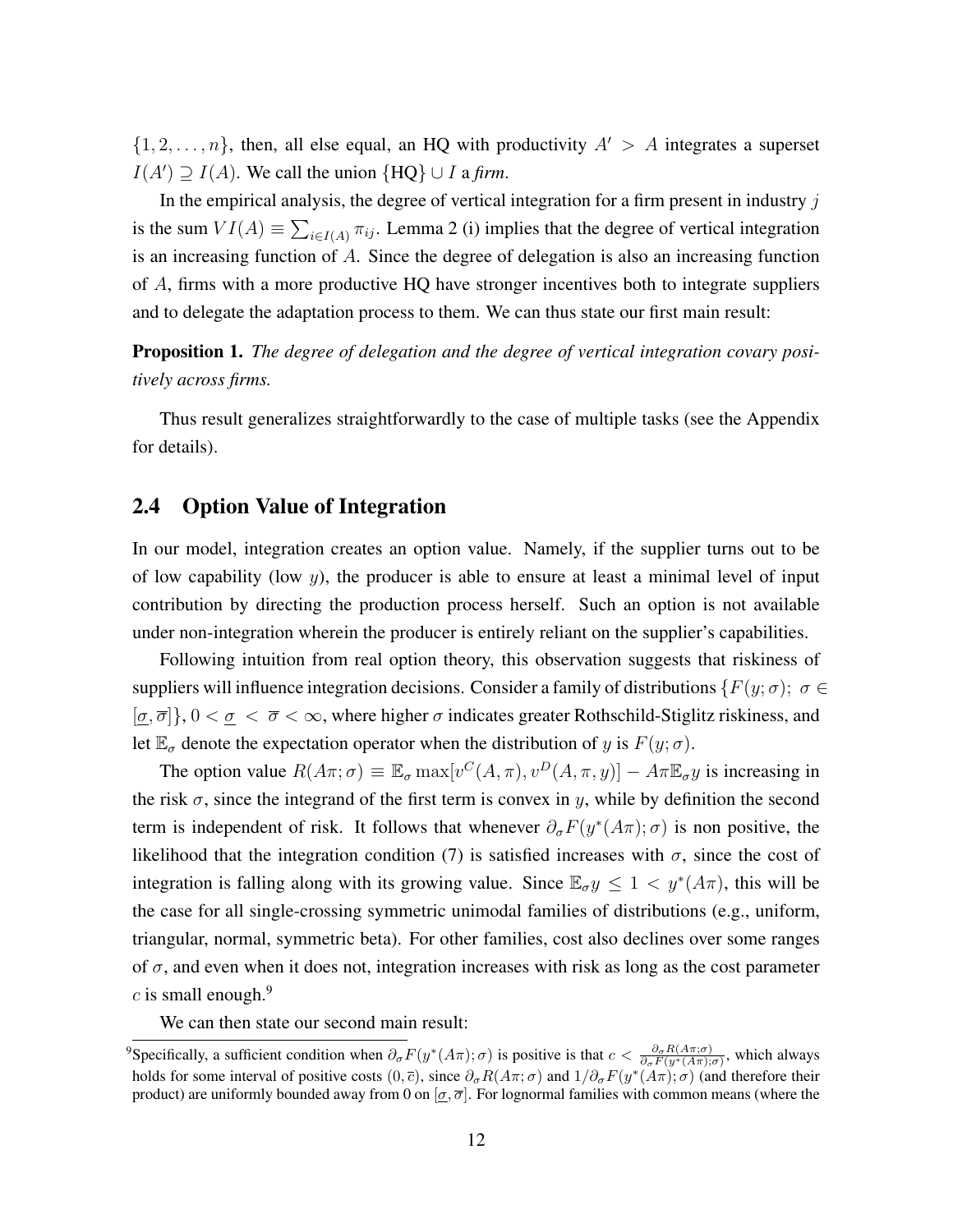$\{1, 2, \ldots, n\}$, then, all else equal, an HQ with productivity $A' > A$ integrates a superset $I(A') \supseteq I(A)$. We call the union $\{\text{HQ}\} \cup I$ a *firm*.

In the empirical analysis, the degree of vertical integration for a firm present in industry $j$ is the sum $VI(A) \equiv \sum_{i \in I(A)} \pi_{ij}$. Lemma 2 (i) implies that the degree of vertical integration is an increasing function of $A$. Since the degree of delegation is also an increasing function of $A$, firms with a more productive HQ have stronger incentives both to integrate suppliers and to delegate the adaptation process to them. We can thus state our first main result:

**Proposition 1.** *The degree of delegation and the degree of vertical integration covary positively across firms.*

Thus result generalizes straightforwardly to the case of multiple tasks (see the Appendix for details).

## 2.4 Option Value of Integration

In our model, integration creates an option value. Namely, if the supplier turns out to be of low capability (low $y$), the producer is able to ensure at least a minimal level of input contribution by directing the production process herself. Such an option is not available under non-integration wherein the producer is entirely reliant on the supplier's capabilities.

Following intuition from real option theory, this observation suggests that riskiness of suppliers will influence integration decisions. Consider a family of distributions $\{F(y; \sigma);\ \sigma \in [\underline{\sigma}, \overline{\sigma}]\}$, $0 < \underline{\sigma} < \overline{\sigma} < \infty$, where higher $\sigma$ indicates greater Rothschild-Stiglitz riskiness, and let $\mathbb{E}_\sigma$ denote the expectation operator when the distribution of $y$ is $F(y; \sigma)$.

The option value $R(A\pi; \sigma) \equiv \mathbb{E}_\sigma \max[v^C(A, \pi), v^D(A, \pi, y)] - A\pi \mathbb{E}_\sigma y$ is increasing in the risk $\sigma$, since the integrand of the first term is convex in $y$, while by definition the second term is independent of risk. It follows that whenever $\partial_\sigma F(y^*(A\pi); \sigma)$ is non positive, the likelihood that the integration condition (7) is satisfied increases with $\sigma$, since the cost of integration is falling along with its growing value. Since $\mathbb{E}_\sigma y \leq 1 < y^*(A\pi)$, this will be the case for all single-crossing symmetric unimodal families of distributions (e.g., uniform, triangular, normal, symmetric beta). For other families, cost also declines over some ranges of $\sigma$, and even when it does not, integration increases with risk as long as the cost parameter $c$ is small enough.[9]

We can then state our second main result:

[9] Specifically, a sufficient condition when $\partial_\sigma F(y^*(A\pi); \sigma)$ is positive is that $c < \frac{\partial_\sigma R(A\pi; \sigma)}{\partial_\sigma F(y^*(A\pi); \sigma)}$, which always holds for some interval of positive costs $(0, \overline{c})$, since $\partial_\sigma R(A\pi; \sigma)$ and $1/\partial_\sigma F(y^*(A\pi); \sigma)$ (and therefore their product) are uniformly bounded away from 0 on $[\underline{\sigma}, \overline{\sigma}]$. For lognormal families with common means (where the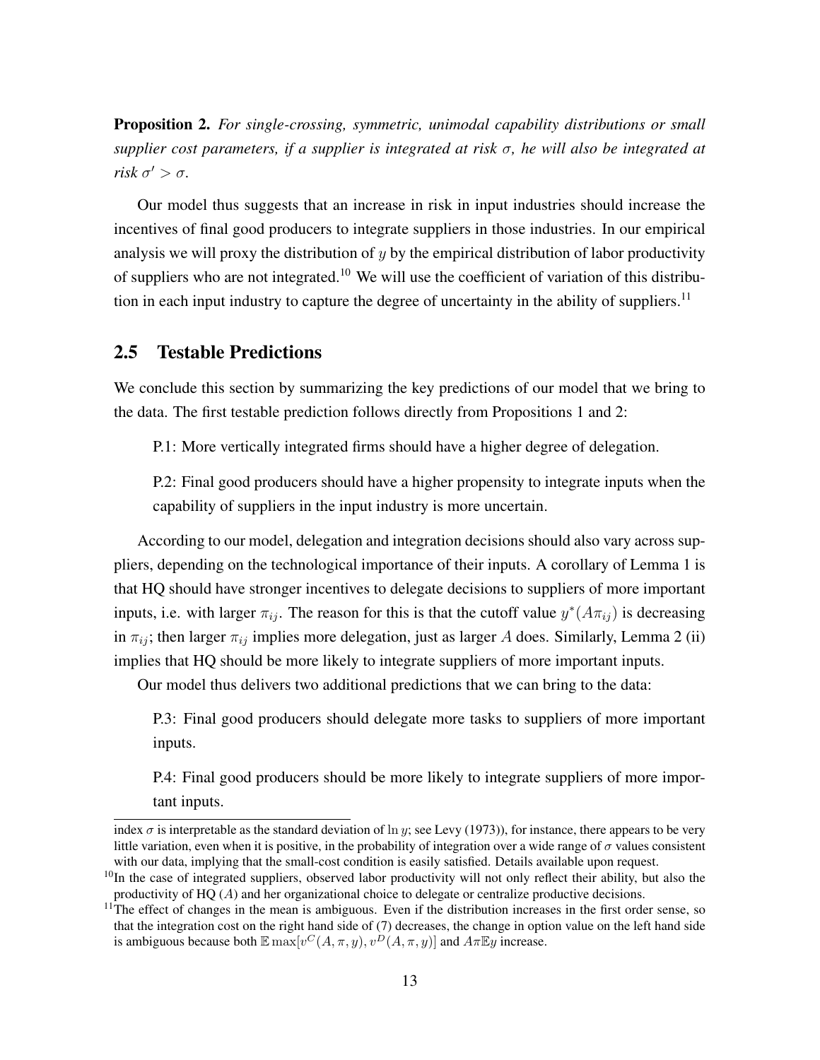**Proposition 2.** *For single-crossing, symmetric, unimodal capability distributions or small supplier cost parameters, if a supplier is integrated at risk $\sigma$, he will also be integrated at risk $\sigma' > \sigma$.*

Our model thus suggests that an increase in risk in input industries should increase the incentives of final good producers to integrate suppliers in those industries. In our empirical analysis we will proxy the distribution of $y$ by the empirical distribution of labor productivity of suppliers who are not integrated.[10] We will use the coefficient of variation of this distribution in each input industry to capture the degree of uncertainty in the ability of suppliers.[11]

## 2.5 Testable Predictions

We conclude this section by summarizing the key predictions of our model that we bring to the data. The first testable prediction follows directly from Propositions 1 and 2:

P.1: More vertically integrated firms should have a higher degree of delegation.

P.2: Final good producers should have a higher propensity to integrate inputs when the capability of suppliers in the input industry is more uncertain.

According to our model, delegation and integration decisions should also vary across suppliers, depending on the technological importance of their inputs. A corollary of Lemma 1 is that HQ should have stronger incentives to delegate decisions to suppliers of more important inputs, i.e. with larger $\pi_{ij}$. The reason for this is that the cutoff value $y^*(A\pi_{ij})$ is decreasing in $\pi_{ij}$; then larger $\pi_{ij}$ implies more delegation, just as larger $A$ does. Similarly, Lemma 2 (ii) implies that HQ should be more likely to integrate suppliers of more important inputs.

Our model thus delivers two additional predictions that we can bring to the data:

P.3: Final good producers should delegate more tasks to suppliers of more important inputs.

P.4: Final good producers should be more likely to integrate suppliers of more important inputs.

index $\sigma$ is interpretable as the standard deviation of $\ln y$; see Levy (1973)), for instance, there appears to be very little variation, even when it is positive, in the probability of integration over a wide range of $\sigma$ values consistent with our data, implying that the small-cost condition is easily satisfied. Details available upon request.

[10] In the case of integrated suppliers, observed labor productivity will not only reflect their ability, but also the productivity of HQ ($A$) and her organizational choice to delegate or centralize productive decisions.

[11] The effect of changes in the mean is ambiguous. Even if the distribution increases in the first order sense, so that the integration cost on the right hand side of (7) decreases, the change in option value on the left hand side is ambiguous because both $\mathbb{E}\max[v^C(A,\pi,y), v^D(A,\pi,y)]$ and $A\pi\mathbb{E}y$ increase.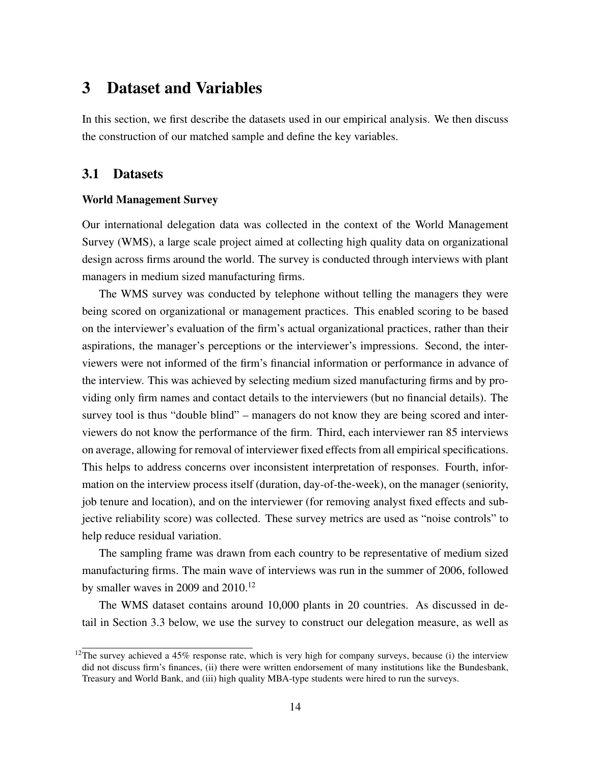# 3 Dataset and Variables

In this section, we first describe the datasets used in our empirical analysis. We then discuss the construction of our matched sample and define the key variables.

## 3.1 Datasets

**World Management Survey**

Our international delegation data was collected in the context of the World Management Survey (WMS), a large scale project aimed at collecting high quality data on organizational design across firms around the world. The survey is conducted through interviews with plant managers in medium sized manufacturing firms.

The WMS survey was conducted by telephone without telling the managers they were being scored on organizational or management practices. This enabled scoring to be based on the interviewer's evaluation of the firm's actual organizational practices, rather than their aspirations, the manager's perceptions or the interviewer's impressions. Second, the interviewers were not informed of the firm's financial information or performance in advance of the interview. This was achieved by selecting medium sized manufacturing firms and by providing only firm names and contact details to the interviewers (but no financial details). The survey tool is thus "double blind" – managers do not know they are being scored and interviewers do not know the performance of the firm. Third, each interviewer ran 85 interviews on average, allowing for removal of interviewer fixed effects from all empirical specifications. This helps to address concerns over inconsistent interpretation of responses. Fourth, information on the interview process itself (duration, day-of-the-week), on the manager (seniority, job tenure and location), and on the interviewer (for removing analyst fixed effects and subjective reliability score) was collected. These survey metrics are used as "noise controls" to help reduce residual variation.

The sampling frame was drawn from each country to be representative of medium sized manufacturing firms. The main wave of interviews was run in the summer of 2006, followed by smaller waves in 2009 and 2010.[12]

The WMS dataset contains around 10,000 plants in 20 countries. As discussed in detail in Section 3.3 below, we use the survey to construct our delegation measure, as well as

[12] The survey achieved a 45% response rate, which is very high for company surveys, because (i) the interview did not discuss firm's finances, (ii) there were written endorsement of many institutions like the Bundesbank, Treasury and World Bank, and (iii) high quality MBA-type students were hired to run the surveys.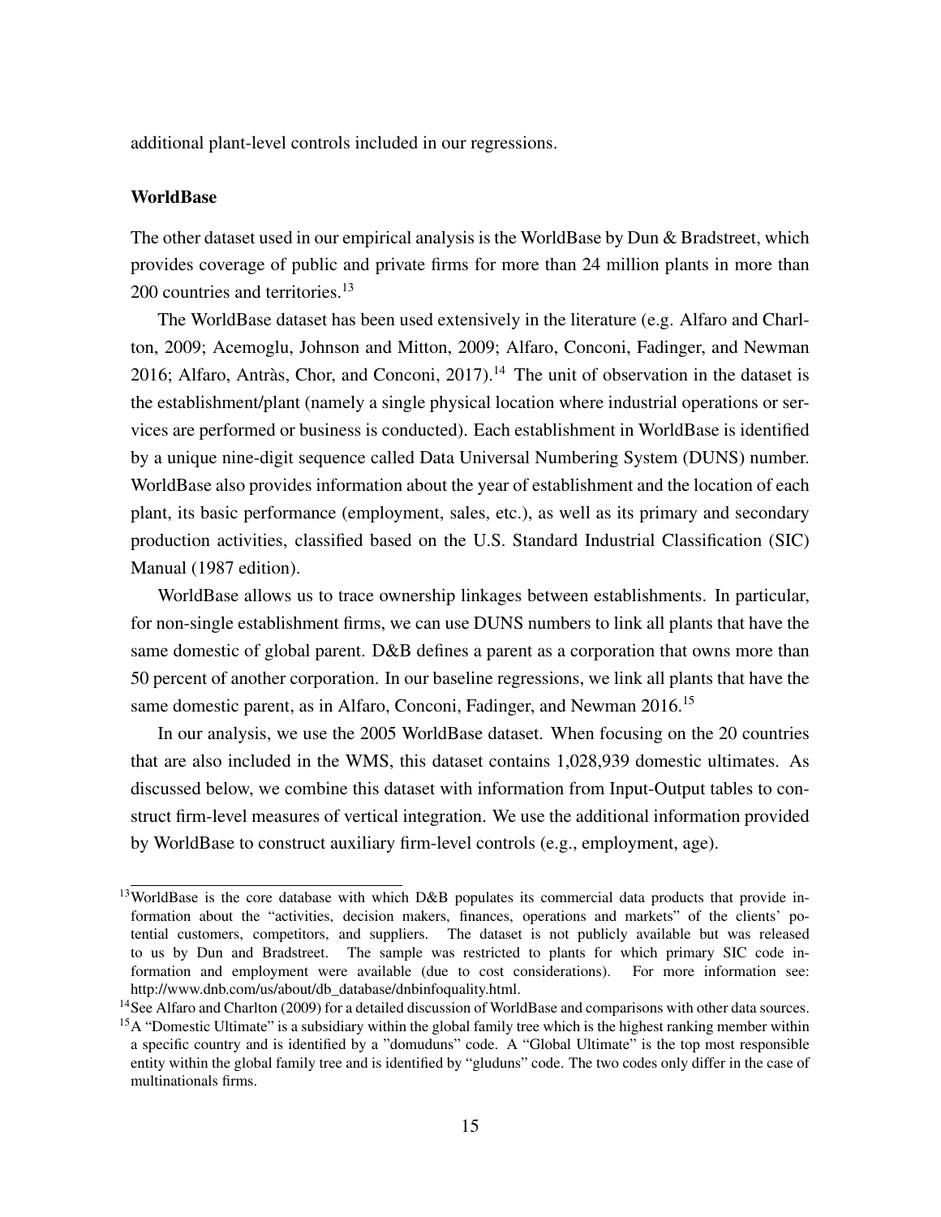additional plant-level controls included in our regressions.

**WorldBase**

The other dataset used in our empirical analysis is the WorldBase by Dun & Bradstreet, which provides coverage of public and private firms for more than 24 million plants in more than 200 countries and territories.[13]

The WorldBase dataset has been used extensively in the literature (e.g. Alfaro and Charlton, 2009; Acemoglu, Johnson and Mitton, 2009; Alfaro, Conconi, Fadinger, and Newman 2016; Alfaro, Antràs, Chor, and Conconi, 2017).[14] The unit of observation in the dataset is the establishment/plant (namely a single physical location where industrial operations or services are performed or business is conducted). Each establishment in WorldBase is identified by a unique nine-digit sequence called Data Universal Numbering System (DUNS) number. WorldBase also provides information about the year of establishment and the location of each plant, its basic performance (employment, sales, etc.), as well as its primary and secondary production activities, classified based on the U.S. Standard Industrial Classification (SIC) Manual (1987 edition).

WorldBase allows us to trace ownership linkages between establishments. In particular, for non-single establishment firms, we can use DUNS numbers to link all plants that have the same domestic of global parent. D&B defines a parent as a corporation that owns more than 50 percent of another corporation. In our baseline regressions, we link all plants that have the same domestic parent, as in Alfaro, Conconi, Fadinger, and Newman 2016.[15]

In our analysis, we use the 2005 WorldBase dataset. When focusing on the 20 countries that are also included in the WMS, this dataset contains 1,028,939 domestic ultimates. As discussed below, we combine this dataset with information from Input-Output tables to construct firm-level measures of vertical integration. We use the additional information provided by WorldBase to construct auxiliary firm-level controls (e.g., employment, age).

---

[13] WorldBase is the core database with which D&B populates its commercial data products that provide information about the "activities, decision makers, finances, operations and markets" of the clients' potential customers, competitors, and suppliers. The dataset is not publicly available but was released to us by Dun and Bradstreet. The sample was restricted to plants for which primary SIC code information and employment were available (due to cost considerations). For more information see: http://www.dnb.com/us/about/db_database/dnbinfoquality.html.

[14] See Alfaro and Charlton (2009) for a detailed discussion of WorldBase and comparisons with other data sources.

[15] A "Domestic Ultimate" is a subsidiary within the global family tree which is the highest ranking member within a specific country and is identified by a "domuduns" code. A "Global Ultimate" is the top most responsible entity within the global family tree and is identified by "gluduns" code. The two codes only differ in the case of multinationals firms.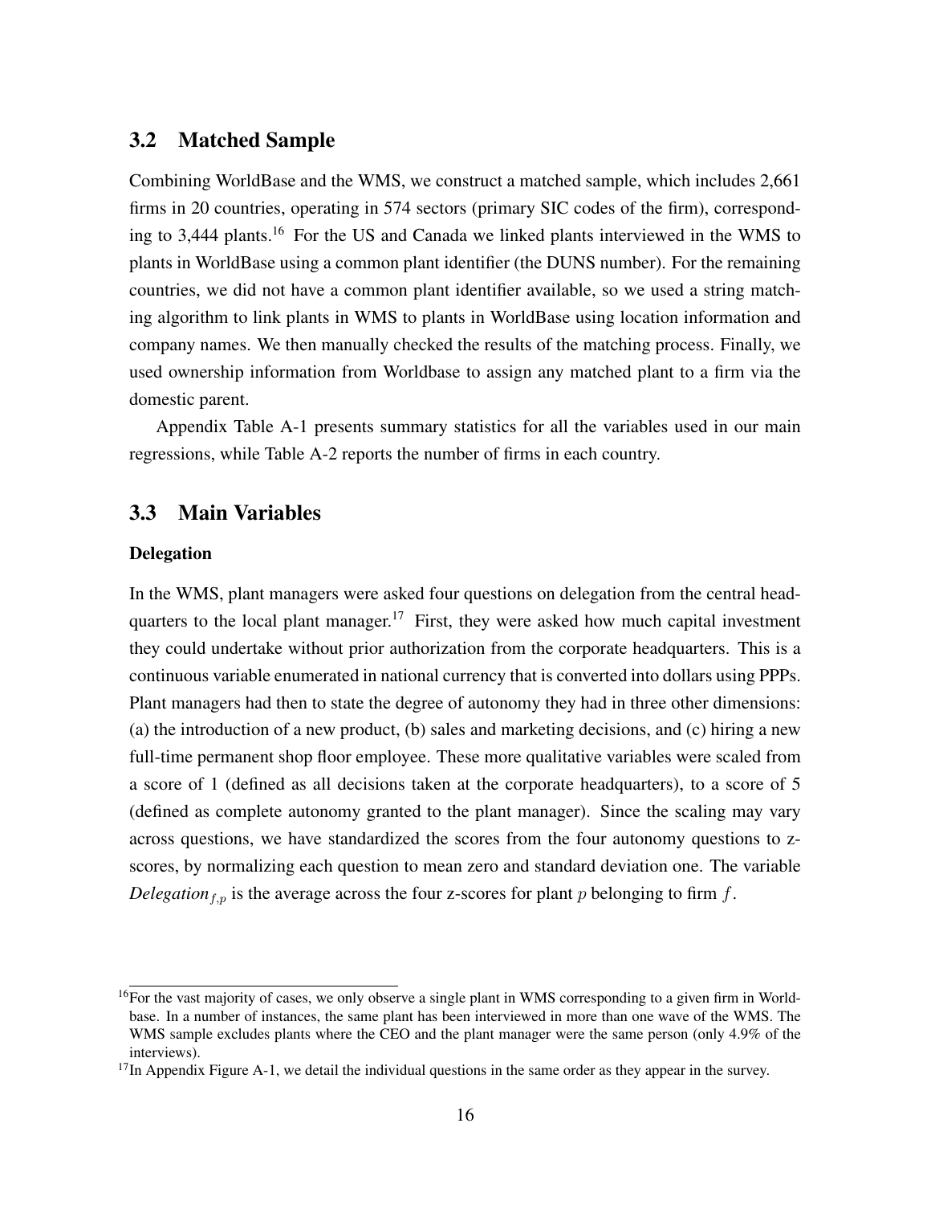## 3.2 Matched Sample

Combining WorldBase and the WMS, we construct a matched sample, which includes 2,661 firms in 20 countries, operating in 574 sectors (primary SIC codes of the firm), corresponding to 3,444 plants.[16] For the US and Canada we linked plants interviewed in the WMS to plants in WorldBase using a common plant identifier (the DUNS number). For the remaining countries, we did not have a common plant identifier available, so we used a string matching algorithm to link plants in WMS to plants in WorldBase using location information and company names. We then manually checked the results of the matching process. Finally, we used ownership information from Worldbase to assign any matched plant to a firm via the domestic parent.

Appendix Table A-1 presents summary statistics for all the variables used in our main regressions, while Table A-2 reports the number of firms in each country.

## 3.3 Main Variables

**Delegation**

In the WMS, plant managers were asked four questions on delegation from the central headquarters to the local plant manager.[17] First, they were asked how much capital investment they could undertake without prior authorization from the corporate headquarters. This is a continuous variable enumerated in national currency that is converted into dollars using PPPs. Plant managers had then to state the degree of autonomy they had in three other dimensions: (a) the introduction of a new product, (b) sales and marketing decisions, and (c) hiring a new full-time permanent shop floor employee. These more qualitative variables were scaled from a score of 1 (defined as all decisions taken at the corporate headquarters), to a score of 5 (defined as complete autonomy granted to the plant manager). Since the scaling may vary across questions, we have standardized the scores from the four autonomy questions to z-scores, by normalizing each question to mean zero and standard deviation one. The variable $Delegation_{f,p}$ is the average across the four z-scores for plant $p$ belonging to firm $f$.

---

[16] For the vast majority of cases, we only observe a single plant in WMS corresponding to a given firm in Worldbase. In a number of instances, the same plant has been interviewed in more than one wave of the WMS. The WMS sample excludes plants where the CEO and the plant manager were the same person (only 4.9% of the interviews).

[17] In Appendix Figure A-1, we detail the individual questions in the same order as they appear in the survey.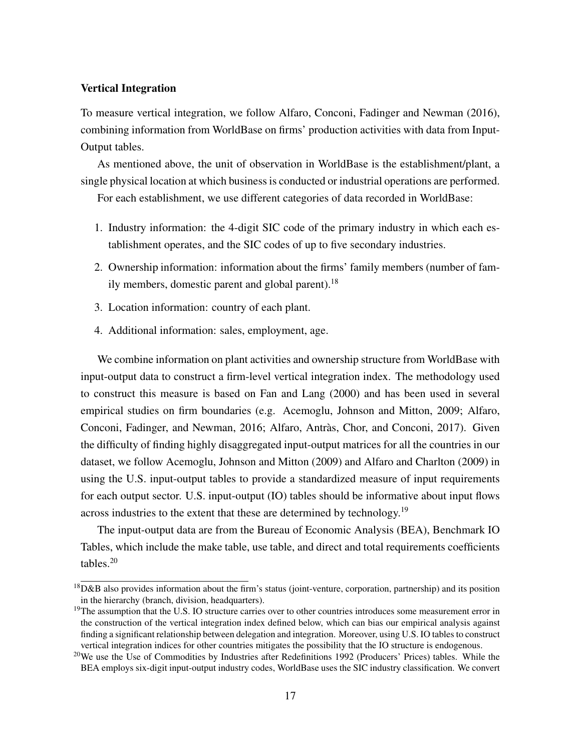**Vertical Integration**

To measure vertical integration, we follow Alfaro, Conconi, Fadinger and Newman (2016), combining information from WorldBase on firms' production activities with data from Input-Output tables.

As mentioned above, the unit of observation in WorldBase is the establishment/plant, a single physical location at which business is conducted or industrial operations are performed.

For each establishment, we use different categories of data recorded in WorldBase:

1. Industry information: the 4-digit SIC code of the primary industry in which each establishment operates, and the SIC codes of up to five secondary industries.
2. Ownership information: information about the firms' family members (number of family members, domestic parent and global parent).[18]
3. Location information: country of each plant.
4. Additional information: sales, employment, age.

We combine information on plant activities and ownership structure from WorldBase with input-output data to construct a firm-level vertical integration index. The methodology used to construct this measure is based on Fan and Lang (2000) and has been used in several empirical studies on firm boundaries (e.g. Acemoglu, Johnson and Mitton, 2009; Alfaro, Conconi, Fadinger, and Newman, 2016; Alfaro, Antràs, Chor, and Conconi, 2017). Given the difficulty of finding highly disaggregated input-output matrices for all the countries in our dataset, we follow Acemoglu, Johnson and Mitton (2009) and Alfaro and Charlton (2009) in using the U.S. input-output tables to provide a standardized measure of input requirements for each output sector. U.S. input-output (IO) tables should be informative about input flows across industries to the extent that these are determined by technology.[19]

The input-output data are from the Bureau of Economic Analysis (BEA), Benchmark IO Tables, which include the make table, use table, and direct and total requirements coefficients tables.[20]

[18] D&B also provides information about the firm's status (joint-venture, corporation, partnership) and its position in the hierarchy (branch, division, headquarters).

[19] The assumption that the U.S. IO structure carries over to other countries introduces some measurement error in the construction of the vertical integration index defined below, which can bias our empirical analysis against finding a significant relationship between delegation and integration. Moreover, using U.S. IO tables to construct vertical integration indices for other countries mitigates the possibility that the IO structure is endogenous.

[20] We use the Use of Commodities by Industries after Redefinitions 1992 (Producers' Prices) tables. While the BEA employs six-digit input-output industry codes, WorldBase uses the SIC industry classification. We convert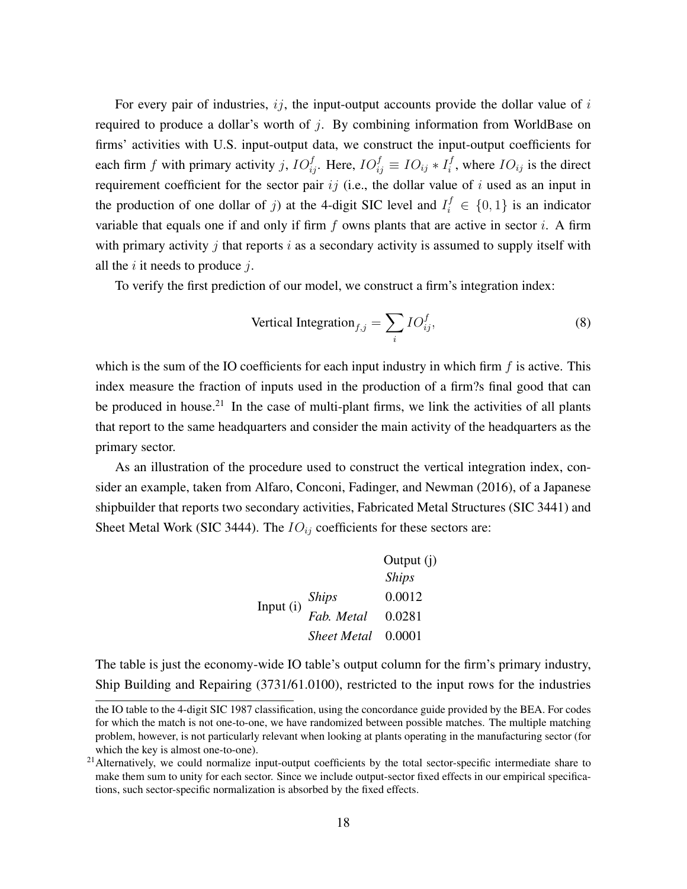For every pair of industries, $ij$, the input-output accounts provide the dollar value of $i$ required to produce a dollar's worth of $j$. By combining information from WorldBase on firms' activities with U.S. input-output data, we construct the input-output coefficients for each firm $f$ with primary activity $j$, $IO_{ij}^{f}$. Here, $IO_{ij}^{f} \equiv IO_{ij} * I_{i}^{f}$, where $IO_{ij}$ is the direct requirement coefficient for the sector pair $ij$ (i.e., the dollar value of $i$ used as an input in the production of one dollar of $j$) at the 4-digit SIC level and $I_{i}^{f} \in \{0, 1\}$ is an indicator variable that equals one if and only if firm $f$ owns plants that are active in sector $i$. A firm with primary activity $j$ that reports $i$ as a secondary activity is assumed to supply itself with all the $i$ it needs to produce $j$.

To verify the first prediction of our model, we construct a firm's integration index:

$$\text{Vertical Integration}_{f,j} = \sum_{i} IO_{ij}^{f}, \tag{8}$$

which is the sum of the IO coefficients for each input industry in which firm $f$ is active. This index measure the fraction of inputs used in the production of a firm?s final good that can be produced in house.[21] In the case of multi-plant firms, we link the activities of all plants that report to the same headquarters and consider the main activity of the headquarters as the primary sector.

As an illustration of the procedure used to construct the vertical integration index, consider an example, taken from Alfaro, Conconi, Fadinger, and Newman (2016), of a Japanese shipbuilder that reports two secondary activities, Fabricated Metal Structures (SIC 3441) and Sheet Metal Work (SIC 3444). The $IO_{ij}$ coefficients for these sectors are:

| | | Output (j) |
|---|---|---|
| | | *Ships* |
| Input (i) | *Ships* | 0.0012 |
| | *Fab. Metal* | 0.0281 |
| | *Sheet Metal* | 0.0001 |

The table is just the economy-wide IO table's output column for the firm's primary industry, Ship Building and Repairing (3731/61.0100), restricted to the input rows for the industries

the IO table to the 4-digit SIC 1987 classification, using the concordance guide provided by the BEA. For codes for which the match is not one-to-one, we have randomized between possible matches. The multiple matching problem, however, is not particularly relevant when looking at plants operating in the manufacturing sector (for which the key is almost one-to-one).

[21] Alternatively, we could normalize input-output coefficients by the total sector-specific intermediate share to make them sum to unity for each sector. Since we include output-sector fixed effects in our empirical specifications, such sector-specific normalization is absorbed by the fixed effects.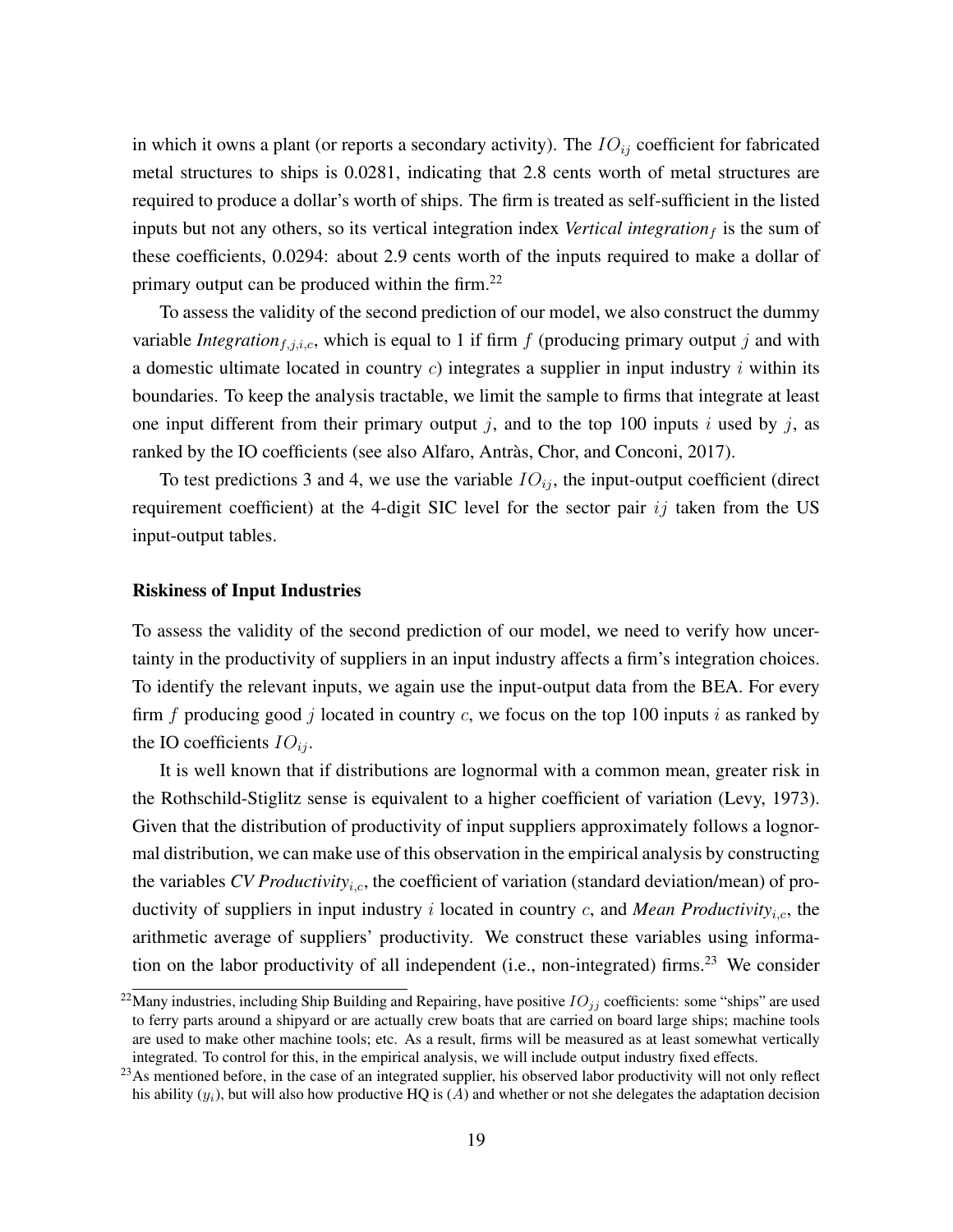in which it owns a plant (or reports a secondary activity). The $IO_{ij}$ coefficient for fabricated metal structures to ships is 0.0281, indicating that 2.8 cents worth of metal structures are required to produce a dollar's worth of ships. The firm is treated as self-sufficient in the listed inputs but not any others, so its vertical integration index *Vertical integration*$_f$ is the sum of these coefficients, 0.0294: about 2.9 cents worth of the inputs required to make a dollar of primary output can be produced within the firm.[22]

To assess the validity of the second prediction of our model, we also construct the dummy variable *Integration*$_{f,j,i,c}$, which is equal to 1 if firm $f$ (producing primary output $j$ and with a domestic ultimate located in country $c$) integrates a supplier in input industry $i$ within its boundaries. To keep the analysis tractable, we limit the sample to firms that integrate at least one input different from their primary output $j$, and to the top 100 inputs $i$ used by $j$, as ranked by the IO coefficients (see also Alfaro, Antràs, Chor, and Conconi, 2017).

To test predictions 3 and 4, we use the variable $IO_{ij}$, the input-output coefficient (direct requirement coefficient) at the 4-digit SIC level for the sector pair $ij$ taken from the US input-output tables.

**Riskiness of Input Industries**

To assess the validity of the second prediction of our model, we need to verify how uncertainty in the productivity of suppliers in an input industry affects a firm's integration choices. To identify the relevant inputs, we again use the input-output data from the BEA. For every firm $f$ producing good $j$ located in country $c$, we focus on the top 100 inputs $i$ as ranked by the IO coefficients $IO_{ij}$.

It is well known that if distributions are lognormal with a common mean, greater risk in the Rothschild-Stiglitz sense is equivalent to a higher coefficient of variation (Levy, 1973). Given that the distribution of productivity of input suppliers approximately follows a lognormal distribution, we can make use of this observation in the empirical analysis by constructing the variables *CV Productivity*$_{i,c}$, the coefficient of variation (standard deviation/mean) of productivity of suppliers in input industry $i$ located in country $c$, and *Mean Productivity*$_{i,c}$, the arithmetic average of suppliers' productivity. We construct these variables using information on the labor productivity of all independent (i.e., non-integrated) firms.[23] We consider

[22] Many industries, including Ship Building and Repairing, have positive $IO_{jj}$ coefficients: some "ships" are used to ferry parts around a shipyard or are actually crew boats that are carried on board large ships; machine tools are used to make other machine tools; etc. As a result, firms will be measured as at least somewhat vertically integrated. To control for this, in the empirical analysis, we will include output industry fixed effects.

[23] As mentioned before, in the case of an integrated supplier, his observed labor productivity will not only reflect his ability ($y_i$), but will also how productive HQ is ($A$) and whether or not she delegates the adaptation decision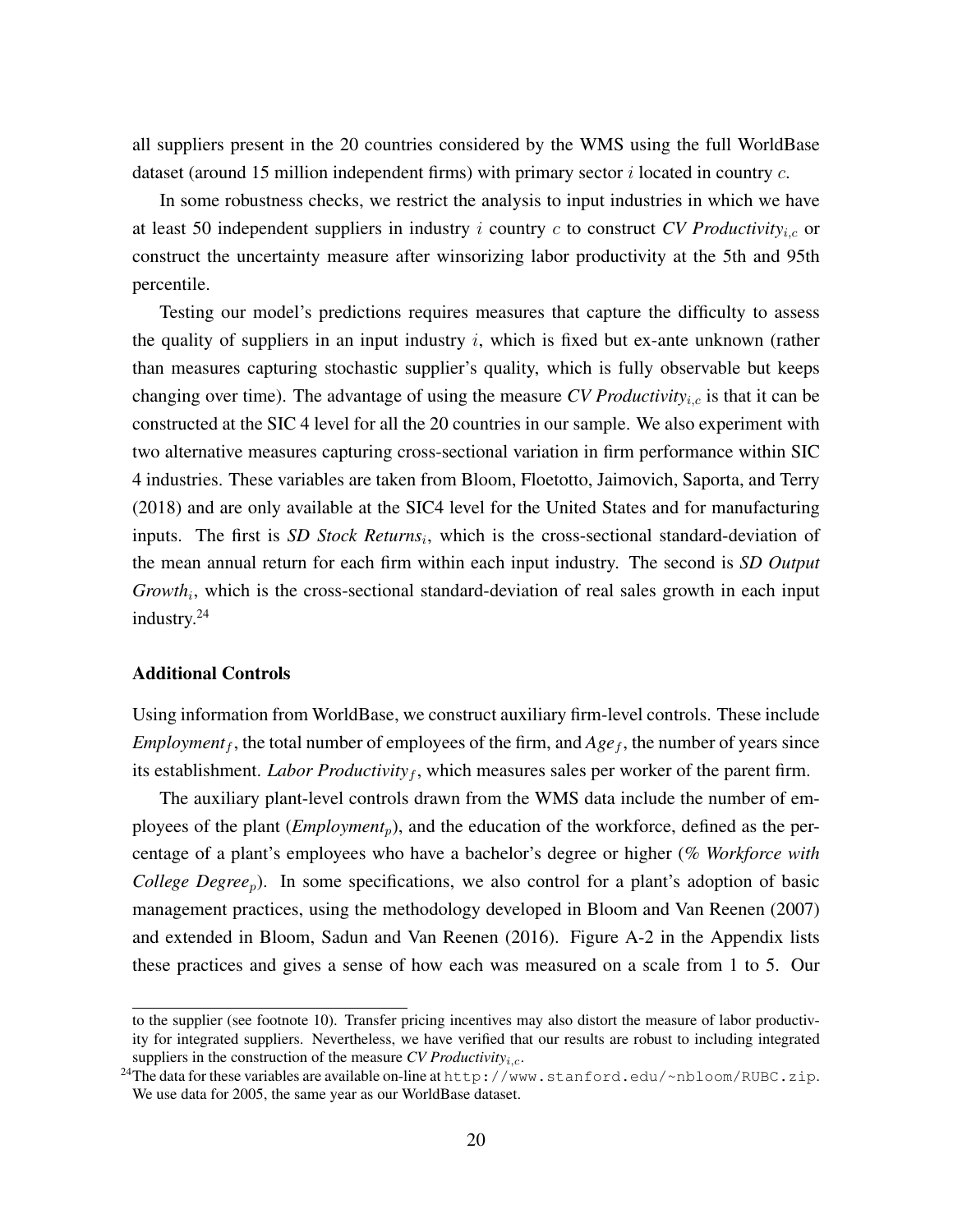all suppliers present in the 20 countries considered by the WMS using the full WorldBase dataset (around 15 million independent firms) with primary sector $i$ located in country $c$.

In some robustness checks, we restrict the analysis to input industries in which we have at least 50 independent suppliers in industry $i$ country $c$ to construct *CV Productivity*$_{i,c}$ or construct the uncertainty measure after winsorizing labor productivity at the 5th and 95th percentile.

Testing our model's predictions requires measures that capture the difficulty to assess the quality of suppliers in an input industry $i$, which is fixed but ex-ante unknown (rather than measures capturing stochastic supplier's quality, which is fully observable but keeps changing over time). The advantage of using the measure *CV Productivity*$_{i,c}$ is that it can be constructed at the SIC 4 level for all the 20 countries in our sample. We also experiment with two alternative measures capturing cross-sectional variation in firm performance within SIC 4 industries. These variables are taken from Bloom, Floetotto, Jaimovich, Saporta, and Terry (2018) and are only available at the SIC4 level for the United States and for manufacturing inputs. The first is *SD Stock Returns*$_i$, which is the cross-sectional standard-deviation of the mean annual return for each firm within each input industry. The second is *SD Output Growth*$_i$, which is the cross-sectional standard-deviation of real sales growth in each input industry.[24]

#### Additional Controls

Using information from WorldBase, we construct auxiliary firm-level controls. These include *Employment*$_f$, the total number of employees of the firm, and *Age*$_f$, the number of years since its establishment. *Labor Productivity*$_f$, which measures sales per worker of the parent firm.

The auxiliary plant-level controls drawn from the WMS data include the number of employees of the plant (*Employment*$_p$), and the education of the workforce, defined as the percentage of a plant's employees who have a bachelor's degree or higher (*% Workforce with College Degree*$_p$). In some specifications, we also control for a plant's adoption of basic management practices, using the methodology developed in Bloom and Van Reenen (2007) and extended in Bloom, Sadun and Van Reenen (2016). Figure A-2 in the Appendix lists these practices and gives a sense of how each was measured on a scale from 1 to 5. Our

---

to the supplier (see footnote 10). Transfer pricing incentives may also distort the measure of labor productivity for integrated suppliers. Nevertheless, we have verified that our results are robust to including integrated suppliers in the construction of the measure *CV Productivity*$_{i,c}$.

[24] The data for these variables are available on-line at `http://www.stanford.edu/~nbloom/RUBC.zip`. We use data for 2005, the same year as our WorldBase dataset.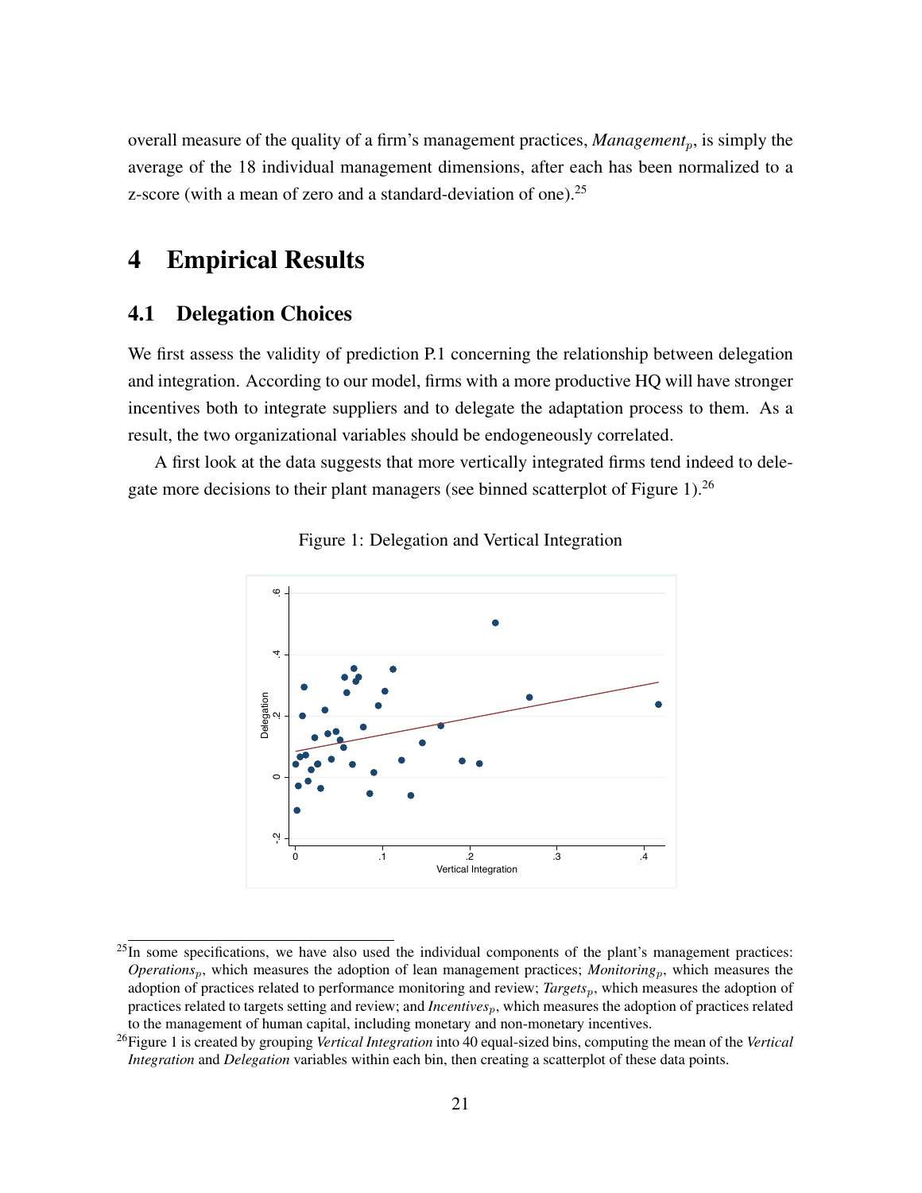overall measure of the quality of a firm's management practices, $Management_p$, is simply the average of the 18 individual management dimensions, after each has been normalized to a z-score (with a mean of zero and a standard-deviation of one).[25]

# 4 Empirical Results

## 4.1 Delegation Choices

We first assess the validity of prediction P.1 concerning the relationship between delegation and integration. According to our model, firms with a more productive HQ will have stronger incentives both to integrate suppliers and to delegate the adaptation process to them. As a result, the two organizational variables should be endogeneously correlated.

A first look at the data suggests that more vertically integrated firms tend indeed to delegate more decisions to their plant managers (see binned scatterplot of Figure 1).[26]

Figure 1: Delegation and Vertical Integration

[25] In some specifications, we have also used the individual components of the plant's management practices: $Operations_p$, which measures the adoption of lean management practices; $Monitoring_p$, which measures the adoption of practices related to performance monitoring and review; $Targets_p$, which measures the adoption of practices related to targets setting and review; and $Incentives_p$, which measures the adoption of practices related to the management of human capital, including monetary and non-monetary incentives.

[26] Figure 1 is created by grouping *Vertical Integration* into 40 equal-sized bins, computing the mean of the *Vertical Integration* and *Delegation* variables within each bin, then creating a scatterplot of these data points.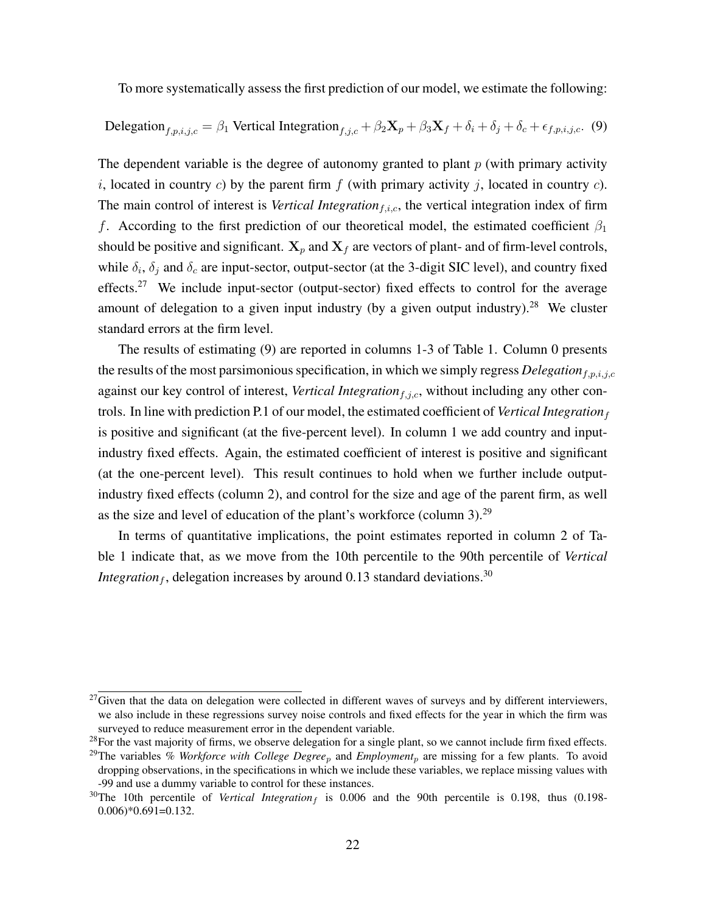To more systematically assess the first prediction of our model, we estimate the following:

$$\text{Delegation}_{f,p,i,j,c} = \beta_1 \text{ Vertical Integration}_{f,j,c} + \beta_2 \mathbf{X}_p + \beta_3 \mathbf{X}_f + \delta_i + \delta_j + \delta_c + \epsilon_{f,p,i,j,c}. \quad (9)$$

The dependent variable is the degree of autonomy granted to plant $p$ (with primary activity $i$, located in country $c$) by the parent firm $f$ (with primary activity $j$, located in country $c$). The main control of interest is *Vertical Integration*$_{f,i,c}$, the vertical integration index of firm $f$. According to the first prediction of our theoretical model, the estimated coefficient $\beta_1$ should be positive and significant. $\mathbf{X}_p$ and $\mathbf{X}_f$ are vectors of plant- and of firm-level controls, while $\delta_i$, $\delta_j$ and $\delta_c$ are input-sector, output-sector (at the 3-digit SIC level), and country fixed effects.[27] We include input-sector (output-sector) fixed effects to control for the average amount of delegation to a given input industry (by a given output industry).[28] We cluster standard errors at the firm level.

The results of estimating (9) are reported in columns 1-3 of Table 1. Column 0 presents the results of the most parsimonious specification, in which we simply regress *Delegation*$_{f,p,i,j,c}$ against our key control of interest, *Vertical Integration*$_{f,j,c}$, without including any other controls. In line with prediction P.1 of our model, the estimated coefficient of *Vertical Integration*$_f$ is positive and significant (at the five-percent level). In column 1 we add country and input-industry fixed effects. Again, the estimated coefficient of interest is positive and significant (at the one-percent level). This result continues to hold when we further include output-industry fixed effects (column 2), and control for the size and age of the parent firm, as well as the size and level of education of the plant's workforce (column 3).[29]

In terms of quantitative implications, the point estimates reported in column 2 of Table 1 indicate that, as we move from the 10th percentile to the 90th percentile of *Vertical Integration*$_f$, delegation increases by around 0.13 standard deviations.[30]

---

[27] Given that the data on delegation were collected in different waves of surveys and by different interviewers, we also include in these regressions survey noise controls and fixed effects for the year in which the firm was surveyed to reduce measurement error in the dependent variable.

[28] For the vast majority of firms, we observe delegation for a single plant, so we cannot include firm fixed effects.

[29] The variables *% Workforce with College Degree*$_p$ and *Employment*$_p$ are missing for a few plants. To avoid dropping observations, in the specifications in which we include these variables, we replace missing values with -99 and use a dummy variable to control for these instances.

[30] The 10th percentile of *Vertical Integration*$_f$ is 0.006 and the 90th percentile is 0.198, thus (0.198-0.006)*0.691=0.132.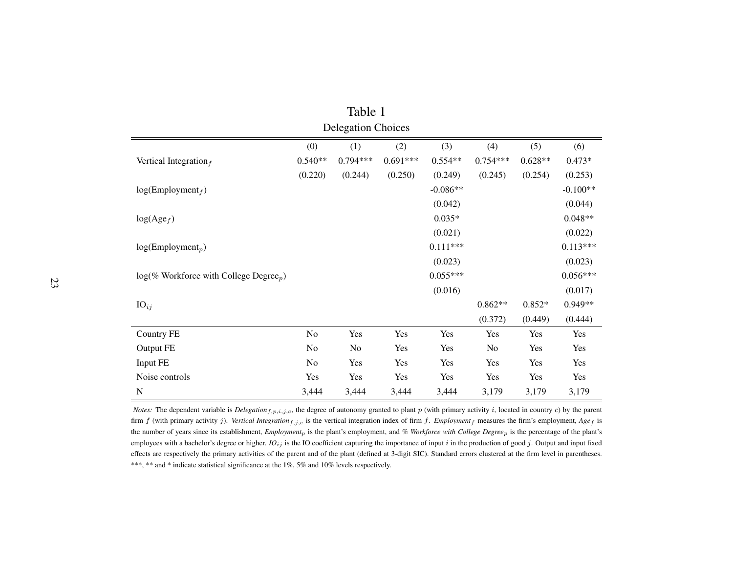# Table 1

## Delegation Choices

| | (0) | (1) | (2) | (3) | (4) | (5) | (6) |
|---|---|---|---|---|---|---|---|
| Vertical Integration$_f$ | 0.540** | 0.794*** | 0.691*** | 0.554** | 0.754*** | 0.628** | 0.473* |
| | (0.220) | (0.244) | (0.250) | (0.249) | (0.245) | (0.254) | (0.253) |
| log(Employment$_f$) | | | | -0.086** | | | -0.100** |
| | | | | (0.042) | | | (0.044) |
| log(Age$_f$) | | | | 0.035* | | | 0.048** |
| | | | | (0.021) | | | (0.022) |
| log(Employment$_p$) | | | | 0.111*** | | | 0.113*** |
| | | | | (0.023) | | | (0.023) |
| log(% Workforce with College Degree$_p$) | | | | 0.055*** | | | 0.056*** |
| | | | | (0.016) | | | (0.017) |
| IO$_{ij}$ | | | | | 0.862** | 0.852* | 0.949** |
| | | | | | (0.372) | (0.449) | (0.444) |
| Country FE | No | Yes | Yes | Yes | Yes | Yes | Yes |
| Output FE | No | No | Yes | Yes | No | Yes | Yes |
| Input FE | No | Yes | Yes | Yes | Yes | Yes | Yes |
| Noise controls | Yes | Yes | Yes | Yes | Yes | Yes | Yes |
| N | 3,444 | 3,444 | 3,444 | 3,444 | 3,179 | 3,179 | 3,179 |

*Notes:* The dependent variable is *Delegation*$_{f,p,i,j,c}$, the degree of autonomy granted to plant $p$ (with primary activity $i$, located in country $c$) by the parent firm $f$ (with primary activity $j$). *Vertical Integration*$_{f,j,c}$ is the vertical integration index of firm $f$. *Employment*$_f$ measures the firm's employment, *Age*$_f$ is the number of years since its establishment, *Employment*$_p$ is the plant's employment, and *% Workforce with College Degree*$_p$ is the percentage of the plant's employees with a bachelor's degree or higher. *IO*$_{ij}$ is the IO coefficient capturing the importance of input $i$ in the production of good $j$. Output and input fixed effects are respectively the primary activities of the parent and of the plant (defined at 3-digit SIC). Standard errors clustered at the firm level in parentheses. ***, ** and * indicate statistical significance at the 1%, 5% and 10% levels respectively.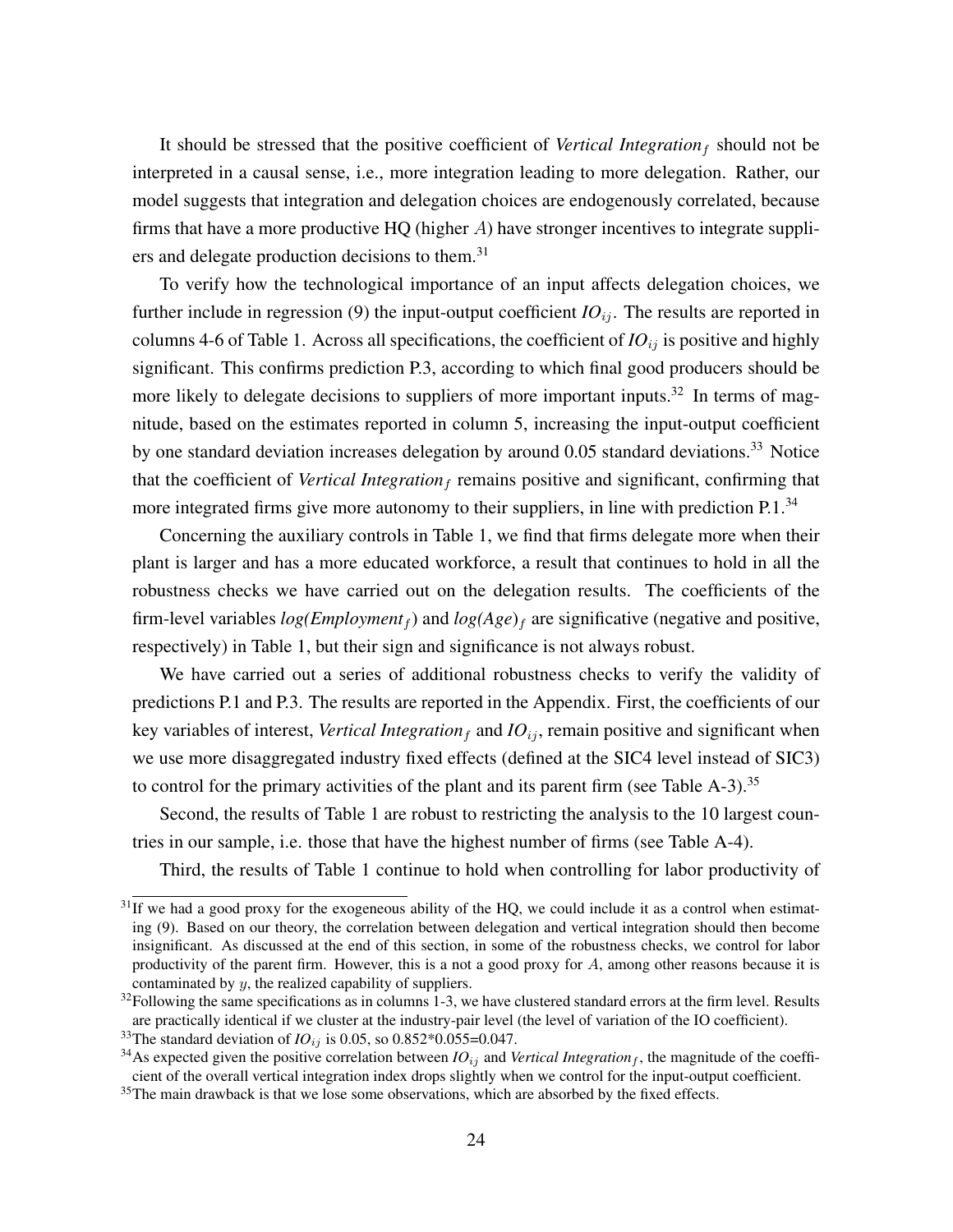It should be stressed that the positive coefficient of *Vertical Integration$_f$* should not be interpreted in a causal sense, i.e., more integration leading to more delegation. Rather, our model suggests that integration and delegation choices are endogenously correlated, because firms that have a more productive HQ (higher $A$) have stronger incentives to integrate suppliers and delegate production decisions to them.[31]

To verify how the technological importance of an input affects delegation choices, we further include in regression (9) the input-output coefficient *IO$_{ij}$*. The results are reported in columns 4-6 of Table 1. Across all specifications, the coefficient of *IO$_{ij}$* is positive and highly significant. This confirms prediction P.3, according to which final good producers should be more likely to delegate decisions to suppliers of more important inputs.[32] In terms of magnitude, based on the estimates reported in column 5, increasing the input-output coefficient by one standard deviation increases delegation by around 0.05 standard deviations.[33] Notice that the coefficient of *Vertical Integration$_f$* remains positive and significant, confirming that more integrated firms give more autonomy to their suppliers, in line with prediction P.1.[34]

Concerning the auxiliary controls in Table 1, we find that firms delegate more when their plant is larger and has a more educated workforce, a result that continues to hold in all the robustness checks we have carried out on the delegation results. The coefficients of the firm-level variables *log(Employment$_f$)* and *log(Age)$_f$* are significative (negative and positive, respectively) in Table 1, but their sign and significance is not always robust.

We have carried out a series of additional robustness checks to verify the validity of predictions P.1 and P.3. The results are reported in the Appendix. First, the coefficients of our key variables of interest, *Vertical Integration$_f$* and *IO$_{ij}$*, remain positive and significant when we use more disaggregated industry fixed effects (defined at the SIC4 level instead of SIC3) to control for the primary activities of the plant and its parent firm (see Table A-3).[35]

Second, the results of Table 1 are robust to restricting the analysis to the 10 largest countries in our sample, i.e. those that have the highest number of firms (see Table A-4).

Third, the results of Table 1 continue to hold when controlling for labor productivity of

---

[31] If we had a good proxy for the exogeneous ability of the HQ, we could include it as a control when estimating (9). Based on our theory, the correlation between delegation and vertical integration should then become insignificant. As discussed at the end of this section, in some of the robustness checks, we control for labor productivity of the parent firm. However, this is a not a good proxy for $A$, among other reasons because it is contaminated by $y$, the realized capability of suppliers.

[32] Following the same specifications as in columns 1-3, we have clustered standard errors at the firm level. Results are practically identical if we cluster at the industry-pair level (the level of variation of the IO coefficient).

[33] The standard deviation of *IO$_{ij}$* is 0.05, so 0.852*0.055=0.047.

[34] As expected given the positive correlation between *IO$_{ij}$* and *Vertical Integration$_f$*, the magnitude of the coefficient of the overall vertical integration index drops slightly when we control for the input-output coefficient.

[35] The main drawback is that we lose some observations, which are absorbed by the fixed effects.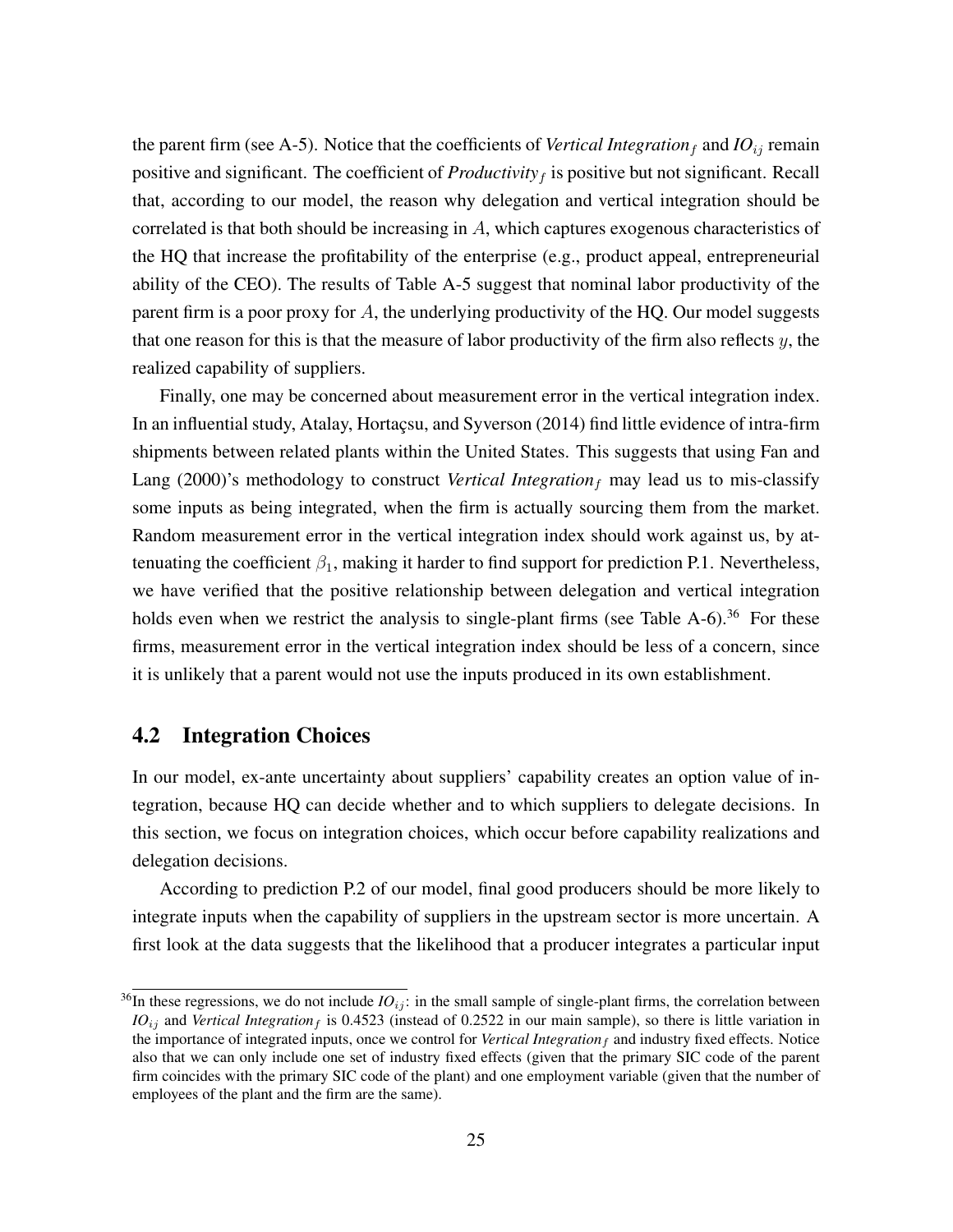the parent firm (see A-5). Notice that the coefficients of *Vertical Integration*$_f$ and *IO*$_{ij}$ remain positive and significant. The coefficient of *Productivity*$_f$ is positive but not significant. Recall that, according to our model, the reason why delegation and vertical integration should be correlated is that both should be increasing in $A$, which captures exogenous characteristics of the HQ that increase the profitability of the enterprise (e.g., product appeal, entrepreneurial ability of the CEO). The results of Table A-5 suggest that nominal labor productivity of the parent firm is a poor proxy for $A$, the underlying productivity of the HQ. Our model suggests that one reason for this is that the measure of labor productivity of the firm also reflects $y$, the realized capability of suppliers.

Finally, one may be concerned about measurement error in the vertical integration index. In an influential study, Atalay, Hortaçsu, and Syverson (2014) find little evidence of intra-firm shipments between related plants within the United States. This suggests that using Fan and Lang (2000)'s methodology to construct *Vertical Integration*$_f$ may lead us to mis-classify some inputs as being integrated, when the firm is actually sourcing them from the market. Random measurement error in the vertical integration index should work against us, by attenuating the coefficient $\beta_1$, making it harder to find support for prediction P.1. Nevertheless, we have verified that the positive relationship between delegation and vertical integration holds even when we restrict the analysis to single-plant firms (see Table A-6).[36] For these firms, measurement error in the vertical integration index should be less of a concern, since it is unlikely that a parent would not use the inputs produced in its own establishment.

## 4.2 Integration Choices

In our model, ex-ante uncertainty about suppliers' capability creates an option value of integration, because HQ can decide whether and to which suppliers to delegate decisions. In this section, we focus on integration choices, which occur before capability realizations and delegation decisions.

According to prediction P.2 of our model, final good producers should be more likely to integrate inputs when the capability of suppliers in the upstream sector is more uncertain. A first look at the data suggests that the likelihood that a producer integrates a particular input

[36] In these regressions, we do not include *IO*$_{ij}$: in the small sample of single-plant firms, the correlation between *IO*$_{ij}$ and *Vertical Integration*$_f$ is 0.4523 (instead of 0.2522 in our main sample), so there is little variation in the importance of integrated inputs, once we control for *Vertical Integration*$_f$ and industry fixed effects. Notice also that we can only include one set of industry fixed effects (given that the primary SIC code of the parent firm coincides with the primary SIC code of the plant) and one employment variable (given that the number of employees of the plant and the firm are the same).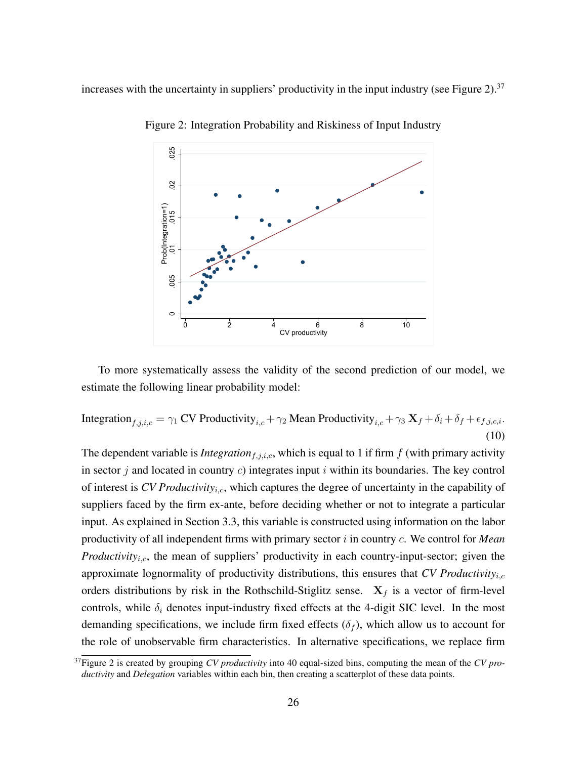increases with the uncertainty in suppliers' productivity in the input industry (see Figure 2).[37]

Figure 2: Integration Probability and Riskiness of Input Industry

To more systematically assess the validity of the second prediction of our model, we estimate the following linear probability model:

$$\text{Integration}_{f,j,i,c} = \gamma_1 \text{ CV Productivity}_{i,c} + \gamma_2 \text{ Mean Productivity}_{i,c} + \gamma_3 \, \mathbf{X}_f + \delta_i + \delta_f + \epsilon_{f,j,c,i}. \tag{10}$$

The dependent variable is *Integration*$_{f,j,i,c}$, which is equal to 1 if firm $f$ (with primary activity in sector $j$ and located in country $c$) integrates input $i$ within its boundaries. The key control of interest is *CV Productivity*$_{i,c}$, which captures the degree of uncertainty in the capability of suppliers faced by the firm ex-ante, before deciding whether or not to integrate a particular input. As explained in Section 3.3, this variable is constructed using information on the labor productivity of all independent firms with primary sector $i$ in country $c$. We control for *Mean Productivity*$_{i,c}$, the mean of suppliers' productivity in each country-input-sector; given the approximate lognormality of productivity distributions, this ensures that *CV Productivity*$_{i,c}$ orders distributions by risk in the Rothschild-Stiglitz sense. $\mathbf{X}_f$ is a vector of firm-level controls, while $\delta_i$ denotes input-industry fixed effects at the 4-digit SIC level. In the most demanding specifications, we include firm fixed effects ($\delta_f$), which allow us to account for the role of unobservable firm characteristics. In alternative specifications, we replace firm

[37] Figure 2 is created by grouping *CV productivity* into 40 equal-sized bins, computing the mean of the *CV productivity* and *Delegation* variables within each bin, then creating a scatterplot of these data points.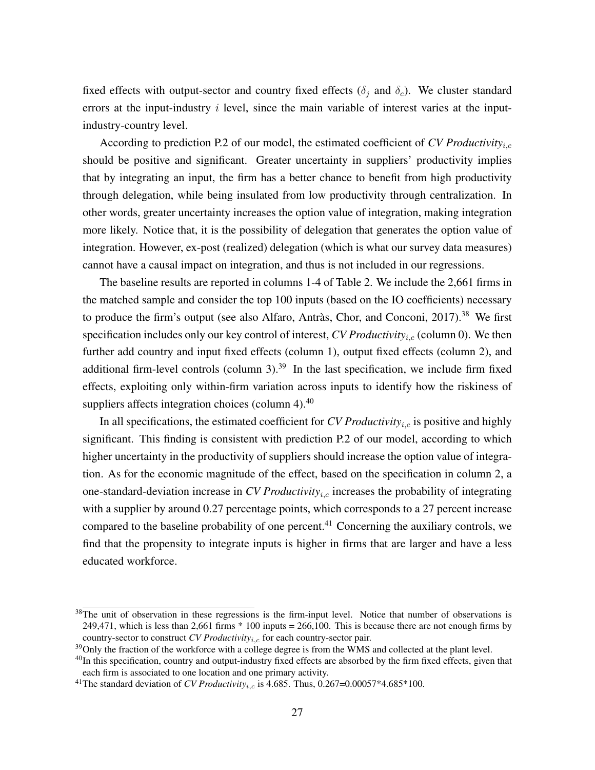fixed effects with output-sector and country fixed effects ($\delta_j$ and $\delta_c$). We cluster standard errors at the input-industry $i$ level, since the main variable of interest varies at the input-industry-country level.

According to prediction P.2 of our model, the estimated coefficient of *CV Productivity*$_{i,c}$ should be positive and significant. Greater uncertainty in suppliers' productivity implies that by integrating an input, the firm has a better chance to benefit from high productivity through delegation, while being insulated from low productivity through centralization. In other words, greater uncertainty increases the option value of integration, making integration more likely. Notice that, it is the possibility of delegation that generates the option value of integration. However, ex-post (realized) delegation (which is what our survey data measures) cannot have a causal impact on integration, and thus is not included in our regressions.

The baseline results are reported in columns 1-4 of Table 2. We include the 2,661 firms in the matched sample and consider the top 100 inputs (based on the IO coefficients) necessary to produce the firm's output (see also Alfaro, Antràs, Chor, and Conconi, 2017).[38] We first specification includes only our key control of interest, *CV Productivity*$_{i,c}$ (column 0). We then further add country and input fixed effects (column 1), output fixed effects (column 2), and additional firm-level controls (column 3).[39] In the last specification, we include firm fixed effects, exploiting only within-firm variation across inputs to identify how the riskiness of suppliers affects integration choices (column 4).[40]

In all specifications, the estimated coefficient for *CV Productivity*$_{i,c}$ is positive and highly significant. This finding is consistent with prediction P.2 of our model, according to which higher uncertainty in the productivity of suppliers should increase the option value of integration. As for the economic magnitude of the effect, based on the specification in column 2, a one-standard-deviation increase in *CV Productivity*$_{i,c}$ increases the probability of integrating with a supplier by around 0.27 percentage points, which corresponds to a 27 percent increase compared to the baseline probability of one percent.[41] Concerning the auxiliary controls, we find that the propensity to integrate inputs is higher in firms that are larger and have a less educated workforce.

---

[38] The unit of observation in these regressions is the firm-input level. Notice that number of observations is 249,471, which is less than 2,661 firms * 100 inputs = 266,100. This is because there are not enough firms by country-sector to construct *CV Productivity*$_{i,c}$ for each country-sector pair.

[39] Only the fraction of the workforce with a college degree is from the WMS and collected at the plant level.

[40] In this specification, country and output-industry fixed effects are absorbed by the firm fixed effects, given that each firm is associated to one location and one primary activity.

[41] The standard deviation of *CV Productivity*$_{i,c}$ is 4.685. Thus, 0.267=0.00057*4.685*100.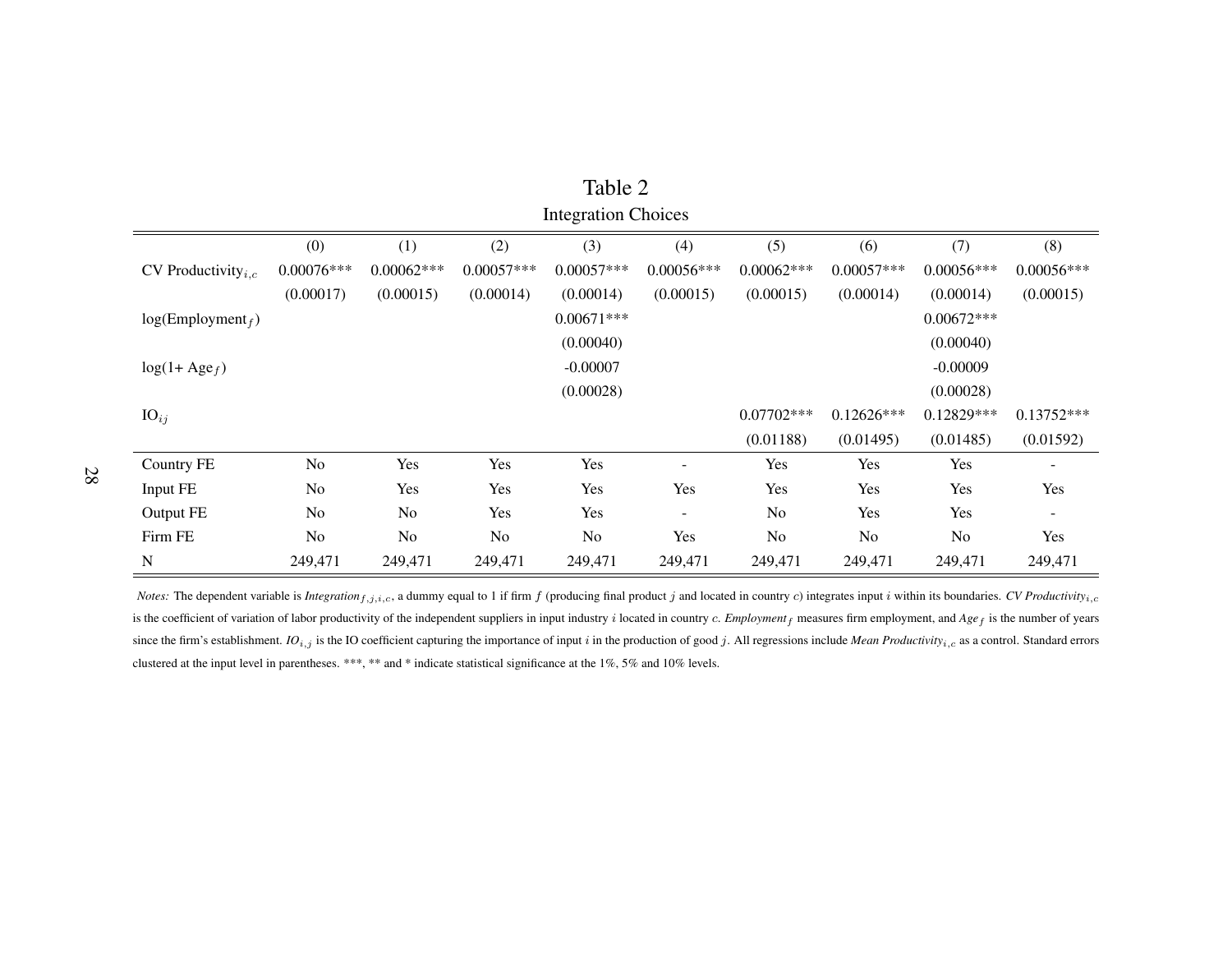# Table 2

## Integration Choices

| | (0) | (1) | (2) | (3) | (4) | (5) | (6) | (7) | (8) |
|---|---|---|---|---|---|---|---|---|---|
| CV Productivity$_{i,c}$ | 0.00076*** | 0.00062*** | 0.00057*** | 0.00057*** | 0.00056*** | 0.00062*** | 0.00057*** | 0.00056*** | 0.00056*** |
| | (0.00017) | (0.00015) | (0.00014) | (0.00014) | (0.00015) | (0.00015) | (0.00014) | (0.00014) | (0.00015) |
| log(Employment$_f$) | | | | 0.00671*** | | | | 0.00672*** | |
| | | | | (0.00040) | | | | (0.00040) | |
| log(1+ Age$_f$) | | | | -0.00007 | | | | -0.00009 | |
| | | | | (0.00028) | | | | (0.00028) | |
| IO$_{ij}$ | | | | | | 0.07702*** | 0.12626*** | 0.12829*** | 0.13752*** |
| | | | | | | (0.01188) | (0.01495) | (0.01485) | (0.01592) |
| Country FE | No | Yes | Yes | Yes | - | Yes | Yes | Yes | - |
| Input FE | No | Yes | Yes | Yes | Yes | Yes | Yes | Yes | Yes |
| Output FE | No | No | Yes | Yes | - | No | Yes | Yes | - |
| Firm FE | No | No | No | No | Yes | No | No | No | Yes |
| N | 249,471 | 249,471 | 249,471 | 249,471 | 249,471 | 249,471 | 249,471 | 249,471 | 249,471 |

*Notes:* The dependent variable is *Integration*$_{f,j,i,c}$, a dummy equal to 1 if firm $f$ (producing final product $j$ and located in country $c$) integrates input $i$ within its boundaries. *CV Productivity*$_{i,c}$ is the coefficient of variation of labor productivity of the independent suppliers in input industry $i$ located in country $c$. *Employment*$_f$ measures firm employment, and *Age*$_f$ is the number of years since the firm's establishment. *IO*$_{i,j}$ is the IO coefficient capturing the importance of input $i$ in the production of good $j$. All regressions include *Mean Productivity*$_{i,c}$ as a control. Standard errors clustered at the input level in parentheses. ***, ** and * indicate statistical significance at the 1%, 5% and 10% levels.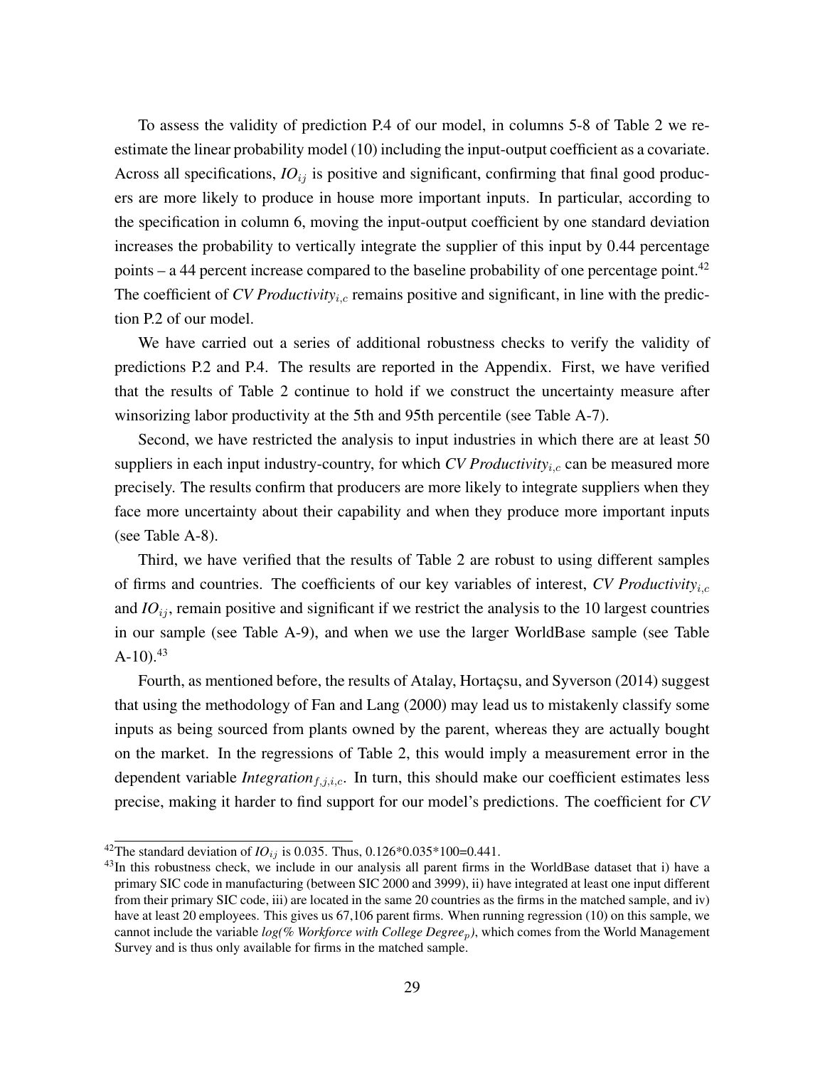To assess the validity of prediction P.4 of our model, in columns 5-8 of Table 2 we re-estimate the linear probability model (10) including the input-output coefficient as a covariate. Across all specifications, $IO_{ij}$ is positive and significant, confirming that final good producers are more likely to produce in house more important inputs. In particular, according to the specification in column 6, moving the input-output coefficient by one standard deviation increases the probability to vertically integrate the supplier of this input by 0.44 percentage points – a 44 percent increase compared to the baseline probability of one percentage point.[42] The coefficient of $CV\ Productivity_{i,c}$ remains positive and significant, in line with the prediction P.2 of our model.

We have carried out a series of additional robustness checks to verify the validity of predictions P.2 and P.4. The results are reported in the Appendix. First, we have verified that the results of Table 2 continue to hold if we construct the uncertainty measure after winsorizing labor productivity at the 5th and 95th percentile (see Table A-7).

Second, we have restricted the analysis to input industries in which there are at least 50 suppliers in each input industry-country, for which $CV\ Productivity_{i,c}$ can be measured more precisely. The results confirm that producers are more likely to integrate suppliers when they face more uncertainty about their capability and when they produce more important inputs (see Table A-8).

Third, we have verified that the results of Table 2 are robust to using different samples of firms and countries. The coefficients of our key variables of interest, $CV\ Productivity_{i,c}$ and $IO_{ij}$, remain positive and significant if we restrict the analysis to the 10 largest countries in our sample (see Table A-9), and when we use the larger WorldBase sample (see Table A-10).[43]

Fourth, as mentioned before, the results of Atalay, Hortaçsu, and Syverson (2014) suggest that using the methodology of Fan and Lang (2000) may lead us to mistakenly classify some inputs as being sourced from plants owned by the parent, whereas they are actually bought on the market. In the regressions of Table 2, this would imply a measurement error in the dependent variable $Integration_{f,j,i,c}$. In turn, this should make our coefficient estimates less precise, making it harder to find support for our model's predictions. The coefficient for *CV*

---

[42] The standard deviation of $IO_{ij}$ is 0.035. Thus, 0.126\*0.035\*100=0.441.

[43] In this robustness check, we include in our analysis all parent firms in the WorldBase dataset that i) have a primary SIC code in manufacturing (between SIC 2000 and 3999), ii) have integrated at least one input different from their primary SIC code, iii) are located in the same 20 countries as the firms in the matched sample, and iv) have at least 20 employees. This gives us 67,106 parent firms. When running regression (10) on this sample, we cannot include the variable $log(\%\ Workforce\ with\ College\ Degree_p)$, which comes from the World Management Survey and is thus only available for firms in the matched sample.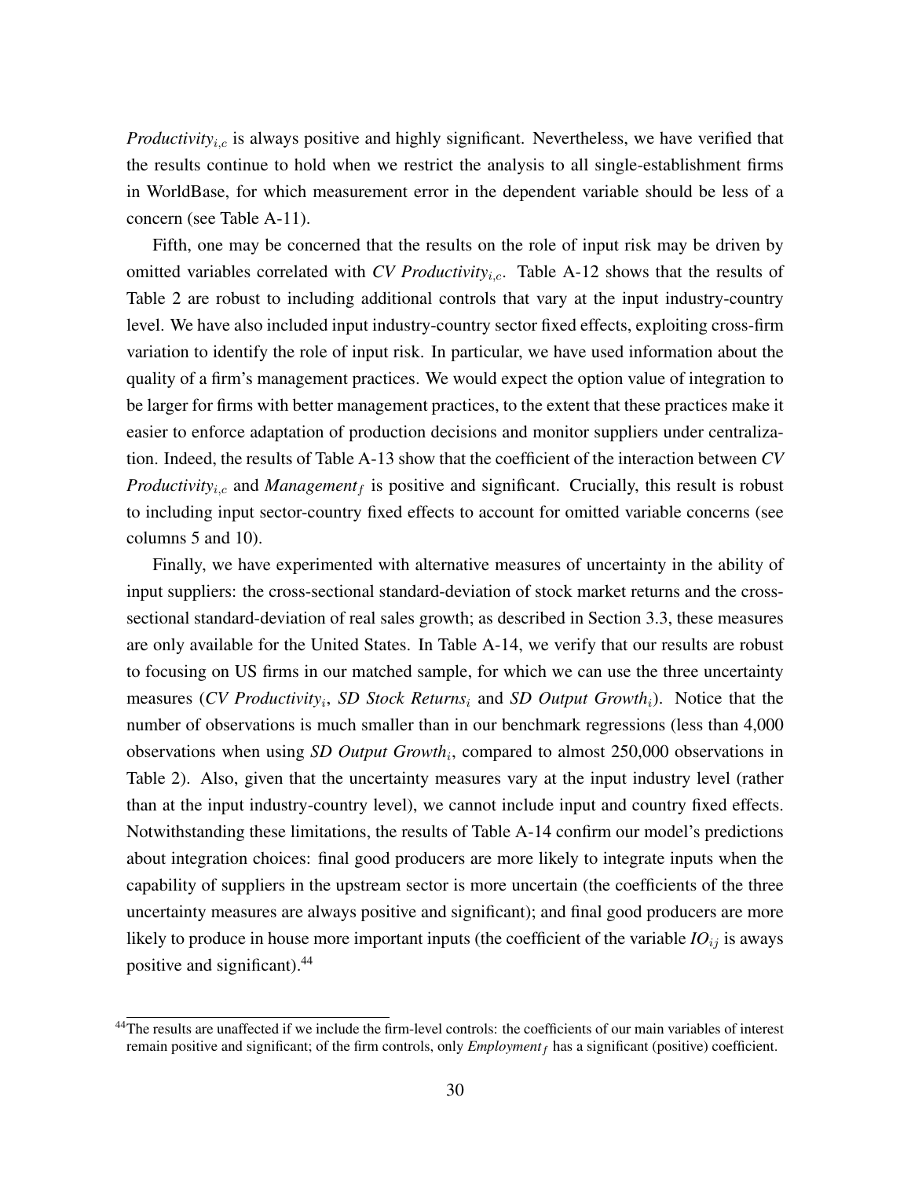*Productivity*$_{i,c}$ is always positive and highly significant. Nevertheless, we have verified that the results continue to hold when we restrict the analysis to all single-establishment firms in WorldBase, for which measurement error in the dependent variable should be less of a concern (see Table A-11).

Fifth, one may be concerned that the results on the role of input risk may be driven by omitted variables correlated with *CV Productivity*$_{i,c}$. Table A-12 shows that the results of Table 2 are robust to including additional controls that vary at the input industry-country level. We have also included input industry-country sector fixed effects, exploiting cross-firm variation to identify the role of input risk. In particular, we have used information about the quality of a firm's management practices. We would expect the option value of integration to be larger for firms with better management practices, to the extent that these practices make it easier to enforce adaptation of production decisions and monitor suppliers under centralization. Indeed, the results of Table A-13 show that the coefficient of the interaction between *CV Productivity*$_{i,c}$ and *Management*$_f$ is positive and significant. Crucially, this result is robust to including input sector-country fixed effects to account for omitted variable concerns (see columns 5 and 10).

Finally, we have experimented with alternative measures of uncertainty in the ability of input suppliers: the cross-sectional standard-deviation of stock market returns and the cross-sectional standard-deviation of real sales growth; as described in Section 3.3, these measures are only available for the United States. In Table A-14, we verify that our results are robust to focusing on US firms in our matched sample, for which we can use the three uncertainty measures (*CV Productivity*$_i$, *SD Stock Returns*$_i$ and *SD Output Growth*$_i$). Notice that the number of observations is much smaller than in our benchmark regressions (less than 4,000 observations when using *SD Output Growth*$_i$, compared to almost 250,000 observations in Table 2). Also, given that the uncertainty measures vary at the input industry level (rather than at the input industry-country level), we cannot include input and country fixed effects. Notwithstanding these limitations, the results of Table A-14 confirm our model's predictions about integration choices: final good producers are more likely to integrate inputs when the capability of suppliers in the upstream sector is more uncertain (the coefficients of the three uncertainty measures are always positive and significant); and final good producers are more likely to produce in house more important inputs (the coefficient of the variable *IO*$_{ij}$ is aways positive and significant).[44]

[44] The results are unaffected if we include the firm-level controls: the coefficients of our main variables of interest remain positive and significant; of the firm controls, only *Employment*$_f$ has a significant (positive) coefficient.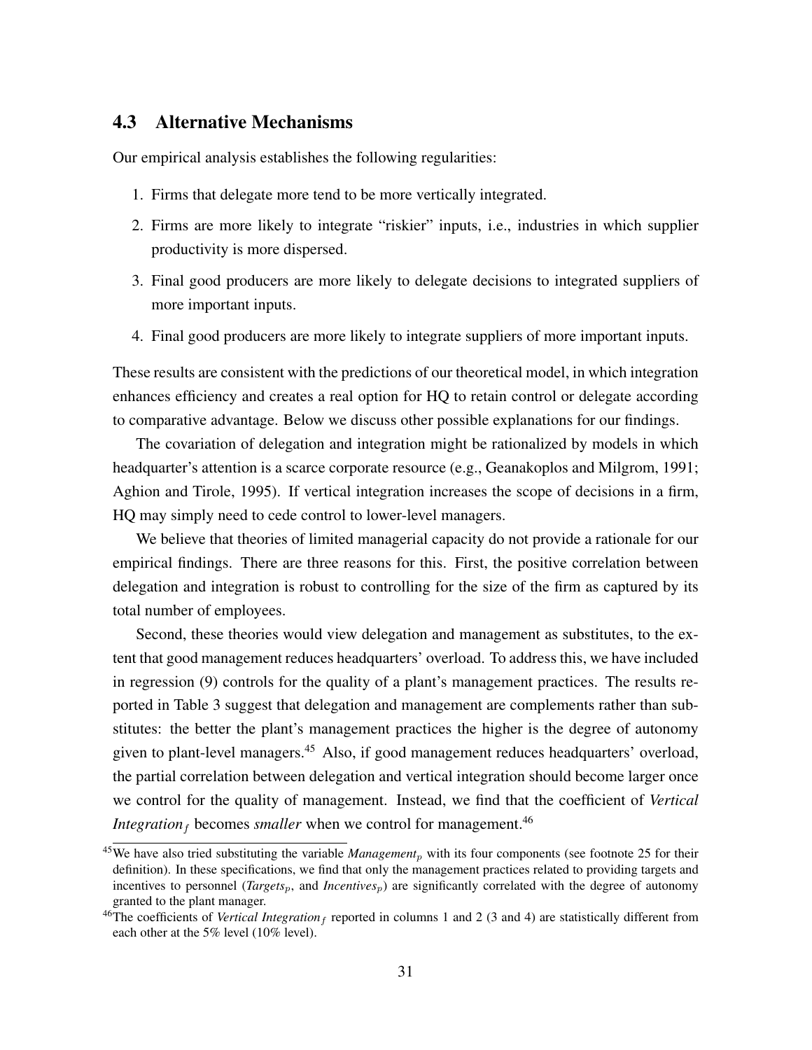## 4.3 Alternative Mechanisms

Our empirical analysis establishes the following regularities:

1. Firms that delegate more tend to be more vertically integrated.
2. Firms are more likely to integrate "riskier" inputs, i.e., industries in which supplier productivity is more dispersed.
3. Final good producers are more likely to delegate decisions to integrated suppliers of more important inputs.
4. Final good producers are more likely to integrate suppliers of more important inputs.

These results are consistent with the predictions of our theoretical model, in which integration enhances efficiency and creates a real option for HQ to retain control or delegate according to comparative advantage. Below we discuss other possible explanations for our findings.

The covariation of delegation and integration might be rationalized by models in which headquarter's attention is a scarce corporate resource (e.g., Geanakoplos and Milgrom, 1991; Aghion and Tirole, 1995). If vertical integration increases the scope of decisions in a firm, HQ may simply need to cede control to lower-level managers.

We believe that theories of limited managerial capacity do not provide a rationale for our empirical findings. There are three reasons for this. First, the positive correlation between delegation and integration is robust to controlling for the size of the firm as captured by its total number of employees.

Second, these theories would view delegation and management as substitutes, to the extent that good management reduces headquarters' overload. To address this, we have included in regression (9) controls for the quality of a plant's management practices. The results reported in Table 3 suggest that delegation and management are complements rather than substitutes: the better the plant's management practices the higher is the degree of autonomy given to plant-level managers.[45] Also, if good management reduces headquarters' overload, the partial correlation between delegation and vertical integration should become larger once we control for the quality of management. Instead, we find that the coefficient of *Vertical Integration*$_f$ becomes *smaller* when we control for management.[46]

[45] We have also tried substituting the variable *Management*$_p$ with its four components (see footnote 25 for their definition). In these specifications, we find that only the management practices related to providing targets and incentives to personnel (*Targets*$_p$, and *Incentives*$_p$) are significantly correlated with the degree of autonomy granted to the plant manager.

[46] The coefficients of *Vertical Integration*$_f$ reported in columns 1 and 2 (3 and 4) are statistically different from each other at the 5% level (10% level).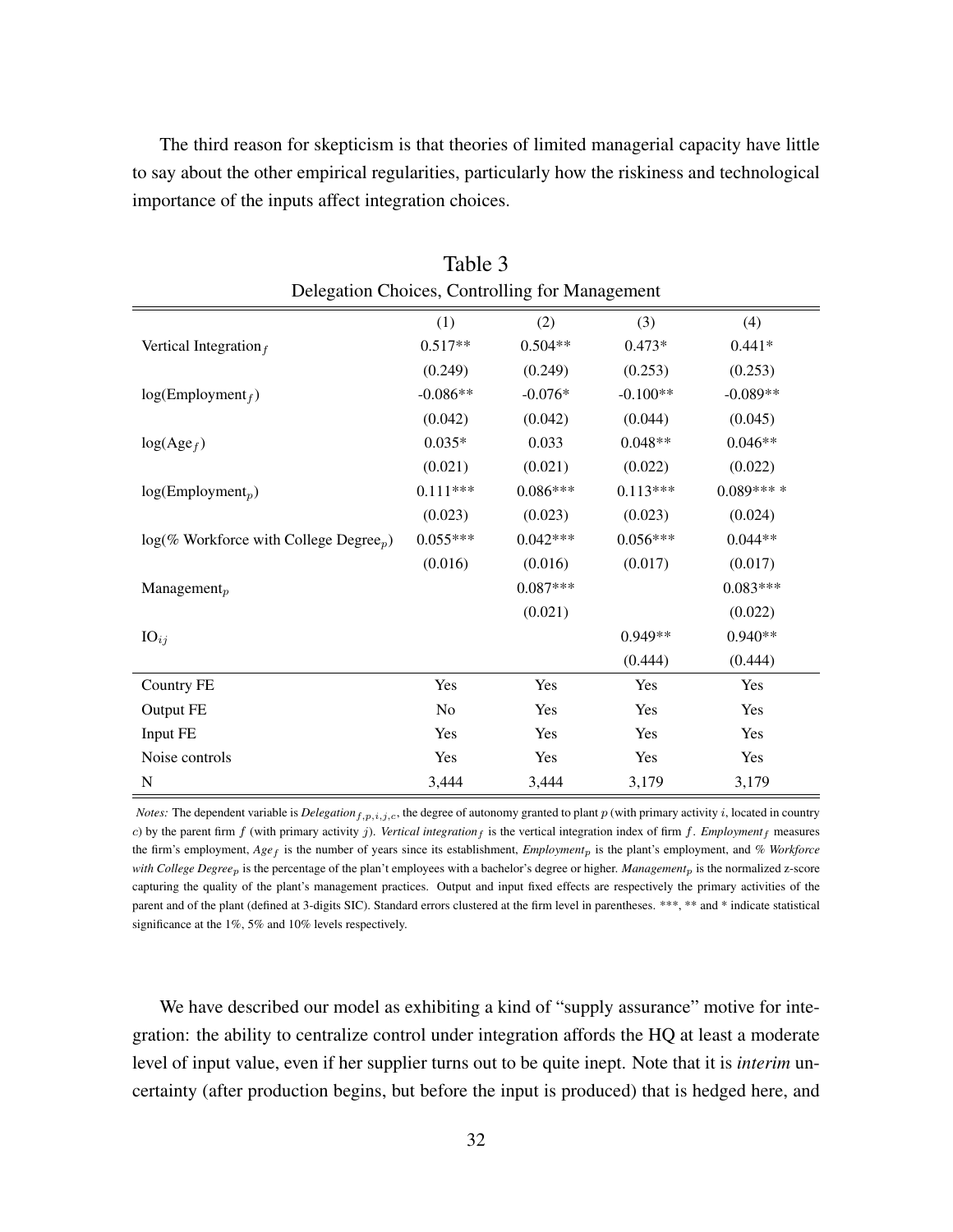The third reason for skepticism is that theories of limited managerial capacity have little to say about the other empirical regularities, particularly how the riskiness and technological importance of the inputs affect integration choices.

Table 3
Delegation Choices, Controlling for Management

| | (1) | (2) | (3) | (4) |
|---|---|---|---|---|
| Vertical Integration$_f$ | 0.517** | 0.504** | 0.473* | 0.441* |
| | (0.249) | (0.249) | (0.253) | (0.253) |
| log(Employment$_f$) | -0.086** | -0.076* | -0.100** | -0.089** |
| | (0.042) | (0.042) | (0.044) | (0.045) |
| log(Age$_f$) | 0.035* | 0.033 | 0.048** | 0.046** |
| | (0.021) | (0.021) | (0.022) | (0.022) |
| log(Employment$_p$) | 0.111*** | 0.086*** | 0.113*** | 0.089*** * |
| | (0.023) | (0.023) | (0.023) | (0.024) |
| log(% Workforce with College Degree$_p$) | 0.055*** | 0.042*** | 0.056*** | 0.044** |
| | (0.016) | (0.016) | (0.017) | (0.017) |
| Management$_p$ | | 0.087*** | | 0.083*** |
| | | (0.021) | | (0.022) |
| IO$_{ij}$ | | | 0.949** | 0.940** |
| | | | (0.444) | (0.444) |
| Country FE | Yes | Yes | Yes | Yes |
| Output FE | No | Yes | Yes | Yes |
| Input FE | Yes | Yes | Yes | Yes |
| Noise controls | Yes | Yes | Yes | Yes |
| N | 3,444 | 3,444 | 3,179 | 3,179 |

*Notes:* The dependent variable is *Delegation*$_{f,p,i,j,c}$, the degree of autonomy granted to plant $p$ (with primary activity $i$, located in country $c$) by the parent firm $f$ (with primary activity $j$). *Vertical integration*$_f$ is the vertical integration index of firm $f$. *Employment*$_f$ measures the firm's employment, *Age*$_f$ is the number of years since its establishment, *Employment*$_p$ is the plant's employment, and *% Workforce with College Degree*$_p$ is the percentage of the plan't employees with a bachelor's degree or higher. *Management*$_p$ is the normalized z-score capturing the quality of the plant's management practices. Output and input fixed effects are respectively the primary activities of the parent and of the plant (defined at 3-digits SIC). Standard errors clustered at the firm level in parentheses. ***, ** and * indicate statistical significance at the 1%, 5% and 10% levels respectively.

We have described our model as exhibiting a kind of "supply assurance" motive for integration: the ability to centralize control under integration affords the HQ at least a moderate level of input value, even if her supplier turns out to be quite inept. Note that it is *interim* uncertainty (after production begins, but before the input is produced) that is hedged here, and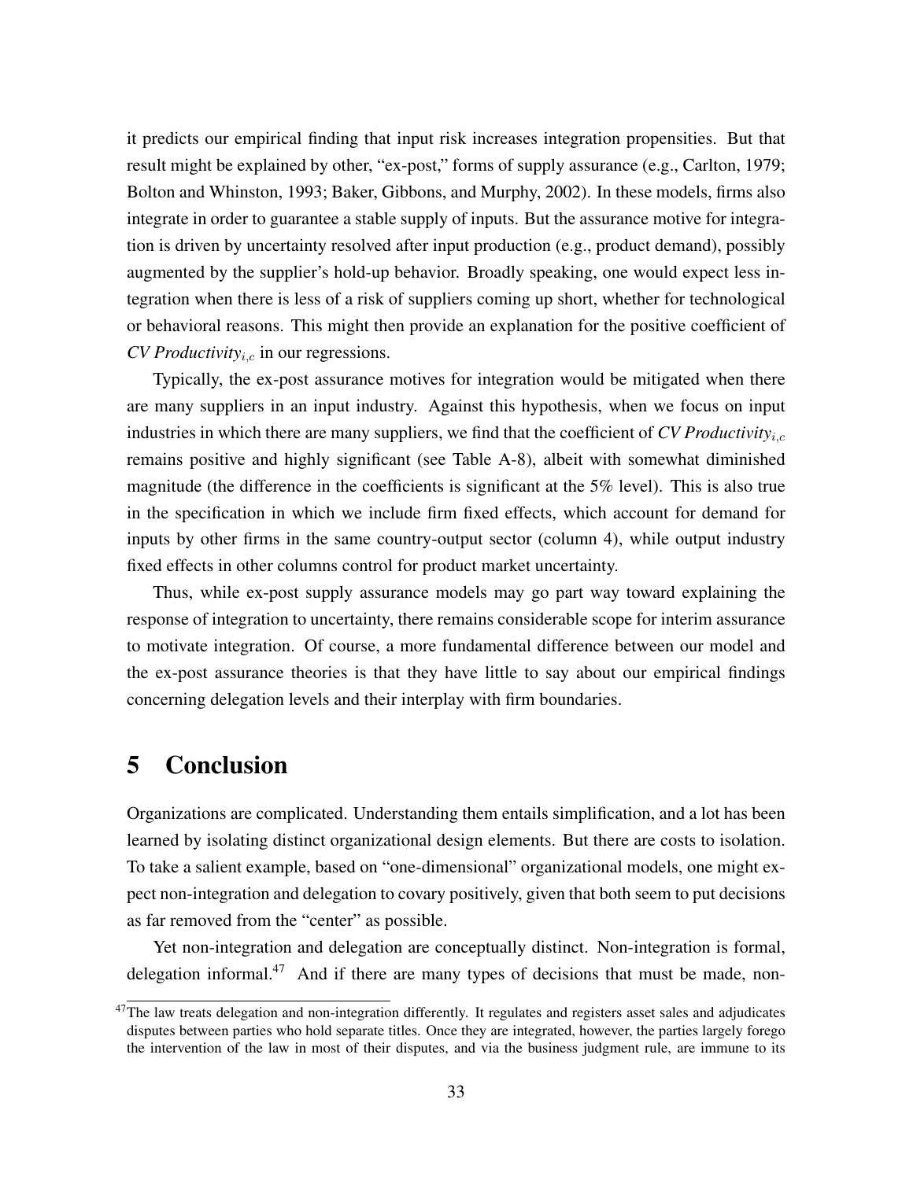it predicts our empirical finding that input risk increases integration propensities. But that result might be explained by other, "ex-post," forms of supply assurance (e.g., Carlton, 1979; Bolton and Whinston, 1993; Baker, Gibbons, and Murphy, 2002). In these models, firms also integrate in order to guarantee a stable supply of inputs. But the assurance motive for integration is driven by uncertainty resolved after input production (e.g., product demand), possibly augmented by the supplier's hold-up behavior. Broadly speaking, one would expect less integration when there is less of a risk of suppliers coming up short, whether for technological or behavioral reasons. This might then provide an explanation for the positive coefficient of *CV Productivity*$_{i,c}$ in our regressions.

Typically, the ex-post assurance motives for integration would be mitigated when there are many suppliers in an input industry. Against this hypothesis, when we focus on input industries in which there are many suppliers, we find that the coefficient of *CV Productivity*$_{i,c}$ remains positive and highly significant (see Table A-8), albeit with somewhat diminished magnitude (the difference in the coefficients is significant at the 5% level). This is also true in the specification in which we include firm fixed effects, which account for demand for inputs by other firms in the same country-output sector (column 4), while output industry fixed effects in other columns control for product market uncertainty.

Thus, while ex-post supply assurance models may go part way toward explaining the response of integration to uncertainty, there remains considerable scope for interim assurance to motivate integration. Of course, a more fundamental difference between our model and the ex-post assurance theories is that they have little to say about our empirical findings concerning delegation levels and their interplay with firm boundaries.

# 5 Conclusion

Organizations are complicated. Understanding them entails simplification, and a lot has been learned by isolating distinct organizational design elements. But there are costs to isolation. To take a salient example, based on "one-dimensional" organizational models, one might expect non-integration and delegation to covary positively, given that both seem to put decisions as far removed from the "center" as possible.

Yet non-integration and delegation are conceptually distinct. Non-integration is formal, delegation informal.[47] And if there are many types of decisions that must be made, non-

[47] The law treats delegation and non-integration differently. It regulates and registers asset sales and adjudicates disputes between parties who hold separate titles. Once they are integrated, however, the parties largely forego the intervention of the law in most of their disputes, and via the business judgment rule, are immune to its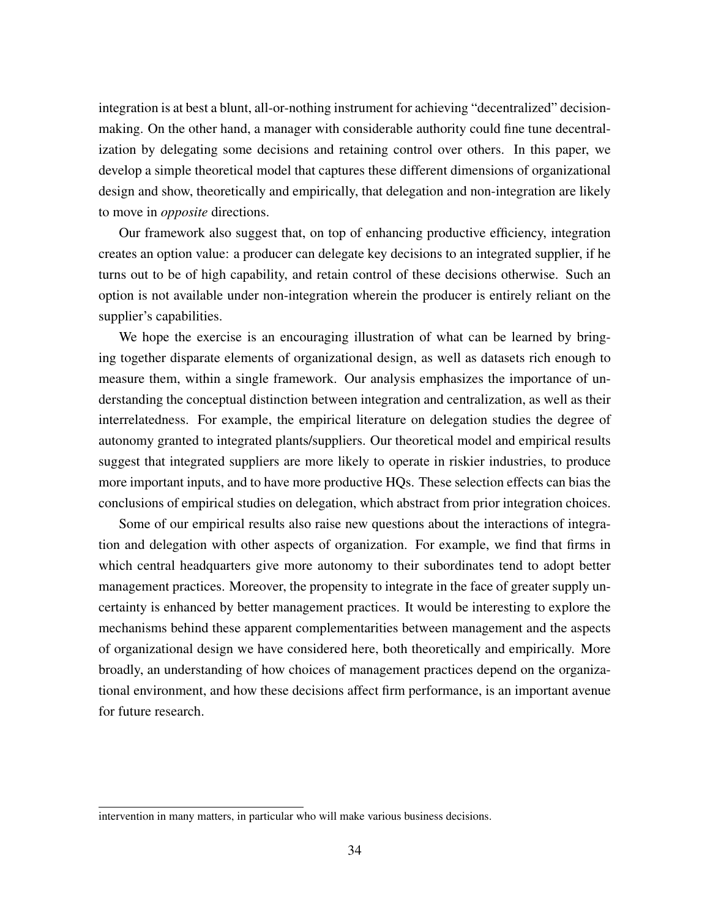integration is at best a blunt, all-or-nothing instrument for achieving "decentralized" decision-making. On the other hand, a manager with considerable authority could fine tune decentralization by delegating some decisions and retaining control over others. In this paper, we develop a simple theoretical model that captures these different dimensions of organizational design and show, theoretically and empirically, that delegation and non-integration are likely to move in *opposite* directions.

Our framework also suggest that, on top of enhancing productive efficiency, integration creates an option value: a producer can delegate key decisions to an integrated supplier, if he turns out to be of high capability, and retain control of these decisions otherwise. Such an option is not available under non-integration wherein the producer is entirely reliant on the supplier's capabilities.

We hope the exercise is an encouraging illustration of what can be learned by bringing together disparate elements of organizational design, as well as datasets rich enough to measure them, within a single framework. Our analysis emphasizes the importance of understanding the conceptual distinction between integration and centralization, as well as their interrelatedness. For example, the empirical literature on delegation studies the degree of autonomy granted to integrated plants/suppliers. Our theoretical model and empirical results suggest that integrated suppliers are more likely to operate in riskier industries, to produce more important inputs, and to have more productive HQs. These selection effects can bias the conclusions of empirical studies on delegation, which abstract from prior integration choices.

Some of our empirical results also raise new questions about the interactions of integration and delegation with other aspects of organization. For example, we find that firms in which central headquarters give more autonomy to their subordinates tend to adopt better management practices. Moreover, the propensity to integrate in the face of greater supply uncertainty is enhanced by better management practices. It would be interesting to explore the mechanisms behind these apparent complementarities between management and the aspects of organizational design we have considered here, both theoretically and empirically. More broadly, an understanding of how choices of management practices depend on the organizational environment, and how these decisions affect firm performance, is an important avenue for future research.

intervention in many matters, in particular who will make various business decisions.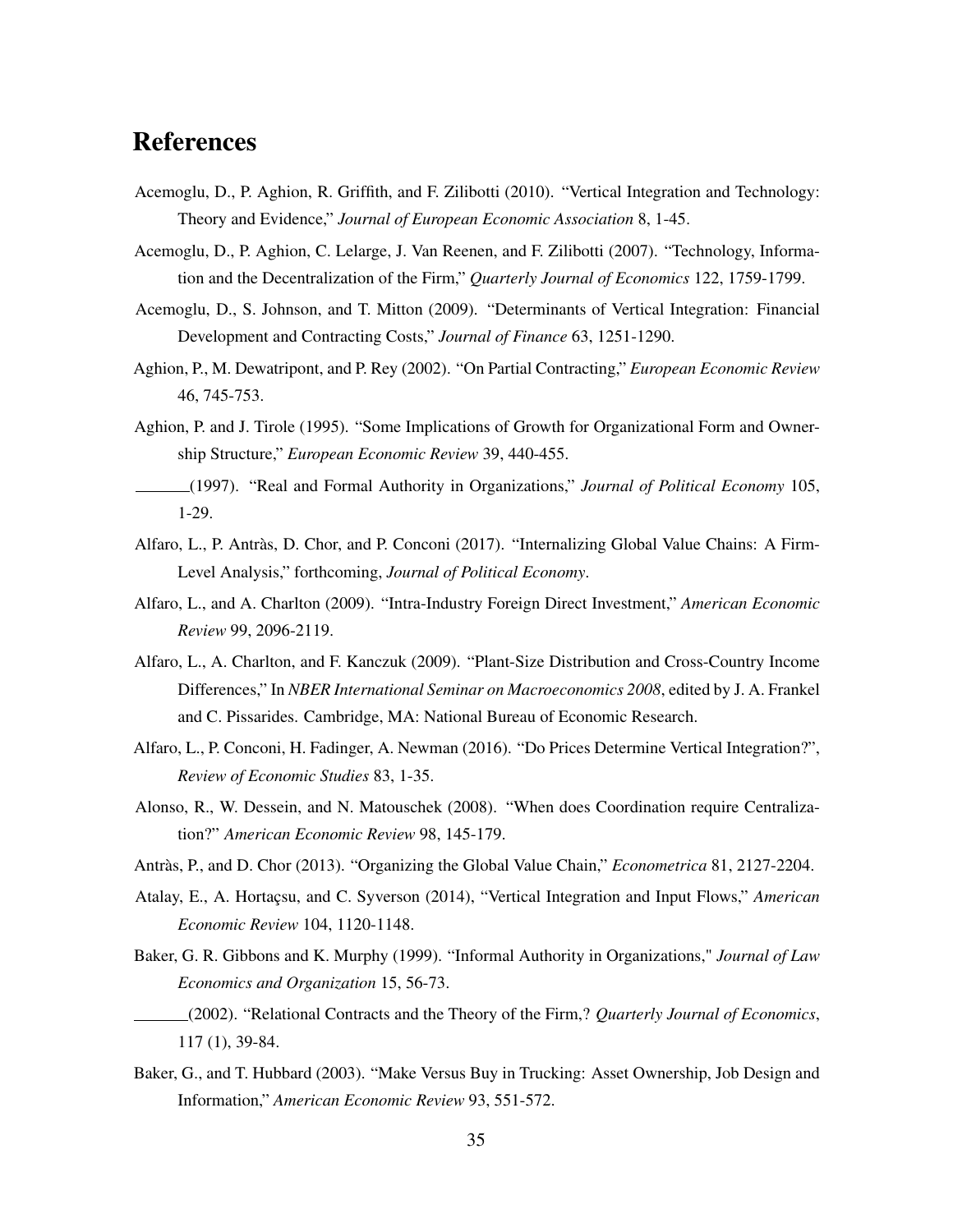# References

Acemoglu, D., P. Aghion, R. Griffith, and F. Zilibotti (2010). "Vertical Integration and Technology: Theory and Evidence," *Journal of European Economic Association* 8, 1-45.

Acemoglu, D., P. Aghion, C. Lelarge, J. Van Reenen, and F. Zilibotti (2007). "Technology, Information and the Decentralization of the Firm," *Quarterly Journal of Economics* 122, 1759-1799.

Acemoglu, D., S. Johnson, and T. Mitton (2009). "Determinants of Vertical Integration: Financial Development and Contracting Costs," *Journal of Finance* 63, 1251-1290.

Aghion, P., M. Dewatripont, and P. Rey (2002). "On Partial Contracting," *European Economic Review* 46, 745-753.

Aghion, P. and J. Tirole (1995). "Some Implications of Growth for Organizational Form and Ownership Structure," *European Economic Review* 39, 440-455.

______(1997). "Real and Formal Authority in Organizations," *Journal of Political Economy* 105, 1-29.

Alfaro, L., P. Antràs, D. Chor, and P. Conconi (2017). "Internalizing Global Value Chains: A Firm-Level Analysis," forthcoming, *Journal of Political Economy*.

Alfaro, L., and A. Charlton (2009). "Intra-Industry Foreign Direct Investment," *American Economic Review* 99, 2096-2119.

Alfaro, L., A. Charlton, and F. Kanczuk (2009). "Plant-Size Distribution and Cross-Country Income Differences," In *NBER International Seminar on Macroeconomics 2008*, edited by J. A. Frankel and C. Pissarides. Cambridge, MA: National Bureau of Economic Research.

Alfaro, L., P. Conconi, H. Fadinger, A. Newman (2016). "Do Prices Determine Vertical Integration?", *Review of Economic Studies* 83, 1-35.

Alonso, R., W. Dessein, and N. Matouschek (2008). "When does Coordination require Centralization?" *American Economic Review* 98, 145-179.

Antràs, P., and D. Chor (2013). "Organizing the Global Value Chain," *Econometrica* 81, 2127-2204.

Atalay, E., A. Hortaçsu, and C. Syverson (2014), "Vertical Integration and Input Flows," *American Economic Review* 104, 1120-1148.

Baker, G. R. Gibbons and K. Murphy (1999). "Informal Authority in Organizations," *Journal of Law Economics and Organization* 15, 56-73.

______(2002). "Relational Contracts and the Theory of the Firm,? *Quarterly Journal of Economics*, 117 (1), 39-84.

Baker, G., and T. Hubbard (2003). "Make Versus Buy in Trucking: Asset Ownership, Job Design and Information," *American Economic Review* 93, 551-572.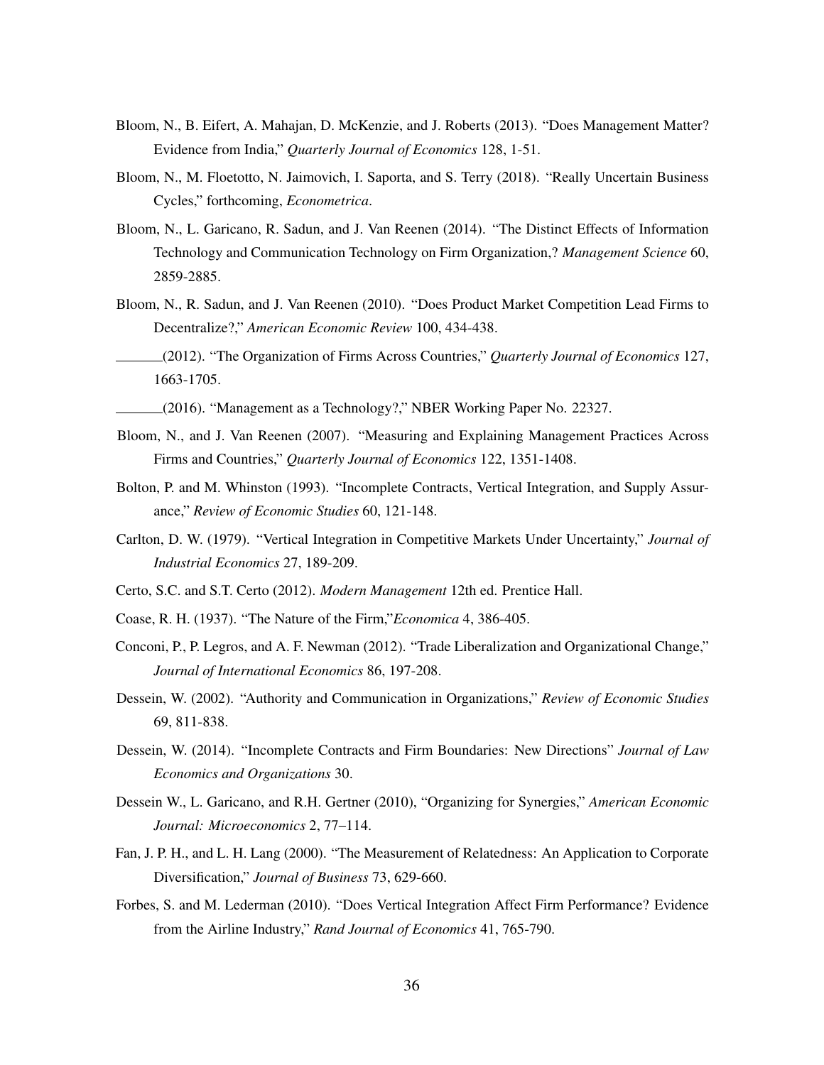Bloom, N., B. Eifert, A. Mahajan, D. McKenzie, and J. Roberts (2013). "Does Management Matter? Evidence from India," *Quarterly Journal of Economics* 128, 1-51.

Bloom, N., M. Floetotto, N. Jaimovich, I. Saporta, and S. Terry (2018). "Really Uncertain Business Cycles," forthcoming, *Econometrica*.

Bloom, N., L. Garicano, R. Sadun, and J. Van Reenen (2014). "The Distinct Effects of Information Technology and Communication Technology on Firm Organization,? *Management Science* 60, 2859-2885.

Bloom, N., R. Sadun, and J. Van Reenen (2010). "Does Product Market Competition Lead Firms to Decentralize?," *American Economic Review* 100, 434-438.

\_\_\_\_\_\_(2012). "The Organization of Firms Across Countries," *Quarterly Journal of Economics* 127, 1663-1705.

\_\_\_\_\_\_(2016). "Management as a Technology?," NBER Working Paper No. 22327.

Bloom, N., and J. Van Reenen (2007). "Measuring and Explaining Management Practices Across Firms and Countries," *Quarterly Journal of Economics* 122, 1351-1408.

Bolton, P. and M. Whinston (1993). "Incomplete Contracts, Vertical Integration, and Supply Assurance," *Review of Economic Studies* 60, 121-148.

Carlton, D. W. (1979). "Vertical Integration in Competitive Markets Under Uncertainty," *Journal of Industrial Economics* 27, 189-209.

Certo, S.C. and S.T. Certo (2012). *Modern Management* 12th ed. Prentice Hall.

Coase, R. H. (1937). "The Nature of the Firm,"*Economica* 4, 386-405.

Conconi, P., P. Legros, and A. F. Newman (2012). "Trade Liberalization and Organizational Change," *Journal of International Economics* 86, 197-208.

Dessein, W. (2002). "Authority and Communication in Organizations," *Review of Economic Studies* 69, 811-838.

Dessein, W. (2014). "Incomplete Contracts and Firm Boundaries: New Directions" *Journal of Law Economics and Organizations* 30.

Dessein W., L. Garicano, and R.H. Gertner (2010), "Organizing for Synergies," *American Economic Journal: Microeconomics* 2, 77–114.

Fan, J. P. H., and L. H. Lang (2000). "The Measurement of Relatedness: An Application to Corporate Diversification," *Journal of Business* 73, 629-660.

Forbes, S. and M. Lederman (2010). "Does Vertical Integration Affect Firm Performance? Evidence from the Airline Industry," *Rand Journal of Economics* 41, 765-790.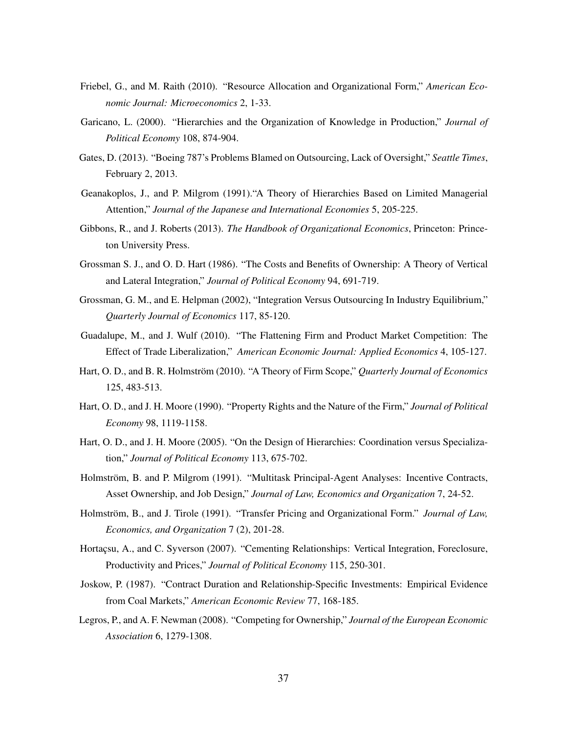Friebel, G., and M. Raith (2010). "Resource Allocation and Organizational Form," *American Economic Journal: Microeconomics* 2, 1-33.

Garicano, L. (2000). "Hierarchies and the Organization of Knowledge in Production," *Journal of Political Economy* 108, 874-904.

Gates, D. (2013). "Boeing 787's Problems Blamed on Outsourcing, Lack of Oversight," *Seattle Times*, February 2, 2013.

Geanakoplos, J., and P. Milgrom (1991)."A Theory of Hierarchies Based on Limited Managerial Attention," *Journal of the Japanese and International Economies* 5, 205-225.

Gibbons, R., and J. Roberts (2013). *The Handbook of Organizational Economics*, Princeton: Princeton University Press.

Grossman S. J., and O. D. Hart (1986). "The Costs and Benefits of Ownership: A Theory of Vertical and Lateral Integration," *Journal of Political Economy* 94, 691-719.

Grossman, G. M., and E. Helpman (2002), "Integration Versus Outsourcing In Industry Equilibrium," *Quarterly Journal of Economics* 117, 85-120.

Guadalupe, M., and J. Wulf (2010). "The Flattening Firm and Product Market Competition: The Effect of Trade Liberalization," *American Economic Journal: Applied Economics* 4, 105-127.

Hart, O. D., and B. R. Holmström (2010). "A Theory of Firm Scope," *Quarterly Journal of Economics* 125, 483-513.

Hart, O. D., and J. H. Moore (1990). "Property Rights and the Nature of the Firm," *Journal of Political Economy* 98, 1119-1158.

Hart, O. D., and J. H. Moore (2005). "On the Design of Hierarchies: Coordination versus Specialization," *Journal of Political Economy* 113, 675-702.

Holmström, B. and P. Milgrom (1991). "Multitask Principal-Agent Analyses: Incentive Contracts, Asset Ownership, and Job Design," *Journal of Law, Economics and Organization* 7, 24-52.

Holmström, B., and J. Tirole (1991). "Transfer Pricing and Organizational Form." *Journal of Law, Economics, and Organization* 7 (2), 201-28.

Hortaçsu, A., and C. Syverson (2007). "Cementing Relationships: Vertical Integration, Foreclosure, Productivity and Prices," *Journal of Political Economy* 115, 250-301.

Joskow, P. (1987). "Contract Duration and Relationship-Specific Investments: Empirical Evidence from Coal Markets," *American Economic Review* 77, 168-185.

Legros, P., and A. F. Newman (2008). "Competing for Ownership," *Journal of the European Economic Association* 6, 1279-1308.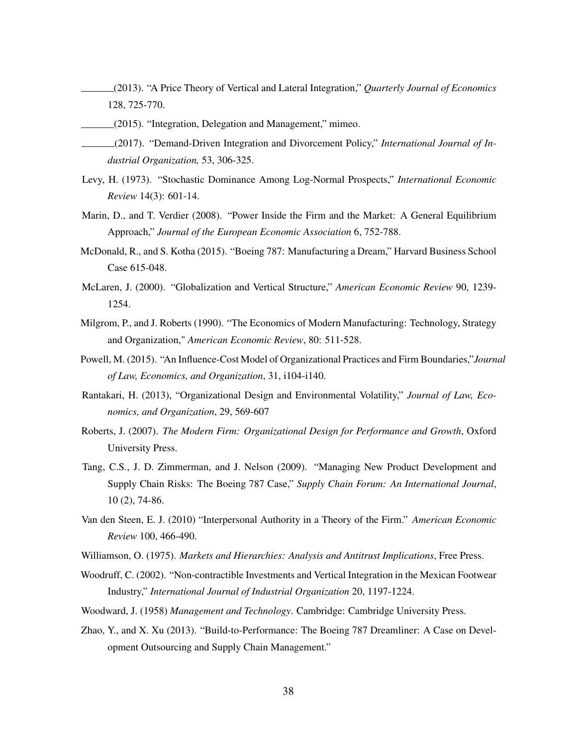\_\_\_\_\_\_(2013). "A Price Theory of Vertical and Lateral Integration," *Quarterly Journal of Economics* 128, 725-770.

\_\_\_\_\_\_(2015). "Integration, Delegation and Management," mimeo.

\_\_\_\_\_\_(2017). "Demand-Driven Integration and Divorcement Policy," *International Journal of Industrial Organization,* 53, 306-325.

Levy, H. (1973). "Stochastic Dominance Among Log-Normal Prospects," *International Economic Review* 14(3): 601-14.

Marin, D., and T. Verdier (2008). "Power Inside the Firm and the Market: A General Equilibrium Approach," *Journal of the European Economic Association* 6, 752-788.

McDonald, R., and S. Kotha (2015). "Boeing 787: Manufacturing a Dream," Harvard Business School Case 615-048.

McLaren, J. (2000). "Globalization and Vertical Structure," *American Economic Review* 90, 1239-1254.

Milgrom, P., and J. Roberts (1990). "The Economics of Modern Manufacturing: Technology, Strategy and Organization," *American Economic Review*, 80: 511-528.

Powell, M. (2015). "An Influence-Cost Model of Organizational Practices and Firm Boundaries,"*Journal of Law, Economics, and Organization*, 31, i104-i140.

Rantakari, H. (2013), "Organizational Design and Environmental Volatility," *Journal of Law, Economics, and Organization*, 29, 569-607

Roberts, J. (2007). *The Modern Firm: Organizational Design for Performance and Growth*, Oxford University Press.

Tang, C.S., J. D. Zimmerman, and J. Nelson (2009). "Managing New Product Development and Supply Chain Risks: The Boeing 787 Case," *Supply Chain Forum: An International Journal*, 10 (2), 74-86.

Van den Steen, E. J. (2010) "Interpersonal Authority in a Theory of the Firm." *American Economic Review* 100, 466-490.

Williamson, O. (1975). *Markets and Hierarchies: Analysis and Antitrust Implications*, Free Press.

Woodruff, C. (2002). "Non-contractible Investments and Vertical Integration in the Mexican Footwear Industry," *International Journal of Industrial Organization* 20, 1197-1224.

Woodward, J. (1958) *Management and Technology*. Cambridge: Cambridge University Press.

Zhao, Y., and X. Xu (2013). "Build-to-Performance: The Boeing 787 Dreamliner: A Case on Development Outsourcing and Supply Chain Management."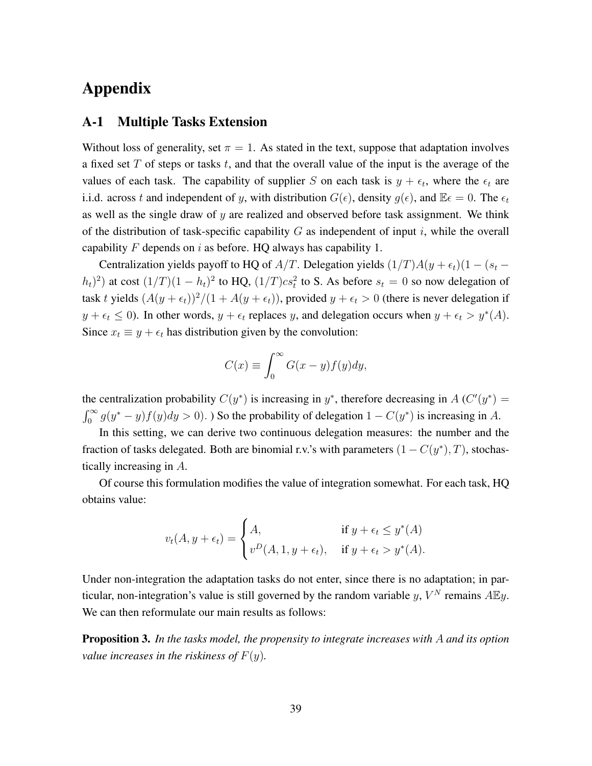# Appendix

## A-1 Multiple Tasks Extension

Without loss of generality, set $\pi = 1$. As stated in the text, suppose that adaptation involves a fixed set $T$ of steps or tasks $t$, and that the overall value of the input is the average of the values of each task. The capability of supplier $S$ on each task is $y + \epsilon_t$, where the $\epsilon_t$ are i.i.d. across $t$ and independent of $y$, with distribution $G(\epsilon)$, density $g(\epsilon)$, and $\mathbb{E}\epsilon = 0$. The $\epsilon_t$ as well as the single draw of $y$ are realized and observed before task assignment. We think of the distribution of task-specific capability $G$ as independent of input $i$, while the overall capability $F$ depends on $i$ as before. HQ always has capability 1.

Centralization yields payoff to HQ of $A/T$. Delegation yields $(1/T)A(y + \epsilon_t)(1 - (s_t - h_t)^2)$ at cost $(1/T)(1 - h_t)^2$ to HQ, $(1/T)cs_t^2$ to S. As before $s_t = 0$ so now delegation of task $t$ yields $(A(y + \epsilon_t))^2/(1 + A(y + \epsilon_t))$, provided $y + \epsilon_t > 0$ (there is never delegation if $y + \epsilon_t \leq 0$). In other words, $y + \epsilon_t$ replaces $y$, and delegation occurs when $y + \epsilon_t > y^*(A)$. Since $x_t \equiv y + \epsilon_t$ has distribution given by the convolution:

$$C(x) \equiv \int_0^\infty G(x - y)f(y)dy,$$

the centralization probability $C(y^*)$ is increasing in $y^*$, therefore decreasing in $A$ ($C'(y^*) = \int_0^\infty g(y^* - y)f(y)dy > 0$). ) So the probability of delegation $1 - C(y^*)$ is increasing in $A$.

In this setting, we can derive two continuous delegation measures: the number and the fraction of tasks delegated. Both are binomial r.v.'s with parameters $(1 - C(y^*), T)$, stochastically increasing in $A$.

Of course this formulation modifies the value of integration somewhat. For each task, HQ obtains value:

$$v_t(A, y + \epsilon_t) = \begin{cases} A, & \text{if } y + \epsilon_t \leq y^*(A) \\ v^D(A, 1, y + \epsilon_t), & \text{if } y + \epsilon_t > y^*(A). \end{cases}$$

Under non-integration the adaptation tasks do not enter, since there is no adaptation; in particular, non-integration's value is still governed by the random variable $y$, $V^N$ remains $A\mathbb{E}y$. We can then reformulate our main results as follows:

**Proposition 3.** *In the tasks model, the propensity to integrate increases with $A$ and its option value increases in the riskiness of $F(y)$.*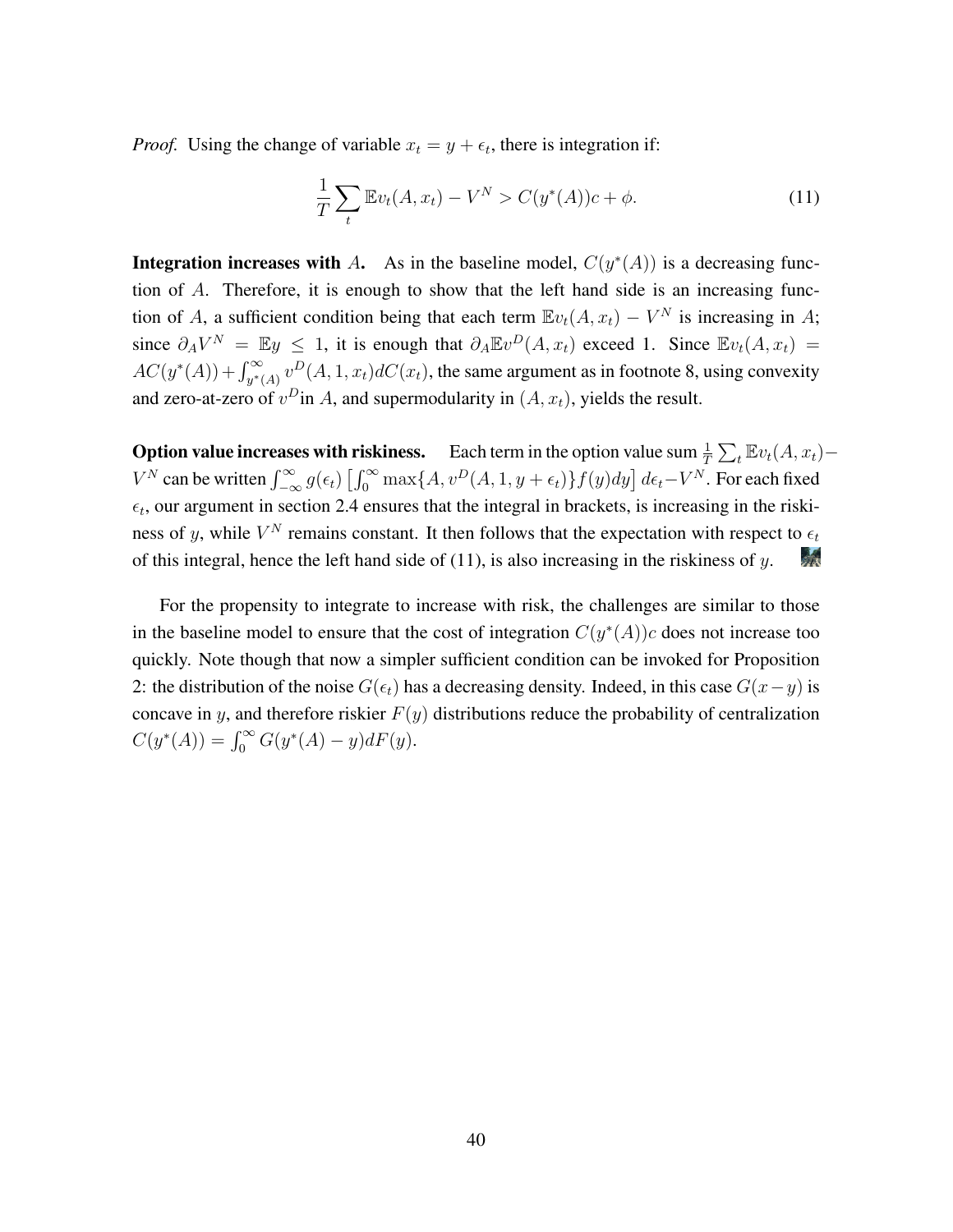*Proof.* Using the change of variable $x_t = y + \epsilon_t$, there is integration if:

$$\frac{1}{T}\sum_t \mathbb{E}v_t(A, x_t) - V^N > C(y^*(A))c + \phi. \tag{11}$$

**Integration increases with $A$.** As in the baseline model, $C(y^*(A))$ is a decreasing function of $A$. Therefore, it is enough to show that the left hand side is an increasing function of $A$, a sufficient condition being that each term $\mathbb{E}v_t(A, x_t) - V^N$ is increasing in $A$; since $\partial_A V^N = \mathbb{E}y \leq 1$, it is enough that $\partial_A \mathbb{E}v^D(A, x_t)$ exceed 1. Since $\mathbb{E}v_t(A, x_t) = AC(y^*(A)) + \int_{y^*(A)}^{\infty} v^D(A, 1, x_t)dC(x_t)$, the same argument as in footnote 8, using convexity and zero-at-zero of $v^D$in $A$, and supermodularity in $(A, x_t)$, yields the result.

**Option value increases with riskiness.** Each term in the option value sum $\frac{1}{T}\sum_t \mathbb{E}v_t(A, x_t) - V^N$ can be written $\int_{-\infty}^{\infty} g(\epsilon_t)\left[\int_0^{\infty} \max\{A, v^D(A, 1, y + \epsilon_t)\}f(y)dy\right]d\epsilon_t - V^N$. For each fixed $\epsilon_t$, our argument in section 2.4 ensures that the integral in brackets, is increasing in the riskiness of $y$, while $V^N$ remains constant. It then follows that the expectation with respect to $\epsilon_t$ of this integral, hence the left hand side of (11), is also increasing in the riskiness of $y$.

For the propensity to integrate to increase with risk, the challenges are similar to those in the baseline model to ensure that the cost of integration $C(y^*(A))c$ does not increase too quickly. Note though that now a simpler sufficient condition can be invoked for Proposition 2: the distribution of the noise $G(\epsilon_t)$ has a decreasing density. Indeed, in this case $G(x - y)$ is concave in $y$, and therefore riskier $F(y)$ distributions reduce the probability of centralization $C(y^*(A)) = \int_0^{\infty} G(y^*(A) - y)dF(y)$.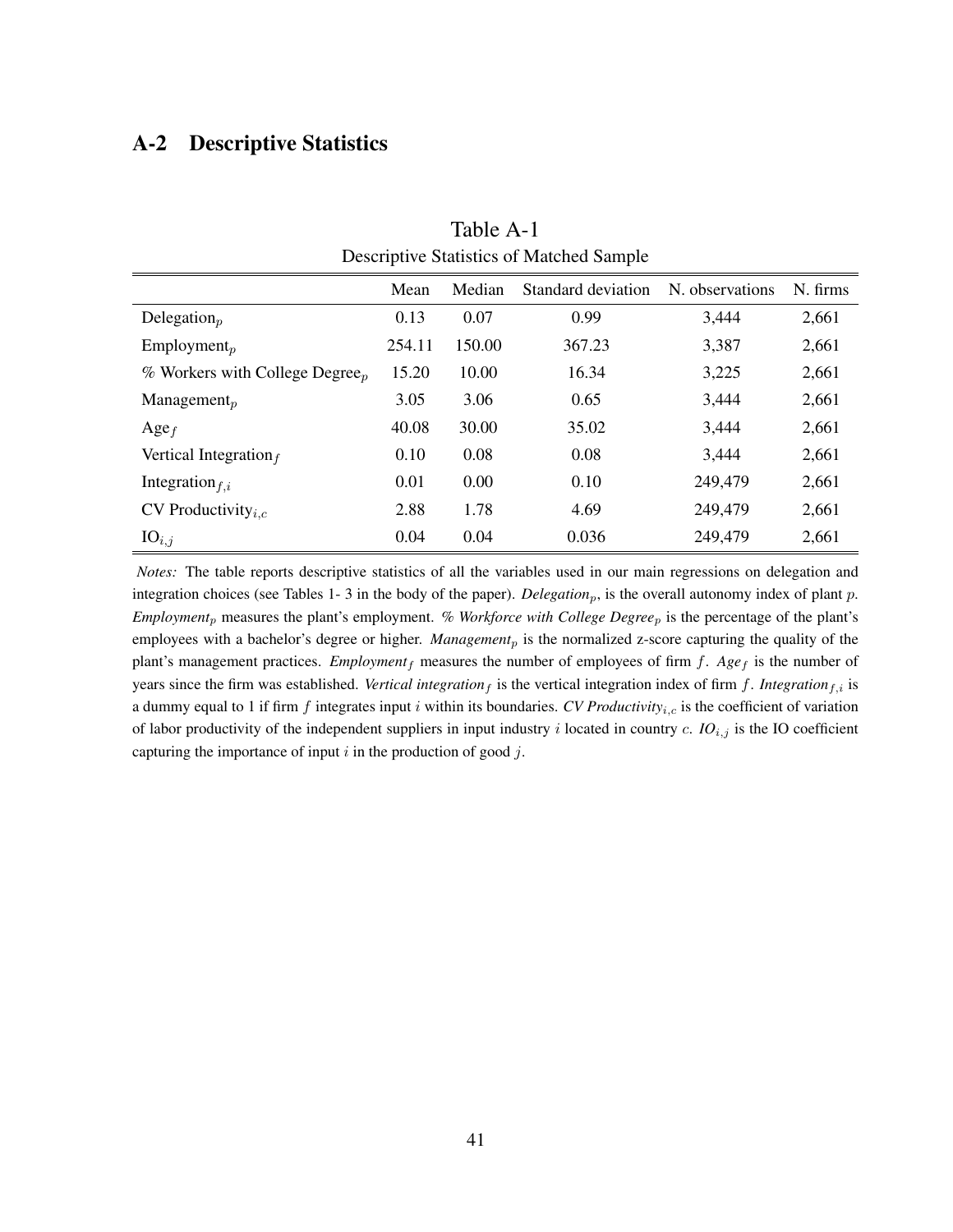## A-2 Descriptive Statistics

Table A-1
Descriptive Statistics of Matched Sample

| | Mean | Median | Standard deviation | N. observations | N. firms |
|---|---|---|---|---|---|
| Delegation$_p$ | 0.13 | 0.07 | 0.99 | 3,444 | 2,661 |
| Employment$_p$ | 254.11 | 150.00 | 367.23 | 3,387 | 2,661 |
| % Workers with College Degree$_p$ | 15.20 | 10.00 | 16.34 | 3,225 | 2,661 |
| Management$_p$ | 3.05 | 3.06 | 0.65 | 3,444 | 2,661 |
| Age$_f$ | 40.08 | 30.00 | 35.02 | 3,444 | 2,661 |
| Vertical Integration$_f$ | 0.10 | 0.08 | 0.08 | 3,444 | 2,661 |
| Integration$_{f,i}$ | 0.01 | 0.00 | 0.10 | 249,479 | 2,661 |
| CV Productivity$_{i,c}$ | 2.88 | 1.78 | 4.69 | 249,479 | 2,661 |
| IO$_{i,j}$ | 0.04 | 0.04 | 0.036 | 249,479 | 2,661 |

*Notes:* The table reports descriptive statistics of all the variables used in our main regressions on delegation and integration choices (see Tables 1- 3 in the body of the paper). *Delegation*$_p$, is the overall autonomy index of plant $p$. *Employment*$_p$ measures the plant's employment. *% Workforce with College Degree*$_p$ is the percentage of the plant's employees with a bachelor's degree or higher. *Management*$_p$ is the normalized z-score capturing the quality of the plant's management practices. *Employment*$_f$ measures the number of employees of firm $f$. *Age*$_f$ is the number of years since the firm was established. *Vertical integration*$_f$ is the vertical integration index of firm $f$. *Integration*$_{f,i}$ is a dummy equal to 1 if firm $f$ integrates input $i$ within its boundaries. *CV Productivity*$_{i,c}$ is the coefficient of variation of labor productivity of the independent suppliers in input industry $i$ located in country $c$. *IO*$_{i,j}$ is the IO coefficient capturing the importance of input $i$ in the production of good $j$.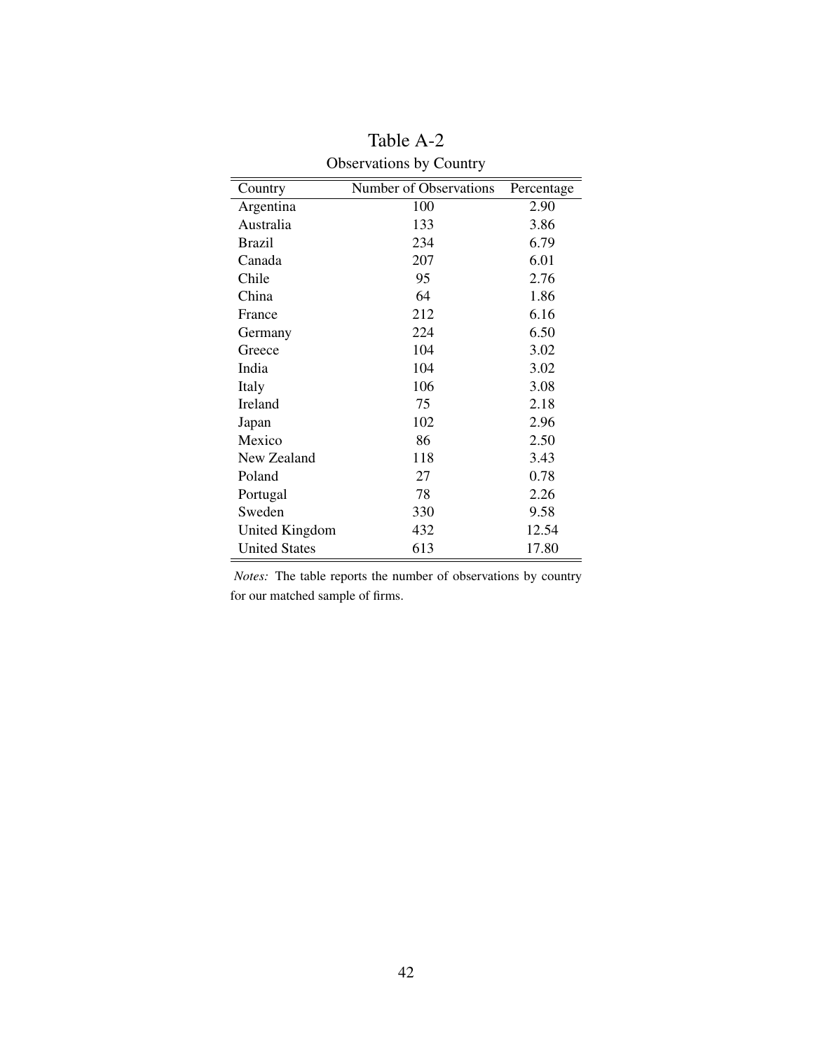# Table A-2

Observations by Country

| Country | Number of Observations | Percentage |
|---|---|---|
| Argentina | 100 | 2.90 |
| Australia | 133 | 3.86 |
| Brazil | 234 | 6.79 |
| Canada | 207 | 6.01 |
| Chile | 95 | 2.76 |
| China | 64 | 1.86 |
| France | 212 | 6.16 |
| Germany | 224 | 6.50 |
| Greece | 104 | 3.02 |
| India | 104 | 3.02 |
| Italy | 106 | 3.08 |
| Ireland | 75 | 2.18 |
| Japan | 102 | 2.96 |
| Mexico | 86 | 2.50 |
| New Zealand | 118 | 3.43 |
| Poland | 27 | 0.78 |
| Portugal | 78 | 2.26 |
| Sweden | 330 | 9.58 |
| United Kingdom | 432 | 12.54 |
| United States | 613 | 17.80 |

*Notes:* The table reports the number of observations by country for our matched sample of firms.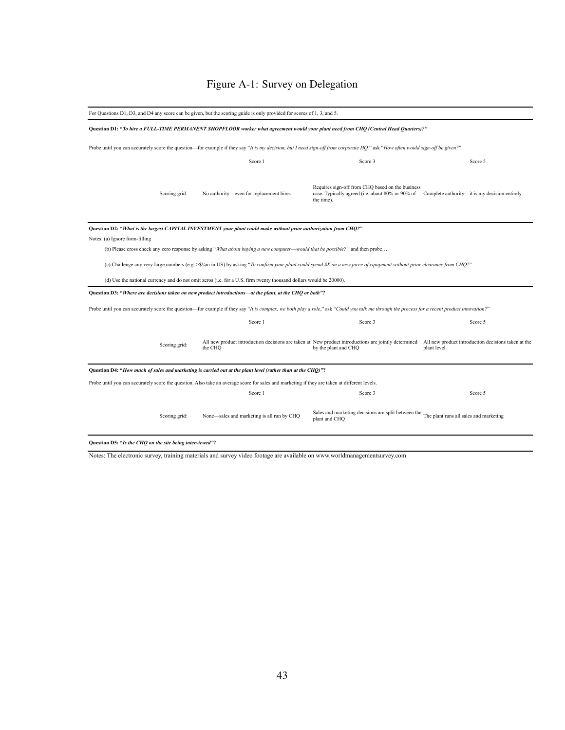# Figure A-1: Survey on Delegation

For Questions D1, D3, and D4 any score can be given, but the scoring guide is only provided for scores of 1, 3, and 5.

**Question D1: "*To hire a FULL-TIME PERMANENT SHOPFLOOR worker what agreement would your plant need from CHQ (Central Head Quarters)?*"**

Probe until you can accurately score the question—for example if they say "*It is my decision, but I need sign-off from corporate HQ.*" ask "*How often would sign-off be given?*"

| | Score 1 | Score 3 | Score 5 |
|---|---|---|---|
| Scoring grid: | No authority—even for replacement hires | Requires sign-off from CHQ based on the business case. Typically agreed (i.e. about 80% or 90% of the time). | Complete authority—it is my decision entirely |

**Question D2: "*What is the largest CAPITAL INVESTMENT your plant could make without prior authorization from CHQ?*"**

Notes: (a) Ignore form-filling

(b) Please cross check any zero response by asking "*What about buying a new computer—would that be possible?*" and then probe….

(c) Challenge any very large numbers (e.g. >$¼m in US) by asking "*To confirm your plant could spend $X on a new piece of equipment without prior clearance from CHQ?*"

(d) Use the national currency and do not omit zeros (i.e. for a U.S. firm twenty thousand dollars would be 20000).

**Question D3: "*Where are decisions taken on new product introductions—at the plant, at the CHQ or both*"?**

Probe until you can accurately score the question—for example if they say "*It is complex, we both play a role*," ask "*Could you talk me through the process for a recent product innovation?*"

| | Score 1 | Score 3 | Score 5 |
|---|---|---|---|
| Scoring grid: | All new product introduction decisions are taken at the CHQ | New product introductions are jointly determined by the plant and CHQ | All new product introduction decisions taken at the plant level |

**Question D4: "*How much of sales and marketing is carried out at the plant level (rather than at the CHQ)*"?**

Probe until you can accurately score the question. Also take an average score for sales and marketing if they are taken at different levels.

| | Score 1 | Score 3 | Score 5 |
|---|---|---|---|
| Scoring grid: | None—sales and marketing is all run by CHQ | Sales and marketing decisions are split between the plant and CHQ | The plant runs all sales and marketing |

**Question D5: "*Is the CHQ on the site being interviewed*"?**

Notes: The electronic survey, training materials and survey video footage are available on www.worldmanagementsurvey.com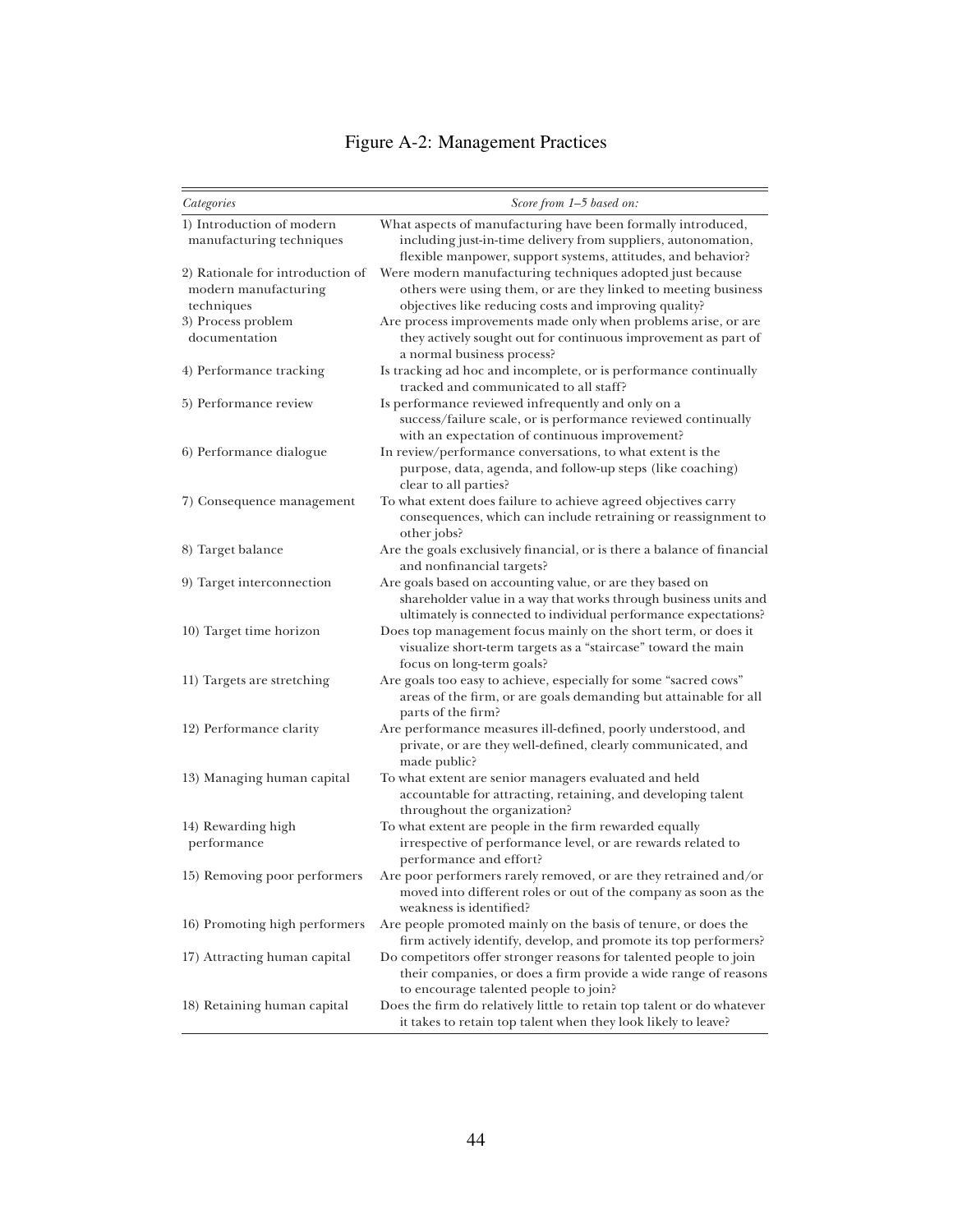Figure A-2: Management Practices

| *Categories* | *Score from 1–5 based on:* |
|---|---|
| 1) Introduction of modern manufacturing techniques | What aspects of manufacturing have been formally introduced, including just-in-time delivery from suppliers, autonomation, flexible manpower, support systems, attitudes, and behavior? |
| 2) Rationale for introduction of modern manufacturing techniques | Were modern manufacturing techniques adopted just because others were using them, or are they linked to meeting business objectives like reducing costs and improving quality? |
| 3) Process problem documentation | Are process improvements made only when problems arise, or are they actively sought out for continuous improvement as part of a normal business process? |
| 4) Performance tracking | Is tracking ad hoc and incomplete, or is performance continually tracked and communicated to all staff? |
| 5) Performance review | Is performance reviewed infrequently and only on a success/failure scale, or is performance reviewed continually with an expectation of continuous improvement? |
| 6) Performance dialogue | In review/performance conversations, to what extent is the purpose, data, agenda, and follow-up steps (like coaching) clear to all parties? |
| 7) Consequence management | To what extent does failure to achieve agreed objectives carry consequences, which can include retraining or reassignment to other jobs? |
| 8) Target balance | Are the goals exclusively financial, or is there a balance of financial and nonfinancial targets? |
| 9) Target interconnection | Are goals based on accounting value, or are they based on shareholder value in a way that works through business units and ultimately is connected to individual performance expectations? |
| 10) Target time horizon | Does top management focus mainly on the short term, or does it visualize short-term targets as a "staircase" toward the main focus on long-term goals? |
| 11) Targets are stretching | Are goals too easy to achieve, especially for some "sacred cows" areas of the firm, or are goals demanding but attainable for all parts of the firm? |
| 12) Performance clarity | Are performance measures ill-defined, poorly understood, and private, or are they well-defined, clearly communicated, and made public? |
| 13) Managing human capital | To what extent are senior managers evaluated and held accountable for attracting, retaining, and developing talent throughout the organization? |
| 14) Rewarding high performance | To what extent are people in the firm rewarded equally irrespective of performance level, or are rewards related to performance and effort? |
| 15) Removing poor performers | Are poor performers rarely removed, or are they retrained and/or moved into different roles or out of the company as soon as the weakness is identified? |
| 16) Promoting high performers | Are people promoted mainly on the basis of tenure, or does the firm actively identify, develop, and promote its top performers? |
| 17) Attracting human capital | Do competitors offer stronger reasons for talented people to join their companies, or does a firm provide a wide range of reasons to encourage talented people to join? |
| 18) Retaining human capital | Does the firm do relatively little to retain top talent or do whatever it takes to retain top talent when they look likely to leave? |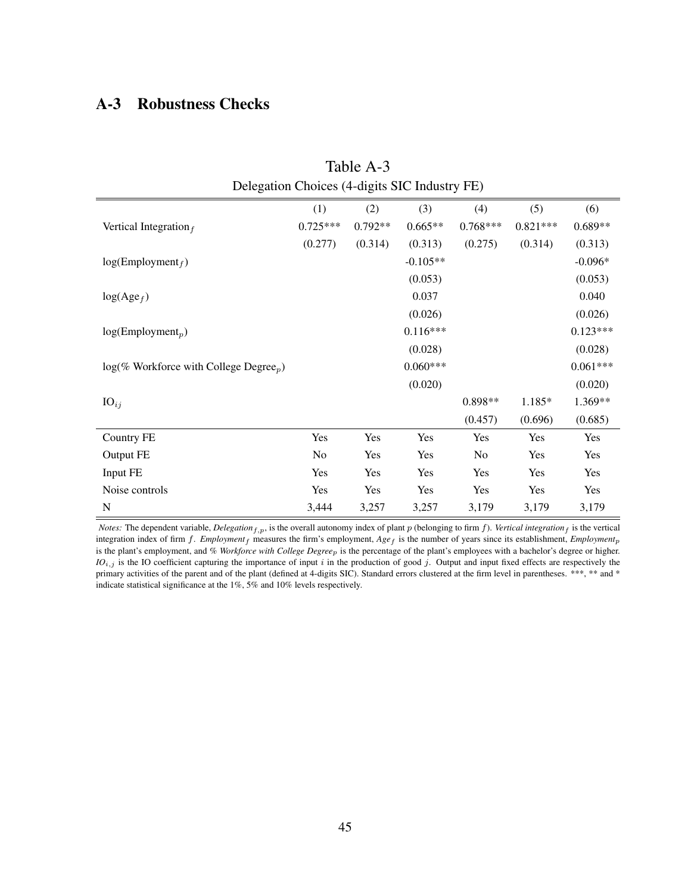## A-3 Robustness Checks

Table A-3

Delegation Choices (4-digits SIC Industry FE)

| | (1) | (2) | (3) | (4) | (5) | (6) |
|---|---|---|---|---|---|---|
| Vertical Integration$_f$ | 0.725*** | 0.792** | 0.665** | 0.768*** | 0.821*** | 0.689** |
| | (0.277) | (0.314) | (0.313) | (0.275) | (0.314) | (0.313) |
| log(Employment$_f$) | | | -0.105** | | | -0.096* |
| | | | (0.053) | | | (0.053) |
| log(Age$_f$) | | | 0.037 | | | 0.040 |
| | | | (0.026) | | | (0.026) |
| log(Employment$_p$) | | | 0.116*** | | | 0.123*** |
| | | | (0.028) | | | (0.028) |
| log(% Workforce with College Degree$_p$) | | | 0.060*** | | | 0.061*** |
| | | | (0.020) | | | (0.020) |
| IO$_{ij}$ | | | | 0.898** | 1.185* | 1.369** |
| | | | | (0.457) | (0.696) | (0.685) |
| Country FE | Yes | Yes | Yes | Yes | Yes | Yes |
| Output FE | No | Yes | Yes | No | Yes | Yes |
| Input FE | Yes | Yes | Yes | Yes | Yes | Yes |
| Noise controls | Yes | Yes | Yes | Yes | Yes | Yes |
| N | 3,444 | 3,257 | 3,257 | 3,179 | 3,179 | 3,179 |

*Notes:* The dependent variable, *Delegation*$_{f,p}$, is the overall autonomy index of plant $p$ (belonging to firm $f$). *Vertical integration*$_f$ is the vertical integration index of firm $f$. *Employment*$_f$ measures the firm's employment, *Age*$_f$ is the number of years since its establishment, *Employment*$_p$ is the plant's employment, and *% Workforce with College Degree*$_p$ is the percentage of the plant's employees with a bachelor's degree or higher. *IO*$_{i,j}$ is the IO coefficient capturing the importance of input $i$ in the production of good $j$. Output and input fixed effects are respectively the primary activities of the parent and of the plant (defined at 4-digits SIC). Standard errors clustered at the firm level in parentheses. ***, ** and * indicate statistical significance at the 1%, 5% and 10% levels respectively.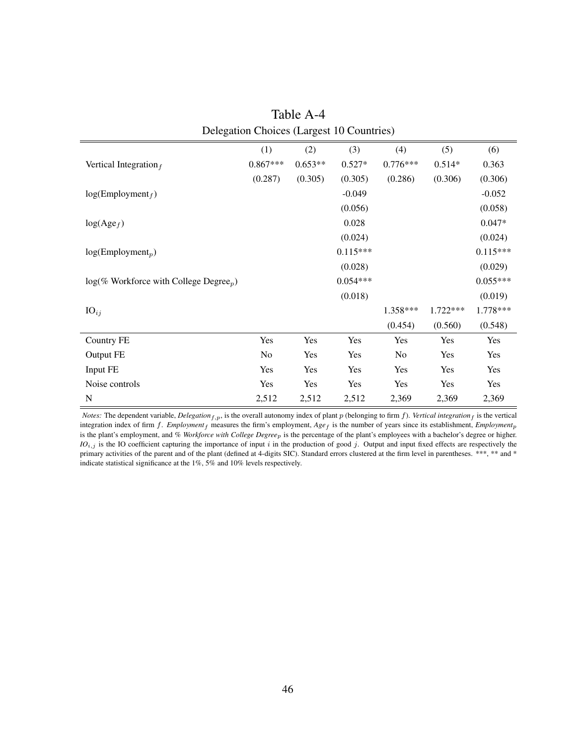# Table A-4

Delegation Choices (Largest 10 Countries)

| | (1) | (2) | (3) | (4) | (5) | (6) |
|---|---|---|---|---|---|---|
| Vertical Integration$_f$ | 0.867*** | 0.653** | 0.527* | 0.776*** | 0.514* | 0.363 |
| | (0.287) | (0.305) | (0.305) | (0.286) | (0.306) | (0.306) |
| log(Employment$_f$) | | | -0.049 | | | -0.052 |
| | | | (0.056) | | | (0.058) |
| log(Age$_f$) | | | 0.028 | | | 0.047* |
| | | | (0.024) | | | (0.024) |
| log(Employment$_p$) | | | 0.115*** | | | 0.115*** |
| | | | (0.028) | | | (0.029) |
| log(% Workforce with College Degree$_p$) | | | 0.054*** | | | 0.055*** |
| | | | (0.018) | | | (0.019) |
| IO$_{ij}$ | | | | 1.358*** | 1.722*** | 1.778*** |
| | | | | (0.454) | (0.560) | (0.548) |
| Country FE | Yes | Yes | Yes | Yes | Yes | Yes |
| Output FE | No | Yes | Yes | No | Yes | Yes |
| Input FE | Yes | Yes | Yes | Yes | Yes | Yes |
| Noise controls | Yes | Yes | Yes | Yes | Yes | Yes |
| N | 2,512 | 2,512 | 2,512 | 2,369 | 2,369 | 2,369 |

*Notes:* The dependent variable, *Delegation*$_{f,p}$, is the overall autonomy index of plant $p$ (belonging to firm $f$). *Vertical integration*$_f$ is the vertical integration index of firm $f$. *Employment*$_f$ measures the firm's employment, *Age*$_f$ is the number of years since its establishment, *Employment*$_p$ is the plant's employment, and *% Workforce with College Degree*$_p$ is the percentage of the plant's employees with a bachelor's degree or higher. *IO*$_{i,j}$ is the IO coefficient capturing the importance of input $i$ in the production of good $j$. Output and input fixed effects are respectively the primary activities of the parent and of the plant (defined at 4-digits SIC). Standard errors clustered at the firm level in parentheses. ***, ** and * indicate statistical significance at the 1%, 5% and 10% levels respectively.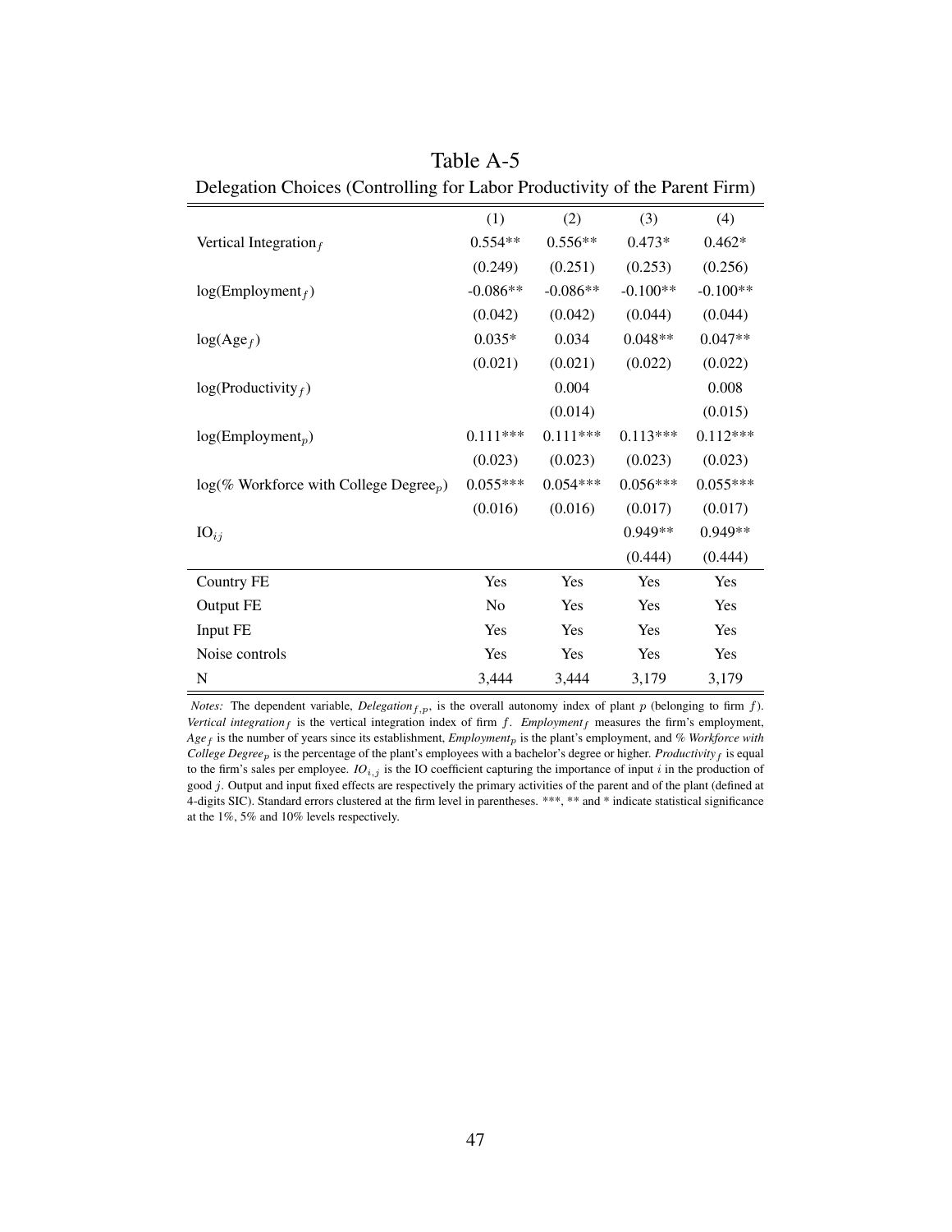# Table A-5

Delegation Choices (Controlling for Labor Productivity of the Parent Firm)

| | (1) | (2) | (3) | (4) |
|---|---|---|---|---|
| Vertical Integration$_f$ | 0.554** | 0.556** | 0.473* | 0.462* |
| | (0.249) | (0.251) | (0.253) | (0.256) |
| log(Employment$_f$) | -0.086** | -0.086** | -0.100** | -0.100** |
| | (0.042) | (0.042) | (0.044) | (0.044) |
| log(Age$_f$) | 0.035* | 0.034 | 0.048** | 0.047** |
| | (0.021) | (0.021) | (0.022) | (0.022) |
| log(Productivity$_f$) | | 0.004 | | 0.008 |
| | | (0.014) | | (0.015) |
| log(Employment$_p$) | 0.111*** | 0.111*** | 0.113*** | 0.112*** |
| | (0.023) | (0.023) | (0.023) | (0.023) |
| log(% Workforce with College Degree$_p$) | 0.055*** | 0.054*** | 0.056*** | 0.055*** |
| | (0.016) | (0.016) | (0.017) | (0.017) |
| IO$_{ij}$ | | | 0.949** | 0.949** |
| | | | (0.444) | (0.444) |
| Country FE | Yes | Yes | Yes | Yes |
| Output FE | No | Yes | Yes | Yes |
| Input FE | Yes | Yes | Yes | Yes |
| Noise controls | Yes | Yes | Yes | Yes |
| N | 3,444 | 3,444 | 3,179 | 3,179 |

*Notes:* The dependent variable, *Delegation*$_{f,p}$, is the overall autonomy index of plant $p$ (belonging to firm $f$). *Vertical integration*$_f$ is the vertical integration index of firm $f$. *Employment*$_f$ measures the firm's employment, *Age*$_f$ is the number of years since its establishment, *Employment*$_p$ is the plant's employment, and *% Workforce with College Degree*$_p$ is the percentage of the plant's employees with a bachelor's degree or higher. *Productivity*$_f$ is equal to the firm's sales per employee. *IO*$_{i,j}$ is the IO coefficient capturing the importance of input $i$ in the production of good $j$. Output and input fixed effects are respectively the primary activities of the parent and of the plant (defined at 4-digits SIC). Standard errors clustered at the firm level in parentheses. ***, ** and * indicate statistical significance at the 1%, 5% and 10% levels respectively.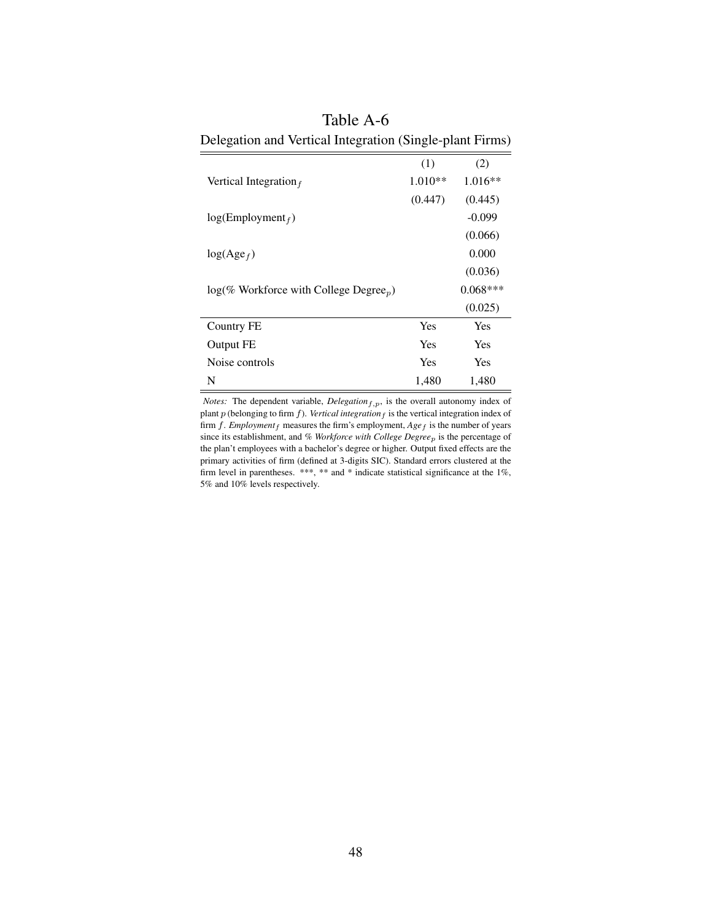Table A-6

Delegation and Vertical Integration (Single-plant Firms)

| | (1) | (2) |
|---|---|---|
| Vertical Integration$_f$ | 1.010** | 1.016** |
| | (0.447) | (0.445) |
| log(Employment$_f$) | | -0.099 |
| | | (0.066) |
| log(Age$_f$) | | 0.000 |
| | | (0.036) |
| log(% Workforce with College Degree$_p$) | | 0.068*** |
| | | (0.025) |
| Country FE | Yes | Yes |
| Output FE | Yes | Yes |
| Noise controls | Yes | Yes |
| N | 1,480 | 1,480 |

*Notes:* The dependent variable, *Delegation*$_{f,p}$, is the overall autonomy index of plant $p$ (belonging to firm $f$). *Vertical integration*$_f$ is the vertical integration index of firm $f$. *Employment*$_f$ measures the firm's employment, *Age*$_f$ is the number of years since its establishment, and *% Workforce with College Degree*$_p$ is the percentage of the plan't employees with a bachelor's degree or higher. Output fixed effects are the primary activities of firm (defined at 3-digits SIC). Standard errors clustered at the firm level in parentheses. ***, ** and * indicate statistical significance at the 1%, 5% and 10% levels respectively.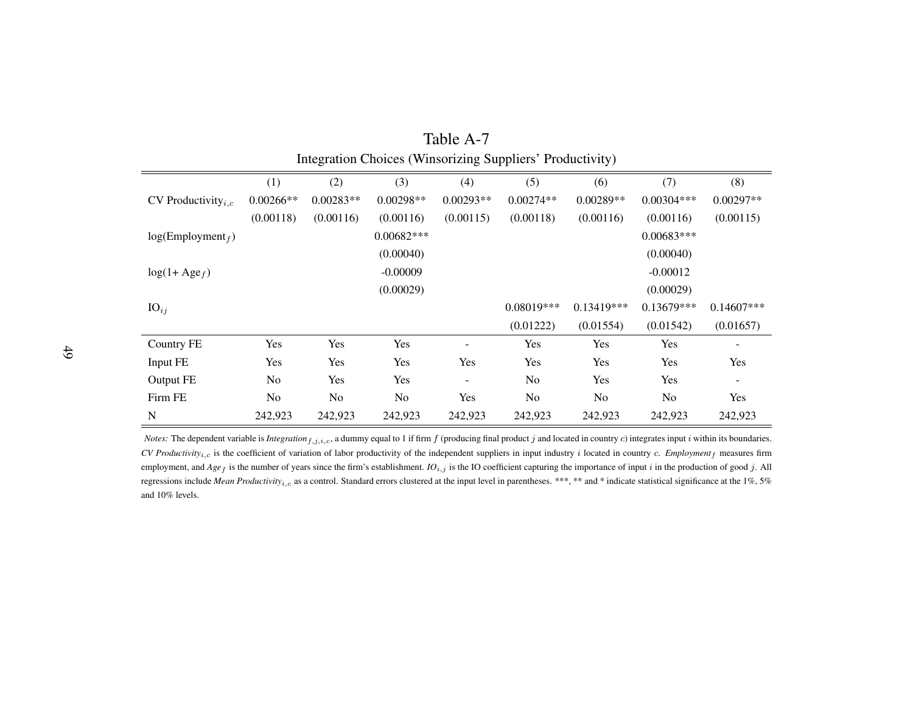# Table A-7

Integration Choices (Winsorizing Suppliers' Productivity)

| | (1) | (2) | (3) | (4) | (5) | (6) | (7) | (8) |
|---|---|---|---|---|---|---|---|---|
| CV Productivity$_{i,c}$ | 0.00266** | 0.00283** | 0.00298** | 0.00293** | 0.00274** | 0.00289** | 0.00304*** | 0.00297** |
| | (0.00118) | (0.00116) | (0.00116) | (0.00115) | (0.00118) | (0.00116) | (0.00116) | (0.00115) |
| log(Employment$_f$) | | | 0.00682*** | | | | 0.00683*** | |
| | | | (0.00040) | | | | (0.00040) | |
| log(1+ Age$_f$) | | | -0.00009 | | | | -0.00012 | |
| | | | (0.00029) | | | | (0.00029) | |
| IO$_{ij}$ | | | | | 0.08019*** | 0.13419*** | 0.13679*** | 0.14607*** |
| | | | | | (0.01222) | (0.01554) | (0.01542) | (0.01657) |
| Country FE | Yes | Yes | Yes | - | Yes | Yes | Yes | - |
| Input FE | Yes | Yes | Yes | Yes | Yes | Yes | Yes | Yes |
| Output FE | No | Yes | Yes | - | No | Yes | Yes | - |
| Firm FE | No | No | No | Yes | No | No | No | Yes |
| N | 242,923 | 242,923 | 242,923 | 242,923 | 242,923 | 242,923 | 242,923 | 242,923 |

*Notes:* The dependent variable is *Integration*$_{f,j,i,c}$, a dummy equal to 1 if firm $f$ (producing final product $j$ and located in country $c$) integrates input $i$ within its boundaries. *CV Productivity*$_{i,c}$ is the coefficient of variation of labor productivity of the independent suppliers in input industry $i$ located in country $c$. *Employment*$_f$ measures firm employment, and *Age*$_f$ is the number of years since the firm's establishment. *IO*$_{i,j}$ is the IO coefficient capturing the importance of input $i$ in the production of good $j$. All regressions include *Mean Productivity*$_{i,c}$ as a control. Standard errors clustered at the input level in parentheses. ***, ** and * indicate statistical significance at the 1%, 5% and 10% levels.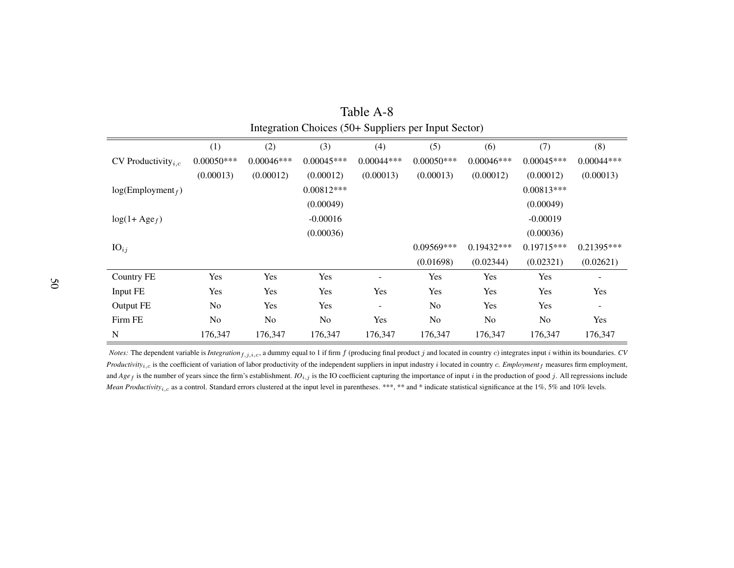# Table A-8

Integration Choices (50+ Suppliers per Input Sector)

| | (1) | (2) | (3) | (4) | (5) | (6) | (7) | (8) |
|---|---|---|---|---|---|---|---|---|
| CV Productivity$_{i,c}$ | 0.00050*** | 0.00046*** | 0.00045*** | 0.00044*** | 0.00050*** | 0.00046*** | 0.00045*** | 0.00044*** |
| | (0.00013) | (0.00012) | (0.00012) | (0.00013) | (0.00013) | (0.00012) | (0.00012) | (0.00013) |
| log(Employment$_f$) | | | 0.00812*** | | | | 0.00813*** | |
| | | | (0.00049) | | | | (0.00049) | |
| log(1+ Age$_f$) | | | -0.00016 | | | | -0.00019 | |
| | | | (0.00036) | | | | (0.00036) | |
| IO$_{ij}$ | | | | | 0.09569*** | 0.19432*** | 0.19715*** | 0.21395*** |
| | | | | | (0.01698) | (0.02344) | (0.02321) | (0.02621) |
| Country FE | Yes | Yes | Yes | - | Yes | Yes | Yes | - |
| Input FE | Yes | Yes | Yes | Yes | Yes | Yes | Yes | Yes |
| Output FE | No | Yes | Yes | - | No | Yes | Yes | - |
| Firm FE | No | No | No | Yes | No | No | No | Yes |
| N | 176,347 | 176,347 | 176,347 | 176,347 | 176,347 | 176,347 | 176,347 | 176,347 |

*Notes:* The dependent variable is *Integration*$_{f,j,i,c}$, a dummy equal to 1 if firm $f$ (producing final product $j$ and located in country $c$) integrates input $i$ within its boundaries. *CV Productivity*$_{i,c}$ is the coefficient of variation of labor productivity of the independent suppliers in input industry $i$ located in country $c$. *Employment*$_f$ measures firm employment, and *Age*$_f$ is the number of years since the firm's establishment. *IO*$_{i,j}$ is the IO coefficient capturing the importance of input $i$ in the production of good $j$. All regressions include *Mean Productivity*$_{i,c}$ as a control. Standard errors clustered at the input level in parentheses. ***, ** and * indicate statistical significance at the 1%, 5% and 10% levels.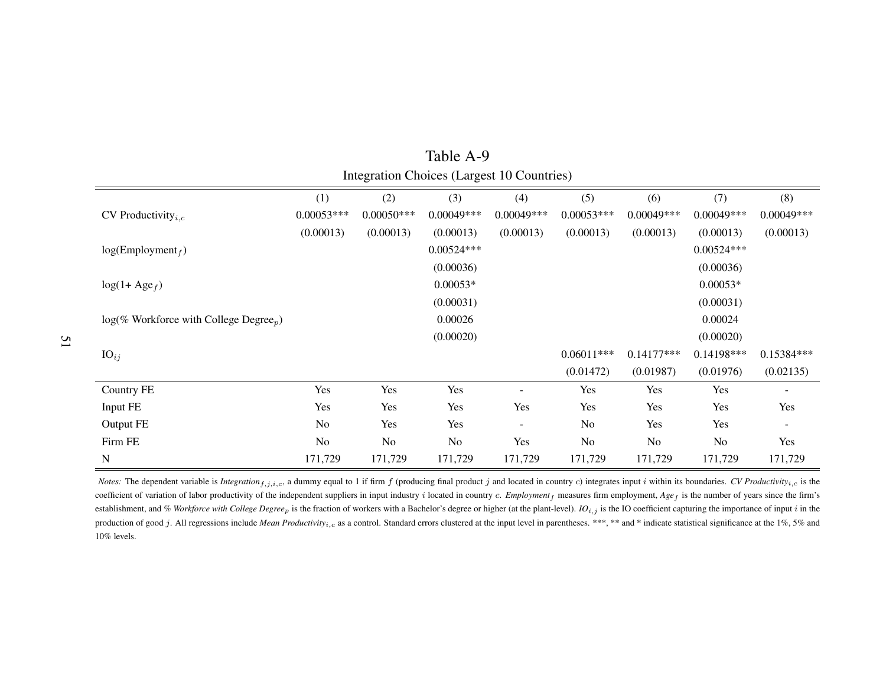# Table A-9

Integration Choices (Largest 10 Countries)

| | (1) | (2) | (3) | (4) | (5) | (6) | (7) | (8) |
|---|---|---|---|---|---|---|---|---|
| CV Productivity$_{i,c}$ | 0.00053*** | 0.00050*** | 0.00049*** | 0.00049*** | 0.00053*** | 0.00049*** | 0.00049*** | 0.00049*** |
| | (0.00013) | (0.00013) | (0.00013) | (0.00013) | (0.00013) | (0.00013) | (0.00013) | (0.00013) |
| log(Employment$_f$) | | | 0.00524*** | | | | 0.00524*** | |
| | | | (0.00036) | | | | (0.00036) | |
| log(1+ Age$_f$) | | | 0.00053* | | | | 0.00053* | |
| | | | (0.00031) | | | | (0.00031) | |
| log(% Workforce with College Degree$_p$) | | | 0.00026 | | | | 0.00024 | |
| | | | (0.00020) | | | | (0.00020) | |
| IO$_{ij}$ | | | | | 0.06011*** | 0.14177*** | 0.14198*** | 0.15384*** |
| | | | | | (0.01472) | (0.01987) | (0.01976) | (0.02135) |
| Country FE | Yes | Yes | Yes | - | Yes | Yes | Yes | - |
| Input FE | Yes | Yes | Yes | Yes | Yes | Yes | Yes | Yes |
| Output FE | No | Yes | Yes | - | No | Yes | Yes | - |
| Firm FE | No | No | No | Yes | No | No | No | Yes |
| N | 171,729 | 171,729 | 171,729 | 171,729 | 171,729 | 171,729 | 171,729 | 171,729 |

*Notes:* The dependent variable is *Integration*$_{f,j,i,c}$, a dummy equal to 1 if firm $f$ (producing final product $j$ and located in country $c$) integrates input $i$ within its boundaries. *CV Productivity*$_{i,c}$ is the coefficient of variation of labor productivity of the independent suppliers in input industry $i$ located in country $c$. *Employment*$_f$ measures firm employment, *Age*$_f$ is the number of years since the firm's establishment, and *% Workforce with College Degree*$_p$ is the fraction of workers with a Bachelor's degree or higher (at the plant-level). *IO*$_{i,j}$ is the IO coefficient capturing the importance of input $i$ in the production of good $j$. All regressions include *Mean Productivity*$_{i,c}$ as a control. Standard errors clustered at the input level in parentheses. ***, ** and * indicate statistical significance at the 1%, 5% and 10% levels.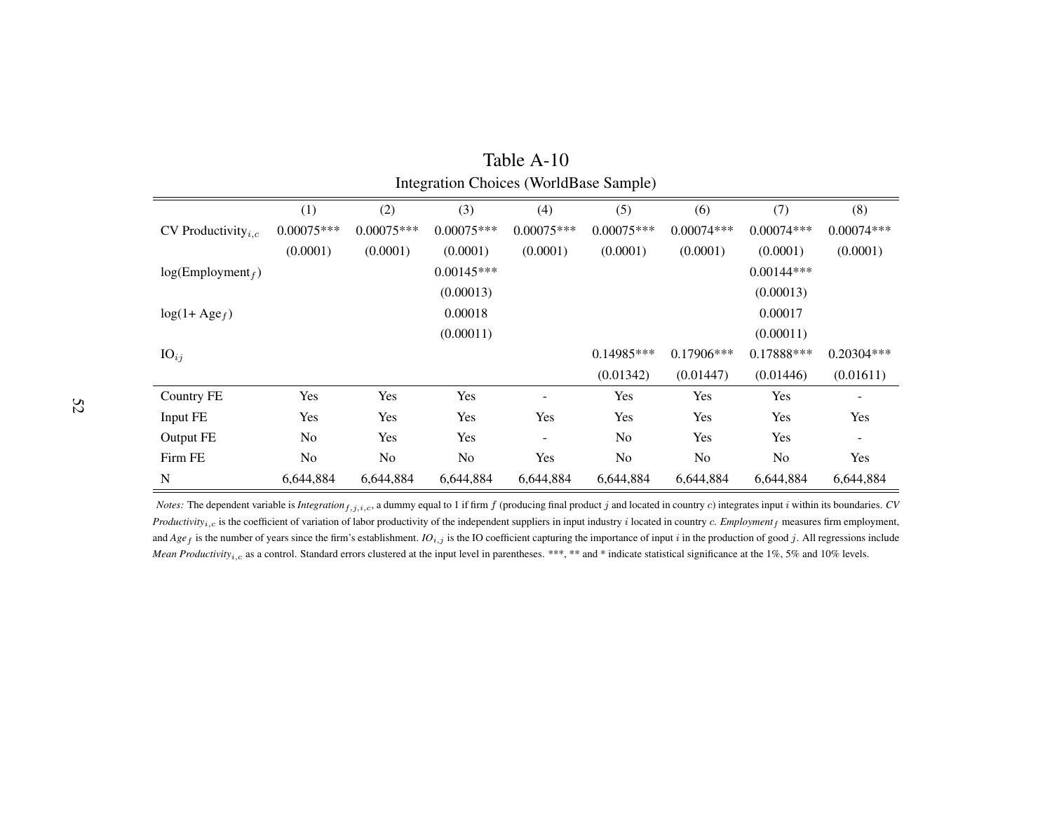# Table A-10

## Integration Choices (WorldBase Sample)

| | (1) | (2) | (3) | (4) | (5) | (6) | (7) | (8) |
|---|---|---|---|---|---|---|---|---|
| CV Productivity$_{i,c}$ | 0.00075*** | 0.00075*** | 0.00075*** | 0.00075*** | 0.00075*** | 0.00074*** | 0.00074*** | 0.00074*** |
| | (0.0001) | (0.0001) | (0.0001) | (0.0001) | (0.0001) | (0.0001) | (0.0001) | (0.0001) |
| log(Employment$_f$) | | | 0.00145*** | | | | 0.00144*** | |
| | | | (0.00013) | | | | (0.00013) | |
| log(1+ Age$_f$) | | | 0.00018 | | | | 0.00017 | |
| | | | (0.00011) | | | | (0.00011) | |
| IO$_{ij}$ | | | | | 0.14985*** | 0.17906*** | 0.17888*** | 0.20304*** |
| | | | | | (0.01342) | (0.01447) | (0.01446) | (0.01611) |
| Country FE | Yes | Yes | Yes | - | Yes | Yes | Yes | - |
| Input FE | Yes | Yes | Yes | Yes | Yes | Yes | Yes | Yes |
| Output FE | No | Yes | Yes | - | No | Yes | Yes | - |
| Firm FE | No | No | No | Yes | No | No | No | Yes |
| N | 6,644,884 | 6,644,884 | 6,644,884 | 6,644,884 | 6,644,884 | 6,644,884 | 6,644,884 | 6,644,884 |

*Notes:* The dependent variable is *Integration*$_{f,j,i,c}$, a dummy equal to 1 if firm $f$ (producing final product $j$ and located in country $c$) integrates input $i$ within its boundaries. *CV Productivity*$_{i,c}$ is the coefficient of variation of labor productivity of the independent suppliers in input industry $i$ located in country $c$. *Employment*$_f$ measures firm employment, and *Age*$_f$ is the number of years since the firm's establishment. *IO*$_{i,j}$ is the IO coefficient capturing the importance of input $i$ in the production of good $j$. All regressions include *Mean Productivity*$_{i,c}$ as a control. Standard errors clustered at the input level in parentheses. ***, ** and * indicate statistical significance at the 1%, 5% and 10% levels.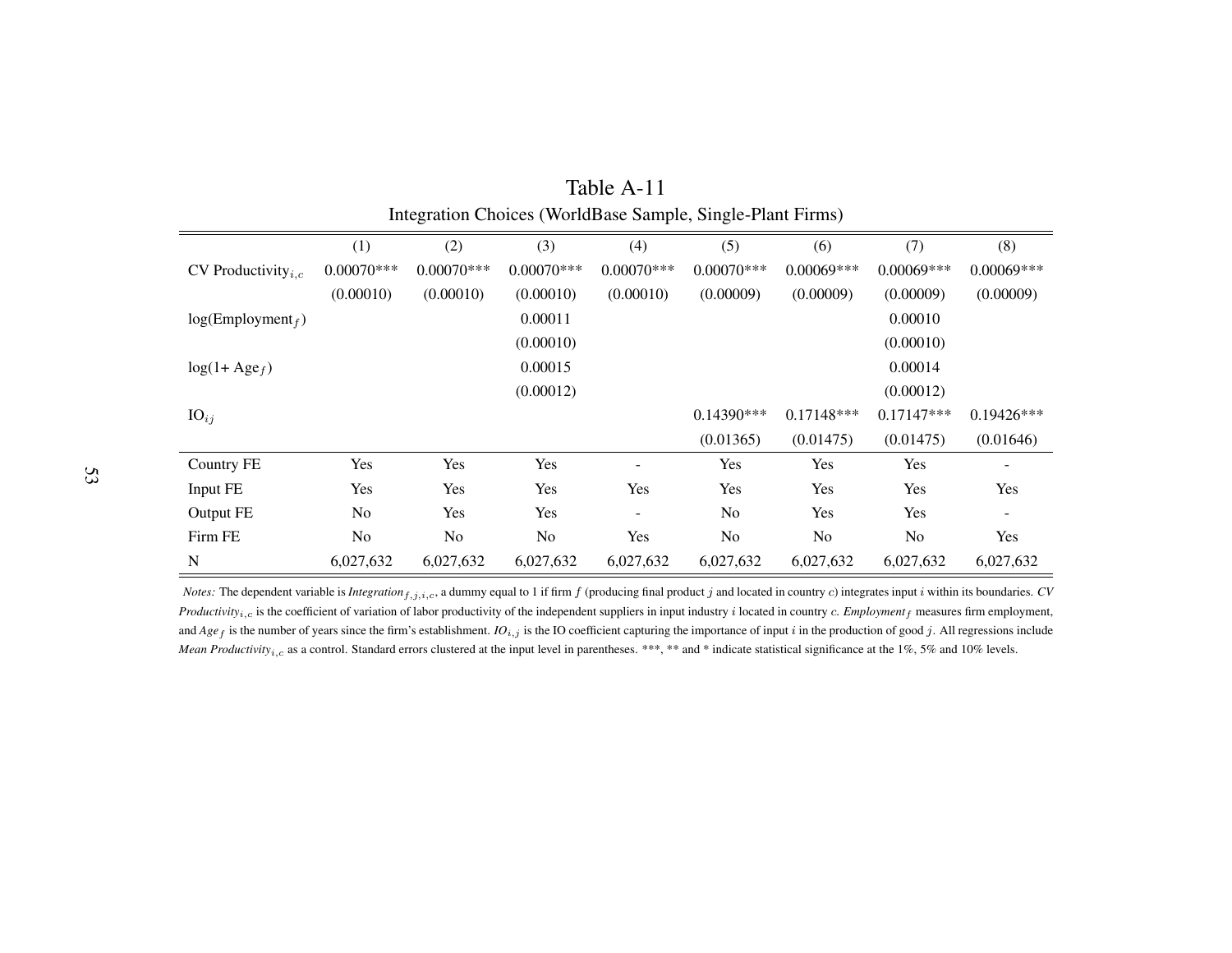# Table A-11

Integration Choices (WorldBase Sample, Single-Plant Firms)

| | (1) | (2) | (3) | (4) | (5) | (6) | (7) | (8) |
|---|---|---|---|---|---|---|---|---|
| CV Productivity$_{i,c}$ | 0.00070*** | 0.00070*** | 0.00070*** | 0.00070*** | 0.00070*** | 0.00069*** | 0.00069*** | 0.00069*** |
| | (0.00010) | (0.00010) | (0.00010) | (0.00010) | (0.00009) | (0.00009) | (0.00009) | (0.00009) |
| log(Employment$_f$) | | | 0.00011 | | | | 0.00010 | |
| | | | (0.00010) | | | | (0.00010) | |
| log(1+ Age$_f$) | | | 0.00015 | | | | 0.00014 | |
| | | | (0.00012) | | | | (0.00012) | |
| IO$_{ij}$ | | | | | 0.14390*** | 0.17148*** | 0.17147*** | 0.19426*** |
| | | | | | (0.01365) | (0.01475) | (0.01475) | (0.01646) |
| Country FE | Yes | Yes | Yes | - | Yes | Yes | Yes | - |
| Input FE | Yes | Yes | Yes | Yes | Yes | Yes | Yes | Yes |
| Output FE | No | Yes | Yes | - | No | Yes | Yes | - |
| Firm FE | No | No | No | Yes | No | No | No | Yes |
| N | 6,027,632 | 6,027,632 | 6,027,632 | 6,027,632 | 6,027,632 | 6,027,632 | 6,027,632 | 6,027,632 |

*Notes:* The dependent variable is *Integration*$_{f,j,i,c}$, a dummy equal to 1 if firm $f$ (producing final product $j$ and located in country $c$) integrates input $i$ within its boundaries. *CV Productivity*$_{i,c}$ is the coefficient of variation of labor productivity of the independent suppliers in input industry $i$ located in country $c$. *Employment*$_f$ measures firm employment, and *Age*$_f$ is the number of years since the firm's establishment. *IO*$_{i,j}$ is the IO coefficient capturing the importance of input $i$ in the production of good $j$. All regressions include *Mean Productivity*$_{i,c}$ as a control. Standard errors clustered at the input level in parentheses. ***, ** and * indicate statistical significance at the 1%, 5% and 10% levels.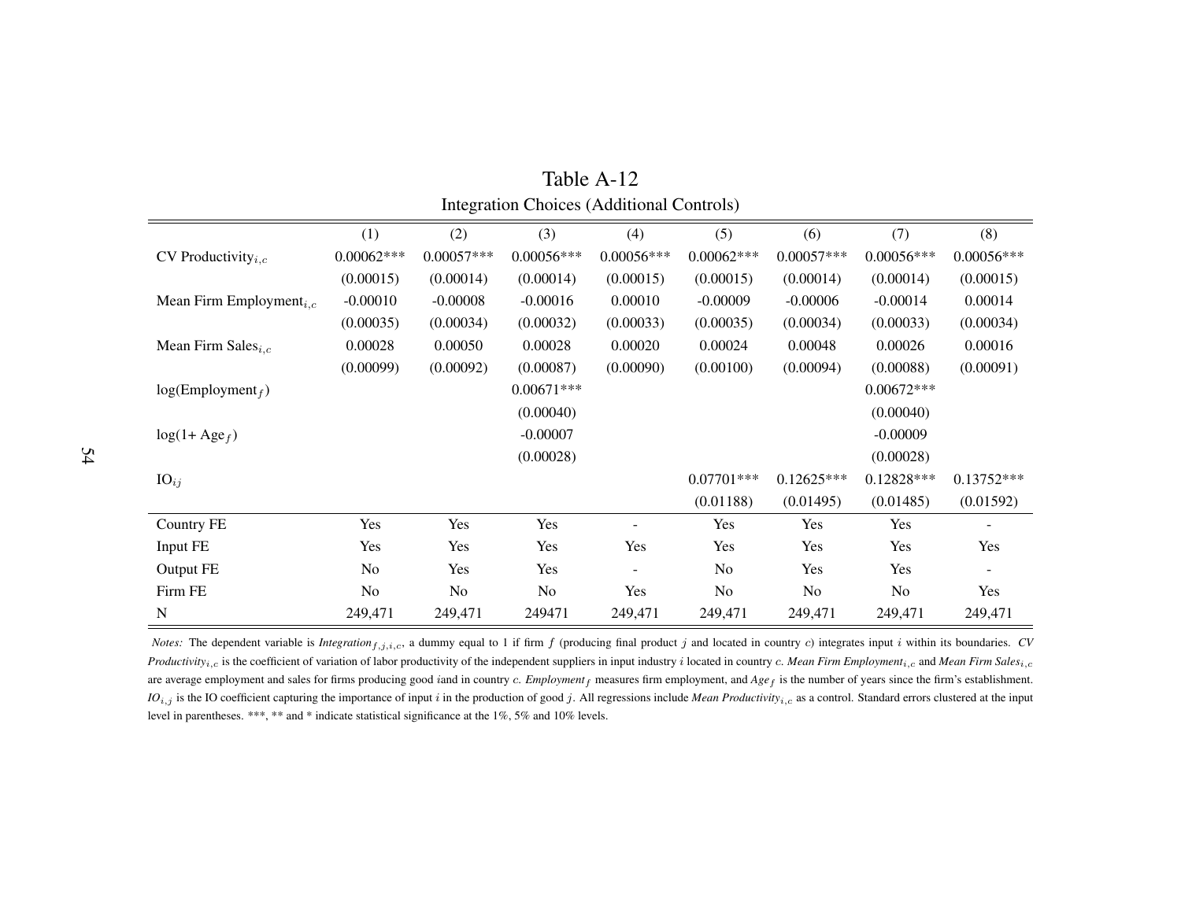# Table A-12

Integration Choices (Additional Controls)

| | (1) | (2) | (3) | (4) | (5) | (6) | (7) | (8) |
|---|---|---|---|---|---|---|---|---|
| CV Productivity$_{i,c}$ | 0.00062*** | 0.00057*** | 0.00056*** | 0.00056*** | 0.00062*** | 0.00057*** | 0.00056*** | 0.00056*** |
| | (0.00015) | (0.00014) | (0.00014) | (0.00015) | (0.00015) | (0.00014) | (0.00014) | (0.00015) |
| Mean Firm Employment$_{i,c}$ | -0.00010 | -0.00008 | -0.00016 | 0.00010 | -0.00009 | -0.00006 | -0.00014 | 0.00014 |
| | (0.00035) | (0.00034) | (0.00032) | (0.00033) | (0.00035) | (0.00034) | (0.00033) | (0.00034) |
| Mean Firm Sales$_{i,c}$ | 0.00028 | 0.00050 | 0.00028 | 0.00020 | 0.00024 | 0.00048 | 0.00026 | 0.00016 |
| | (0.00099) | (0.00092) | (0.00087) | (0.00090) | (0.00100) | (0.00094) | (0.00088) | (0.00091) |
| log(Employment$_f$) | | | 0.00671*** | | | | 0.00672*** | |
| | | | (0.00040) | | | | (0.00040) | |
| log(1+ Age$_f$) | | | -0.00007 | | | | -0.00009 | |
| | | | (0.00028) | | | | (0.00028) | |
| IO$_{ij}$ | | | | | 0.07701*** | 0.12625*** | 0.12828*** | 0.13752*** |
| | | | | | (0.01188) | (0.01495) | (0.01485) | (0.01592) |
| Country FE | Yes | Yes | Yes | - | Yes | Yes | Yes | - |
| Input FE | Yes | Yes | Yes | Yes | Yes | Yes | Yes | Yes |
| Output FE | No | Yes | Yes | - | No | Yes | Yes | - |
| Firm FE | No | No | No | Yes | No | No | No | Yes |
| N | 249,471 | 249,471 | 249471 | 249,471 | 249,471 | 249,471 | 249,471 | 249,471 |

*Notes:* The dependent variable is *Integration*$_{f,j,i,c}$, a dummy equal to 1 if firm $f$ (producing final product $j$ and located in country $c$) integrates input $i$ within its boundaries. *CV Productivity*$_{i,c}$ is the coefficient of variation of labor productivity of the independent suppliers in input industry $i$ located in country $c$. *Mean Firm Employment*$_{i,c}$ and *Mean Firm Sales*$_{i,c}$ are average employment and sales for firms producing good $i$and in country $c$. *Employment*$_f$ measures firm employment, and *Age*$_f$ is the number of years since the firm's establishment. *IO*$_{i,j}$ is the IO coefficient capturing the importance of input $i$ in the production of good $j$. All regressions include *Mean Productivity*$_{i,c}$ as a control. Standard errors clustered at the input level in parentheses. ***, ** and * indicate statistical significance at the 1%, 5% and 10% levels.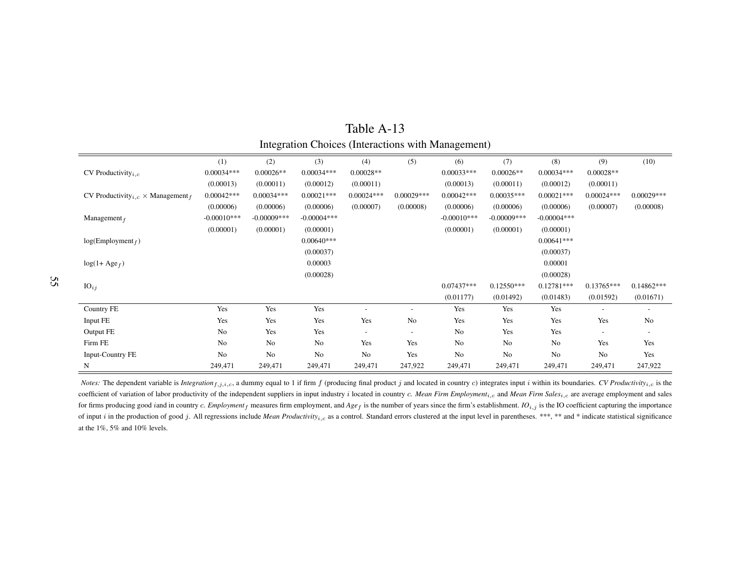# Table A-13

## Integration Choices (Interactions with Management)

| | (1) | (2) | (3) | (4) | (5) | (6) | (7) | (8) | (9) | (10) |
|---|---|---|---|---|---|---|---|---|---|---|
| CV Productivity$_{i,c}$ | 0.00034*** | 0.00026** | 0.00034*** | 0.00028** | | 0.00033*** | 0.00026** | 0.00034*** | 0.00028** | |
| | (0.00013) | (0.00011) | (0.00012) | (0.00011) | | (0.00013) | (0.00011) | (0.00012) | (0.00011) | |
| CV Productivity$_{i,c}$ $\times$ Management$_f$ | 0.00042*** | 0.00034*** | 0.00021*** | 0.00024*** | 0.00029*** | 0.00042*** | 0.00035*** | 0.00021*** | 0.00024*** | 0.00029*** |
| | (0.00006) | (0.00006) | (0.00006) | (0.00007) | (0.00008) | (0.00006) | (0.00006) | (0.00006) | (0.00007) | (0.00008) |
| Management$_f$ | -0.00010*** | -0.00009*** | -0.00004*** | | | -0.00010*** | -0.00009*** | -0.00004*** | | |
| | (0.00001) | (0.00001) | (0.00001) | | | (0.00001) | (0.00001) | (0.00001) | | |
| log(Employment$_f$) | | | 0.00640*** | | | | | 0.00641*** | | |
| | | | (0.00037) | | | | | (0.00037) | | |
| log(1+ Age$_f$) | | | 0.00003 | | | | | 0.00001 | | |
| | | | (0.00028) | | | | | (0.00028) | | |
| IO$_{ij}$ | | | | | | 0.07437*** | 0.12550*** | 0.12781*** | 0.13765*** | 0.14862*** |
| | | | | | | (0.01177) | (0.01492) | (0.01483) | (0.01592) | (0.01671) |
| Country FE | Yes | Yes | Yes | - | - | Yes | Yes | Yes | - | - |
| Input FE | Yes | Yes | Yes | Yes | No | Yes | Yes | Yes | Yes | No |
| Output FE | No | Yes | Yes | - | - | No | Yes | Yes | - | - |
| Firm FE | No | No | No | Yes | Yes | No | No | No | Yes | Yes |
| Input-Country FE | No | No | No | No | Yes | No | No | No | No | Yes |
| N | 249,471 | 249,471 | 249,471 | 249,471 | 247,922 | 249,471 | 249,471 | 249,471 | 249,471 | 247,922 |

*Notes:* The dependent variable is *Integration*$_{f,j,i,c}$, a dummy equal to 1 if firm $f$ (producing final product $j$ and located in country $c$) integrates input $i$ within its boundaries. *CV Productivity*$_{i,c}$ is the coefficient of variation of labor productivity of the independent suppliers in input industry $i$ located in country $c$. *Mean Firm Employment*$_{i,c}$ and *Mean Firm Sales*$_{i,c}$ are average employment and sales for firms producing good $i$and in country $c$. *Employment*$_f$ measures firm employment, and *Age*$_f$ is the number of years since the firm's establishment. *IO*$_{i,j}$ is the IO coefficient capturing the importance of input $i$ in the production of good $j$. All regressions include *Mean Productivity*$_{i,c}$ as a control. Standard errors clustered at the input level in parentheses. ***, ** and * indicate statistical significance at the 1%, 5% and 10% levels.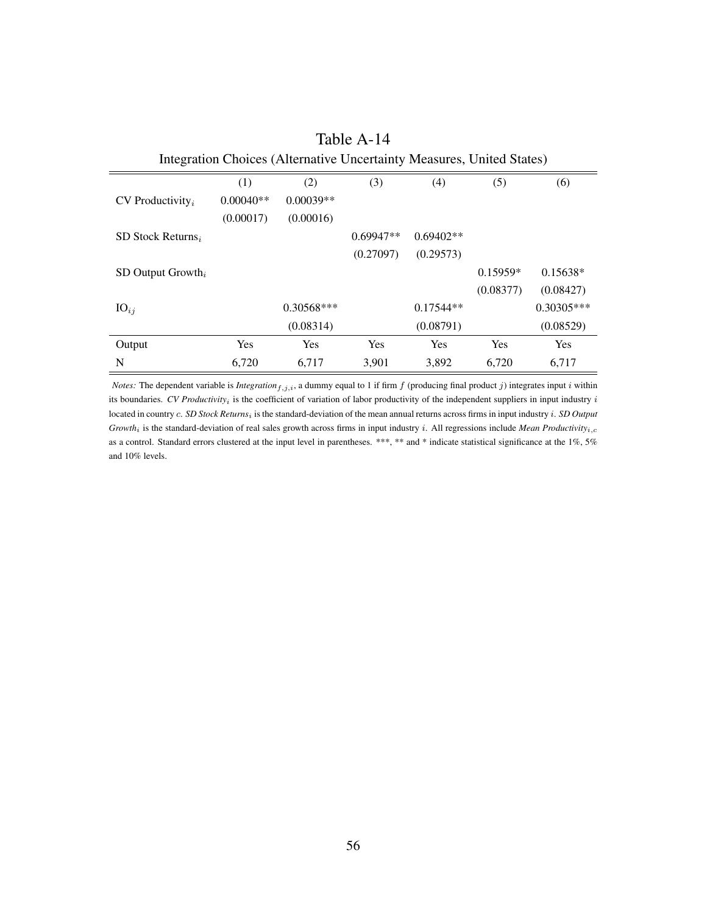Table A-14

Integration Choices (Alternative Uncertainty Measures, United States)

| | (1) | (2) | (3) | (4) | (5) | (6) |
|---|---|---|---|---|---|---|
| CV Productivity$_i$ | 0.00040** | 0.00039** | | | | |
| | (0.00017) | (0.00016) | | | | |
| SD Stock Returns$_i$ | | | 0.69947** | 0.69402** | | |
| | | | (0.27097) | (0.29573) | | |
| SD Output Growth$_i$ | | | | | 0.15959* | 0.15638* |
| | | | | | (0.08377) | (0.08427) |
| IO$_{ij}$ | | 0.30568*** | | 0.17544** | | 0.30305*** |
| | | (0.08314) | | (0.08791) | | (0.08529) |
| Output | Yes | Yes | Yes | Yes | Yes | Yes |
| N | 6,720 | 6,717 | 3,901 | 3,892 | 6,720 | 6,717 |

*Notes:* The dependent variable is *Integration*$_{f,j,i}$, a dummy equal to 1 if firm $f$ (producing final product $j$) integrates input $i$ within its boundaries. *CV Productivity*$_i$ is the coefficient of variation of labor productivity of the independent suppliers in input industry $i$ located in country *c*. *SD Stock Returns*$_i$ is the standard-deviation of the mean annual returns across firms in input industry $i$. *SD Output Growth*$_i$ is the standard-deviation of real sales growth across firms in input industry $i$. All regressions include *Mean Productivity*$_{i,c}$ as a control. Standard errors clustered at the input level in parentheses. ***, ** and * indicate statistical significance at the 1%, 5% and 10% levels.